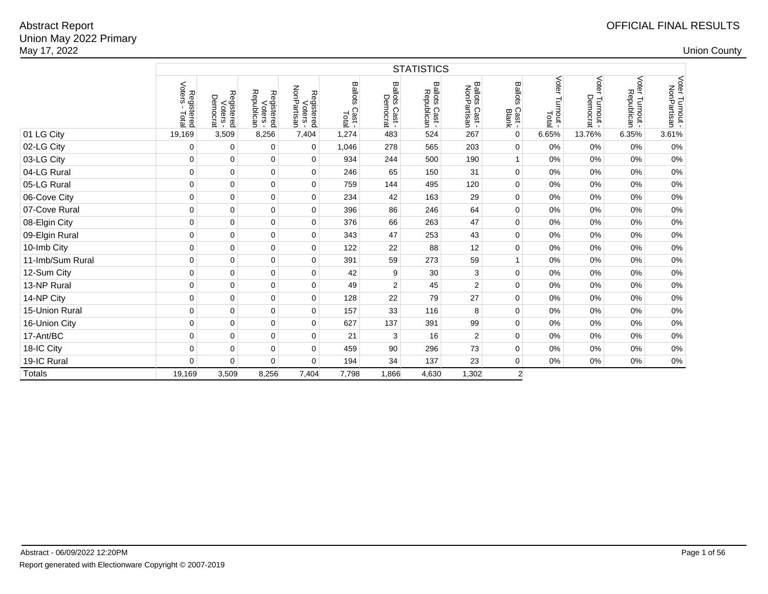Abstract Report
Union May 2022 Primary
May 17, 2022

OFFICIAL FINAL RESULTS

Union County

| | STATISTICS | | | | | | | | | | | | |
|---|---|---|---|---|---|---|---|---|---|---|---|---|---|
| | Registered Voters - Total | Registered Voters - Democrat | Registered Voters - Republican | Registered Voters - NonPartisan | Ballots Cast - Total | Ballots Cast - Democrat | Ballots Cast - Republican | Ballots Cast - NonPartisan | Ballots Cast - Blank | Voter Turnout - Total | Voter Turnout - Democrat | Voter Turnout - Republican | Voter Turnout - NonPartisan |
| 01 LG City | 19,169 | 3,509 | 8,256 | 7,404 | 1,274 | 483 | 524 | 267 | 0 | 6.65% | 13.76% | 6.35% | 3.61% |
| 02-LG City | 0 | 0 | 0 | 0 | 1,046 | 278 | 565 | 203 | 0 | 0% | 0% | 0% | 0% |
| 03-LG City | 0 | 0 | 0 | 0 | 934 | 244 | 500 | 190 | 1 | 0% | 0% | 0% | 0% |
| 04-LG Rural | 0 | 0 | 0 | 0 | 246 | 65 | 150 | 31 | 0 | 0% | 0% | 0% | 0% |
| 05-LG Rural | 0 | 0 | 0 | 0 | 759 | 144 | 495 | 120 | 0 | 0% | 0% | 0% | 0% |
| 06-Cove City | 0 | 0 | 0 | 0 | 234 | 42 | 163 | 29 | 0 | 0% | 0% | 0% | 0% |
| 07-Cove Rural | 0 | 0 | 0 | 0 | 396 | 86 | 246 | 64 | 0 | 0% | 0% | 0% | 0% |
| 08-Elgin City | 0 | 0 | 0 | 0 | 376 | 66 | 263 | 47 | 0 | 0% | 0% | 0% | 0% |
| 09-Elgin Rural | 0 | 0 | 0 | 0 | 343 | 47 | 253 | 43 | 0 | 0% | 0% | 0% | 0% |
| 10-Imb City | 0 | 0 | 0 | 0 | 122 | 22 | 88 | 12 | 0 | 0% | 0% | 0% | 0% |
| 11-Imb/Sum Rural | 0 | 0 | 0 | 0 | 391 | 59 | 273 | 59 | 1 | 0% | 0% | 0% | 0% |
| 12-Sum City | 0 | 0 | 0 | 0 | 42 | 9 | 30 | 3 | 0 | 0% | 0% | 0% | 0% |
| 13-NP Rural | 0 | 0 | 0 | 0 | 49 | 2 | 45 | 2 | 0 | 0% | 0% | 0% | 0% |
| 14-NP City | 0 | 0 | 0 | 0 | 128 | 22 | 79 | 27 | 0 | 0% | 0% | 0% | 0% |
| 15-Union Rural | 0 | 0 | 0 | 0 | 157 | 33 | 116 | 8 | 0 | 0% | 0% | 0% | 0% |
| 16-Union City | 0 | 0 | 0 | 0 | 627 | 137 | 391 | 99 | 0 | 0% | 0% | 0% | 0% |
| 17-Ant/BC | 0 | 0 | 0 | 0 | 21 | 3 | 16 | 2 | 0 | 0% | 0% | 0% | 0% |
| 18-IC City | 0 | 0 | 0 | 0 | 459 | 90 | 296 | 73 | 0 | 0% | 0% | 0% | 0% |
| 19-IC Rural | 0 | 0 | 0 | 0 | 194 | 34 | 137 | 23 | 0 | 0% | 0% | 0% | 0% |
| Totals | 19,169 | 3,509 | 8,256 | 7,404 | 7,798 | 1,866 | 4,630 | 1,302 | 2 | | | | |

Abstract - 06/09/2022 12:20PM

Report generated with Electionware Copyright © 2007-2019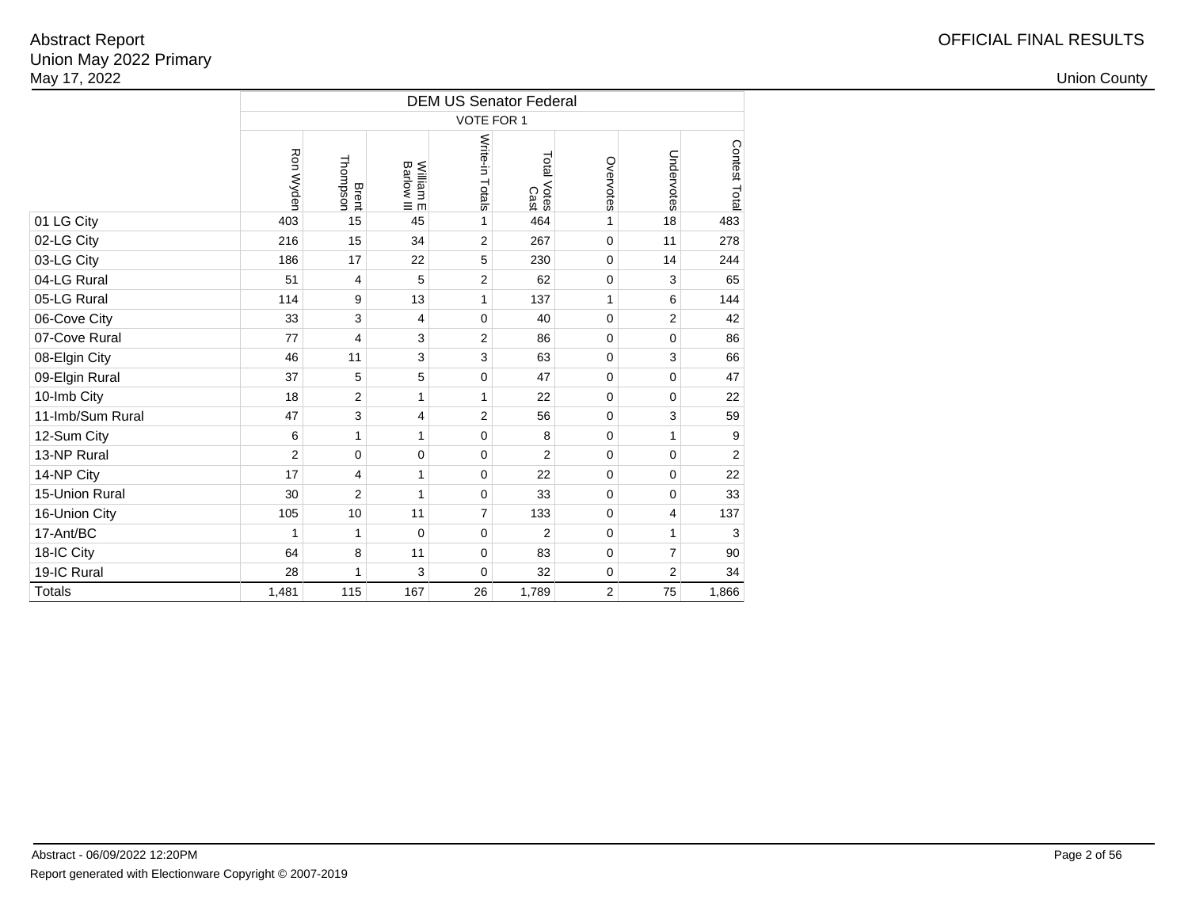Abstract Report
Union May 2022 Primary
May 17, 2022

OFFICIAL FINAL RESULTS

Union County

| | DEM US Senator Federal | | | | | | | |
|---|---|---|---|---|---|---|---|---|
| | VOTE FOR 1 | | | | | | | |
| | Ron Wyden | Brent Thompson | William E Barlow III | Write-in Totals | Total Votes Cast | Overvotes | Undervotes | Contest Total |
| 01 LG City | 403 | 15 | 45 | 1 | 464 | 1 | 18 | 483 |
| 02-LG City | 216 | 15 | 34 | 2 | 267 | 0 | 11 | 278 |
| 03-LG City | 186 | 17 | 22 | 5 | 230 | 0 | 14 | 244 |
| 04-LG Rural | 51 | 4 | 5 | 2 | 62 | 0 | 3 | 65 |
| 05-LG Rural | 114 | 9 | 13 | 1 | 137 | 1 | 6 | 144 |
| 06-Cove City | 33 | 3 | 4 | 0 | 40 | 0 | 2 | 42 |
| 07-Cove Rural | 77 | 4 | 3 | 2 | 86 | 0 | 0 | 86 |
| 08-Elgin City | 46 | 11 | 3 | 3 | 63 | 0 | 3 | 66 |
| 09-Elgin Rural | 37 | 5 | 5 | 0 | 47 | 0 | 0 | 47 |
| 10-Imb City | 18 | 2 | 1 | 1 | 22 | 0 | 0 | 22 |
| 11-Imb/Sum Rural | 47 | 3 | 4 | 2 | 56 | 0 | 3 | 59 |
| 12-Sum City | 6 | 1 | 1 | 0 | 8 | 0 | 1 | 9 |
| 13-NP Rural | 2 | 0 | 0 | 0 | 2 | 0 | 0 | 2 |
| 14-NP City | 17 | 4 | 1 | 0 | 22 | 0 | 0 | 22 |
| 15-Union Rural | 30 | 2 | 1 | 0 | 33 | 0 | 0 | 33 |
| 16-Union City | 105 | 10 | 11 | 7 | 133 | 0 | 4 | 137 |
| 17-Ant/BC | 1 | 1 | 0 | 0 | 2 | 0 | 1 | 3 |
| 18-IC City | 64 | 8 | 11 | 0 | 83 | 0 | 7 | 90 |
| 19-IC Rural | 28 | 1 | 3 | 0 | 32 | 0 | 2 | 34 |
| Totals | 1,481 | 115 | 167 | 26 | 1,789 | 2 | 75 | 1,866 |

Abstract - 06/09/2022 12:20PM

Report generated with Electionware Copyright © 2007-2019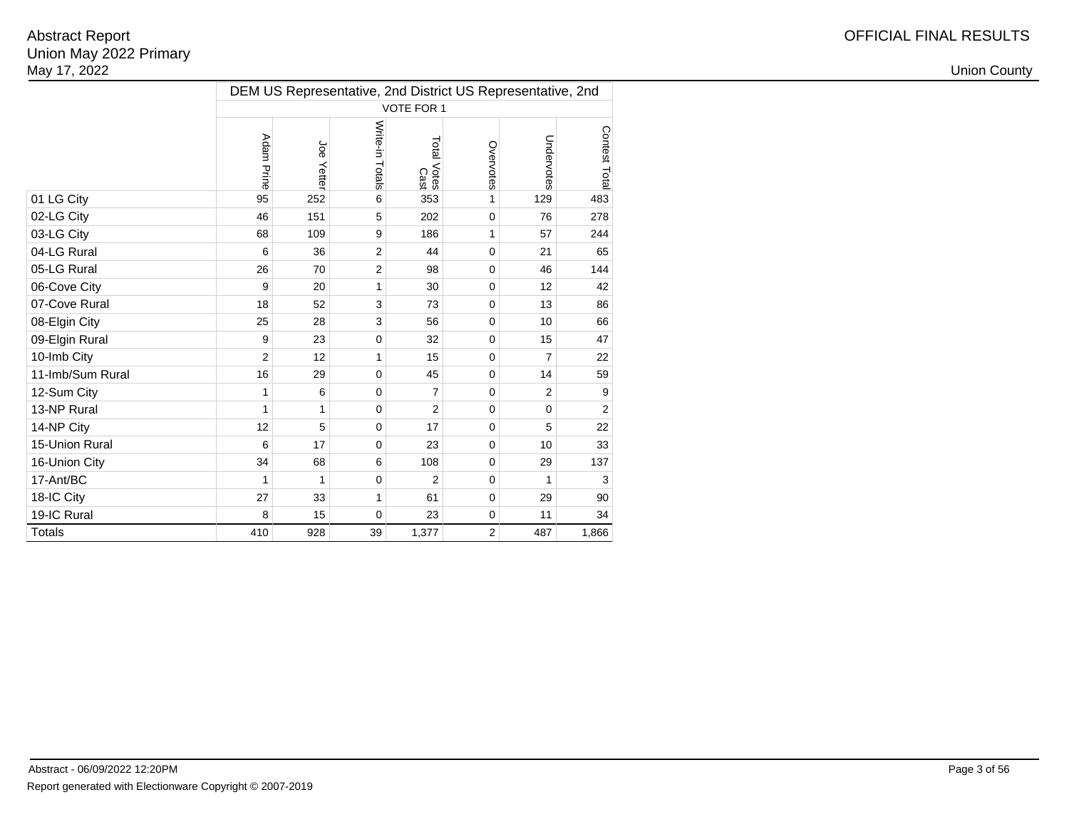Abstract Report
Union May 2022 Primary
May 17, 2022

OFFICIAL FINAL RESULTS

Union County

| | DEM US Representative, 2nd District US Representative, 2nd | | | | | | |
|---|---|---|---|---|---|---|---|
| | VOTE FOR 1 | | | | | | |
| | Adam Prine | Joe Yetter | Write-in Totals | Total Votes Cast | Overvotes | Undervotes | Contest Total |
| 01 LG City | 95 | 252 | 6 | 353 | 1 | 129 | 483 |
| 02-LG City | 46 | 151 | 5 | 202 | 0 | 76 | 278 |
| 03-LG City | 68 | 109 | 9 | 186 | 1 | 57 | 244 |
| 04-LG Rural | 6 | 36 | 2 | 44 | 0 | 21 | 65 |
| 05-LG Rural | 26 | 70 | 2 | 98 | 0 | 46 | 144 |
| 06-Cove City | 9 | 20 | 1 | 30 | 0 | 12 | 42 |
| 07-Cove Rural | 18 | 52 | 3 | 73 | 0 | 13 | 86 |
| 08-Elgin City | 25 | 28 | 3 | 56 | 0 | 10 | 66 |
| 09-Elgin Rural | 9 | 23 | 0 | 32 | 0 | 15 | 47 |
| 10-Imb City | 2 | 12 | 1 | 15 | 0 | 7 | 22 |
| 11-Imb/Sum Rural | 16 | 29 | 0 | 45 | 0 | 14 | 59 |
| 12-Sum City | 1 | 6 | 0 | 7 | 0 | 2 | 9 |
| 13-NP Rural | 1 | 1 | 0 | 2 | 0 | 0 | 2 |
| 14-NP City | 12 | 5 | 0 | 17 | 0 | 5 | 22 |
| 15-Union Rural | 6 | 17 | 0 | 23 | 0 | 10 | 33 |
| 16-Union City | 34 | 68 | 6 | 108 | 0 | 29 | 137 |
| 17-Ant/BC | 1 | 1 | 0 | 2 | 0 | 1 | 3 |
| 18-IC City | 27 | 33 | 1 | 61 | 0 | 29 | 90 |
| 19-IC Rural | 8 | 15 | 0 | 23 | 0 | 11 | 34 |
| Totals | 410 | 928 | 39 | 1,377 | 2 | 487 | 1,866 |

Abstract - 06/09/2022 12:20PM

Report generated with Electionware Copyright © 2007-2019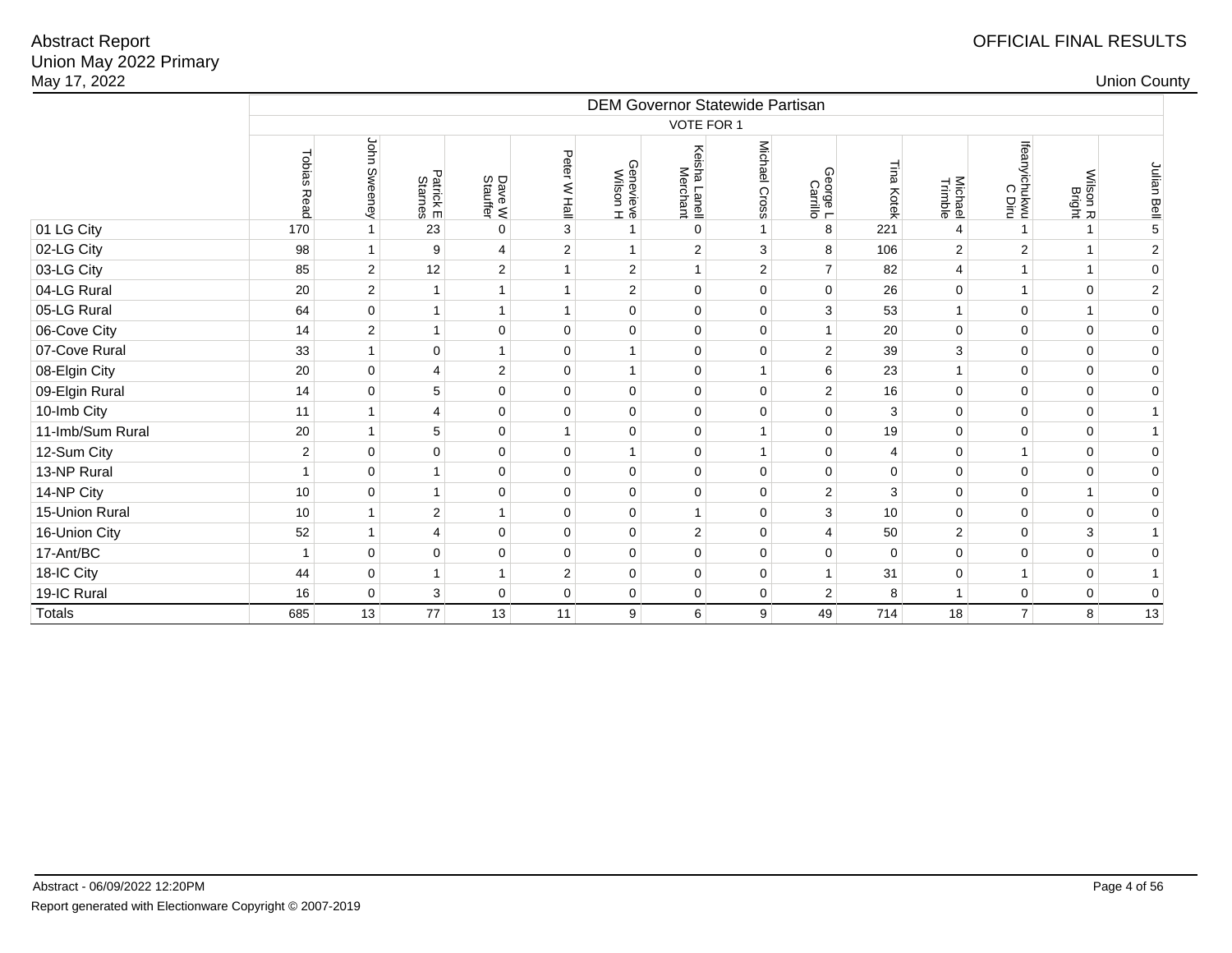Abstract Report
Union May 2022 Primary
May 17, 2022

OFFICIAL FINAL RESULTS

Union County

| | DEM Governor Statewide Partisan | | | | | | | | | | | | | |
|---|---|---|---|---|---|---|---|---|---|---|---|---|---|---|
| | VOTE FOR 1 | | | | | | | | | | | | | |
| | Tobias Read | John Sweeney | Patrick E Starnes | Dave W Stauffer | Peter W Hall | Genevieve Wilson H | Keisha Lanell Merchant | Michael Cross | George L Carrillo | Tina Kotek | Michael Trimble | Ifeanyichukwu C Diru | Wilson R Bright | Julian Bell |
| 01 LG City | 170 | 1 | 23 | 0 | 3 | 1 | 0 | 1 | 8 | 221 | 4 | 1 | 1 | 5 |
| 02-LG City | 98 | 1 | 9 | 4 | 2 | 1 | 2 | 3 | 8 | 106 | 2 | 2 | 1 | 2 |
| 03-LG City | 85 | 2 | 12 | 2 | 1 | 2 | 1 | 2 | 7 | 82 | 4 | 1 | 1 | 0 |
| 04-LG Rural | 20 | 2 | 1 | 1 | 1 | 2 | 0 | 0 | 0 | 26 | 0 | 1 | 0 | 2 |
| 05-LG Rural | 64 | 0 | 1 | 1 | 1 | 0 | 0 | 0 | 3 | 53 | 1 | 0 | 1 | 0 |
| 06-Cove City | 14 | 2 | 1 | 0 | 0 | 0 | 0 | 0 | 1 | 20 | 0 | 0 | 0 | 0 |
| 07-Cove Rural | 33 | 1 | 0 | 1 | 0 | 1 | 0 | 0 | 2 | 39 | 3 | 0 | 0 | 0 |
| 08-Elgin City | 20 | 0 | 4 | 2 | 0 | 1 | 0 | 1 | 6 | 23 | 1 | 0 | 0 | 0 |
| 09-Elgin Rural | 14 | 0 | 5 | 0 | 0 | 0 | 0 | 0 | 2 | 16 | 0 | 0 | 0 | 0 |
| 10-Imb City | 11 | 1 | 4 | 0 | 0 | 0 | 0 | 0 | 0 | 3 | 0 | 0 | 0 | 1 |
| 11-Imb/Sum Rural | 20 | 1 | 5 | 0 | 1 | 0 | 0 | 1 | 0 | 19 | 0 | 0 | 0 | 1 |
| 12-Sum City | 2 | 0 | 0 | 0 | 0 | 1 | 0 | 1 | 0 | 4 | 0 | 1 | 0 | 0 |
| 13-NP Rural | 1 | 0 | 1 | 0 | 0 | 0 | 0 | 0 | 0 | 0 | 0 | 0 | 0 | 0 |
| 14-NP City | 10 | 0 | 1 | 0 | 0 | 0 | 0 | 0 | 2 | 3 | 0 | 0 | 1 | 0 |
| 15-Union Rural | 10 | 1 | 2 | 1 | 0 | 0 | 1 | 0 | 3 | 10 | 0 | 0 | 0 | 0 |
| 16-Union City | 52 | 1 | 4 | 0 | 0 | 0 | 2 | 0 | 4 | 50 | 2 | 0 | 3 | 1 |
| 17-Ant/BC | 1 | 0 | 0 | 0 | 0 | 0 | 0 | 0 | 0 | 0 | 0 | 0 | 0 | 0 |
| 18-IC City | 44 | 0 | 1 | 1 | 2 | 0 | 0 | 0 | 1 | 31 | 0 | 1 | 0 | 1 |
| 19-IC Rural | 16 | 0 | 3 | 0 | 0 | 0 | 0 | 0 | 2 | 8 | 1 | 0 | 0 | 0 |
| Totals | 685 | 13 | 77 | 13 | 11 | 9 | 6 | 9 | 49 | 714 | 18 | 7 | 8 | 13 |

Abstract - 06/09/2022 12:20PM

Report generated with Electionware Copyright © 2007-2019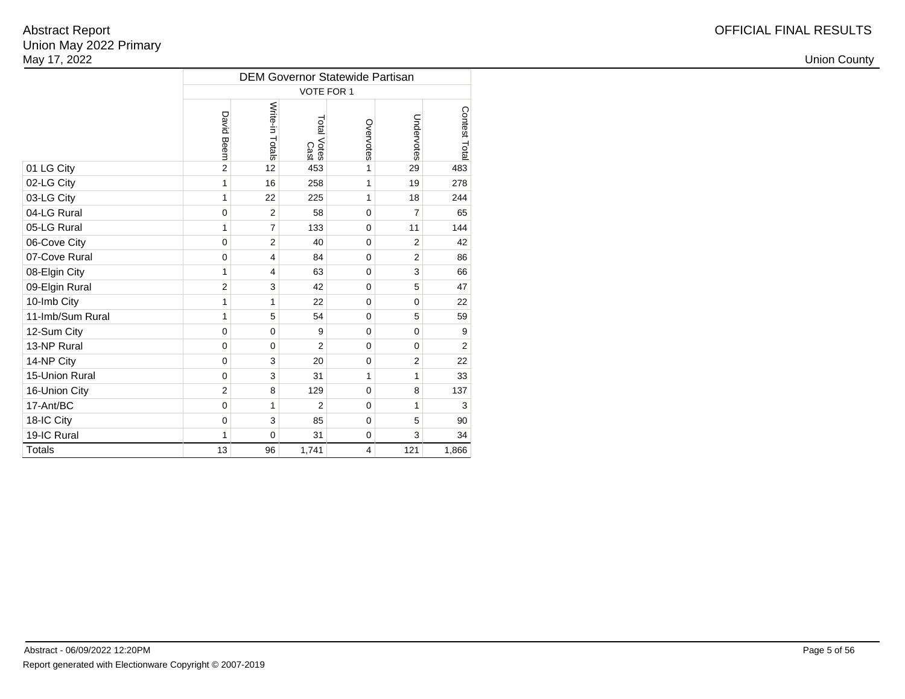Abstract Report
Union May 2022 Primary
May 17, 2022

OFFICIAL FINAL RESULTS

Union County

| | DEM Governor Statewide Partisan | | | | | |
|---|---|---|---|---|---|---|
| | VOTE FOR 1 | | | | | |
| | David Beem | Write-in Totals | Total Votes Cast | Overvotes | Undervotes | Contest Total |
| 01 LG City | 2 | 12 | 453 | 1 | 29 | 483 |
| 02-LG City | 1 | 16 | 258 | 1 | 19 | 278 |
| 03-LG City | 1 | 22 | 225 | 1 | 18 | 244 |
| 04-LG Rural | 0 | 2 | 58 | 0 | 7 | 65 |
| 05-LG Rural | 1 | 7 | 133 | 0 | 11 | 144 |
| 06-Cove City | 0 | 2 | 40 | 0 | 2 | 42 |
| 07-Cove Rural | 0 | 4 | 84 | 0 | 2 | 86 |
| 08-Elgin City | 1 | 4 | 63 | 0 | 3 | 66 |
| 09-Elgin Rural | 2 | 3 | 42 | 0 | 5 | 47 |
| 10-Imb City | 1 | 1 | 22 | 0 | 0 | 22 |
| 11-Imb/Sum Rural | 1 | 5 | 54 | 0 | 5 | 59 |
| 12-Sum City | 0 | 0 | 9 | 0 | 0 | 9 |
| 13-NP Rural | 0 | 0 | 2 | 0 | 0 | 2 |
| 14-NP City | 0 | 3 | 20 | 0 | 2 | 22 |
| 15-Union Rural | 0 | 3 | 31 | 1 | 1 | 33 |
| 16-Union City | 2 | 8 | 129 | 0 | 8 | 137 |
| 17-Ant/BC | 0 | 1 | 2 | 0 | 1 | 3 |
| 18-IC City | 0 | 3 | 85 | 0 | 5 | 90 |
| 19-IC Rural | 1 | 0 | 31 | 0 | 3 | 34 |
| Totals | 13 | 96 | 1,741 | 4 | 121 | 1,866 |

Abstract - 06/09/2022 12:20PM

Report generated with Electionware Copyright © 2007-2019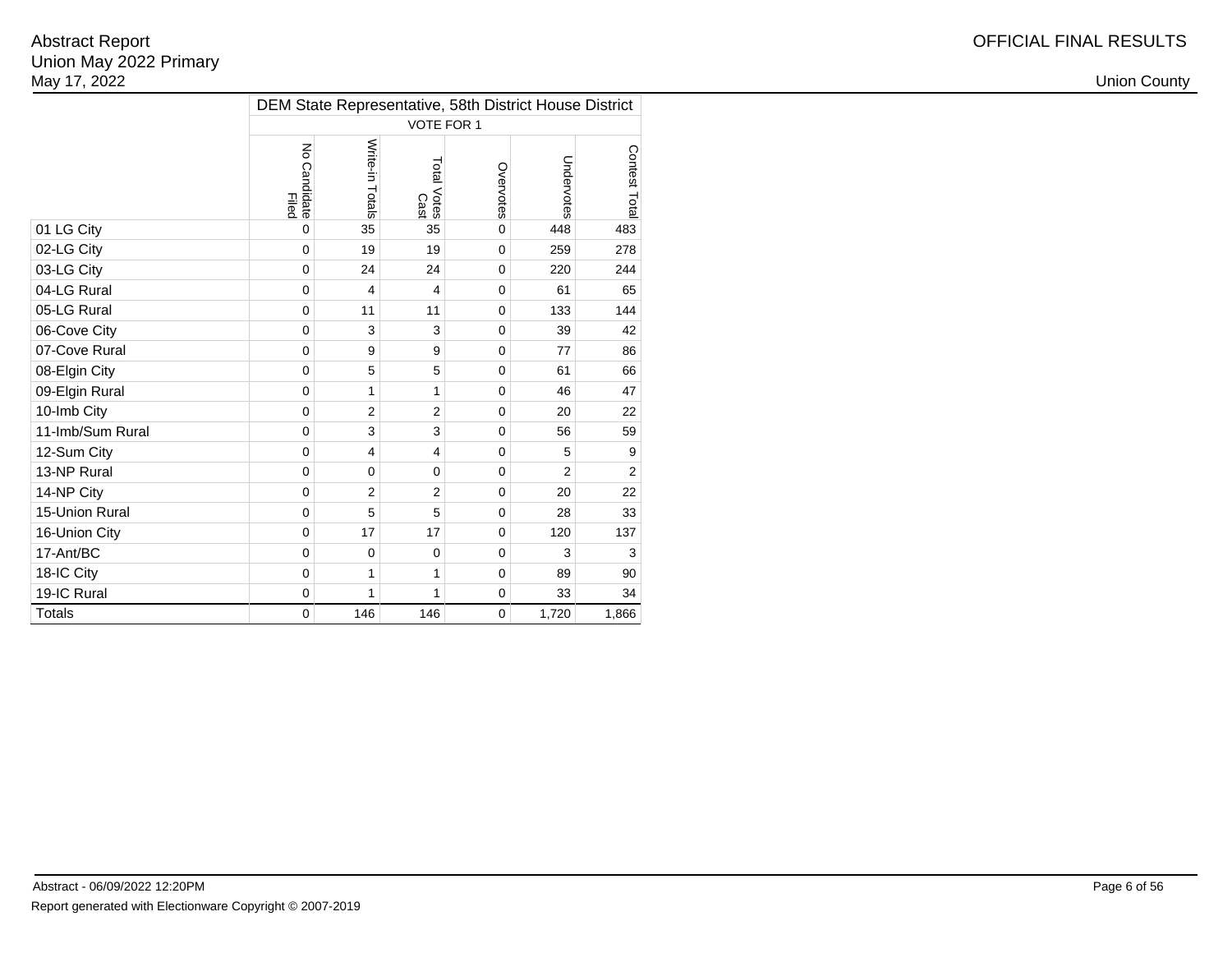Abstract Report
Union May 2022 Primary
May 17, 2022

OFFICIAL FINAL RESULTS

Union County

| | DEM State Representative, 58th District House District | | | | | |
|---|---|---|---|---|---|---|
| | VOTE FOR 1 | | | | | |
| | No Candidate Filed | Write-in Totals | Total Votes Cast | Overvotes | Undervotes | Contest Total |
| 01 LG City | 0 | 35 | 35 | 0 | 448 | 483 |
| 02-LG City | 0 | 19 | 19 | 0 | 259 | 278 |
| 03-LG City | 0 | 24 | 24 | 0 | 220 | 244 |
| 04-LG Rural | 0 | 4 | 4 | 0 | 61 | 65 |
| 05-LG Rural | 0 | 11 | 11 | 0 | 133 | 144 |
| 06-Cove City | 0 | 3 | 3 | 0 | 39 | 42 |
| 07-Cove Rural | 0 | 9 | 9 | 0 | 77 | 86 |
| 08-Elgin City | 0 | 5 | 5 | 0 | 61 | 66 |
| 09-Elgin Rural | 0 | 1 | 1 | 0 | 46 | 47 |
| 10-Imb City | 0 | 2 | 2 | 0 | 20 | 22 |
| 11-Imb/Sum Rural | 0 | 3 | 3 | 0 | 56 | 59 |
| 12-Sum City | 0 | 4 | 4 | 0 | 5 | 9 |
| 13-NP Rural | 0 | 0 | 0 | 0 | 2 | 2 |
| 14-NP City | 0 | 2 | 2 | 0 | 20 | 22 |
| 15-Union Rural | 0 | 5 | 5 | 0 | 28 | 33 |
| 16-Union City | 0 | 17 | 17 | 0 | 120 | 137 |
| 17-Ant/BC | 0 | 0 | 0 | 0 | 3 | 3 |
| 18-IC City | 0 | 1 | 1 | 0 | 89 | 90 |
| 19-IC Rural | 0 | 1 | 1 | 0 | 33 | 34 |
| Totals | 0 | 146 | 146 | 0 | 1,720 | 1,866 |

Abstract - 06/09/2022 12:20PM

Report generated with Electionware Copyright © 2007-2019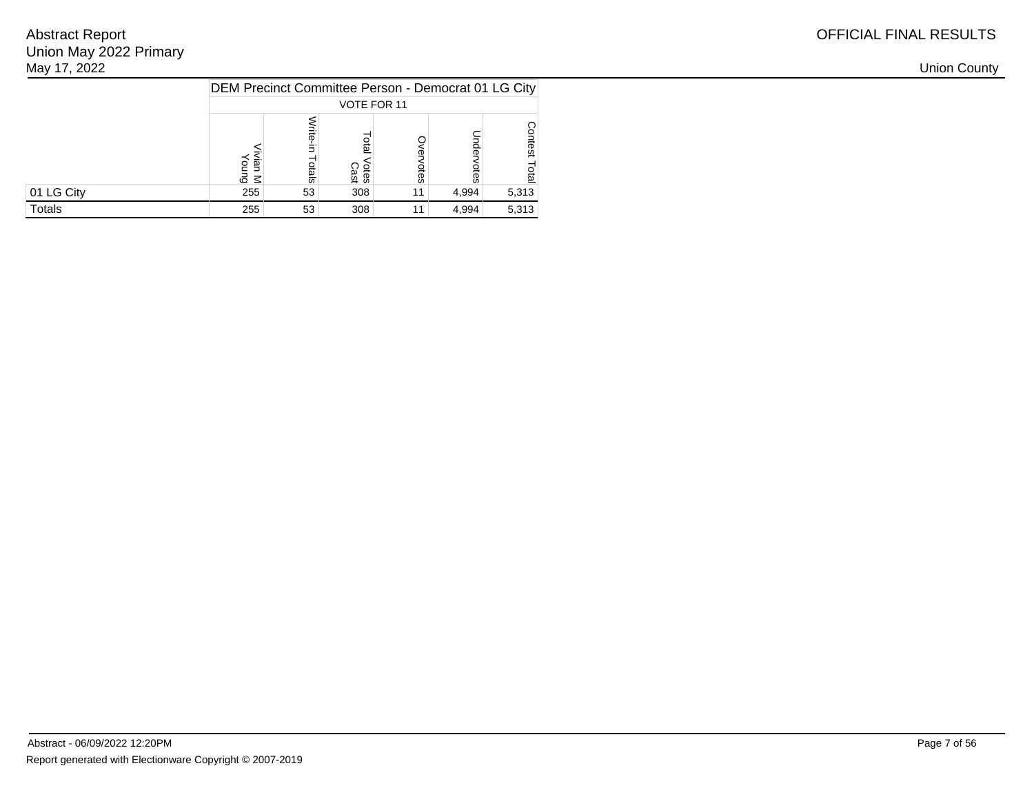| | DEM Precinct Committee Person - Democrat 01 LG City | | | | | |
|---|---|---|---|---|---|---|
| | VOTE FOR 11 | | | | | |
| | Vivian M Young | Write-in Totals | Total Votes Cast | Overvotes | Undervotes | Contest Total |
| 01 LG City | 255 | 53 | 308 | 11 | 4,994 | 5,313 |
| Totals | 255 | 53 | 308 | 11 | 4,994 | 5,313 |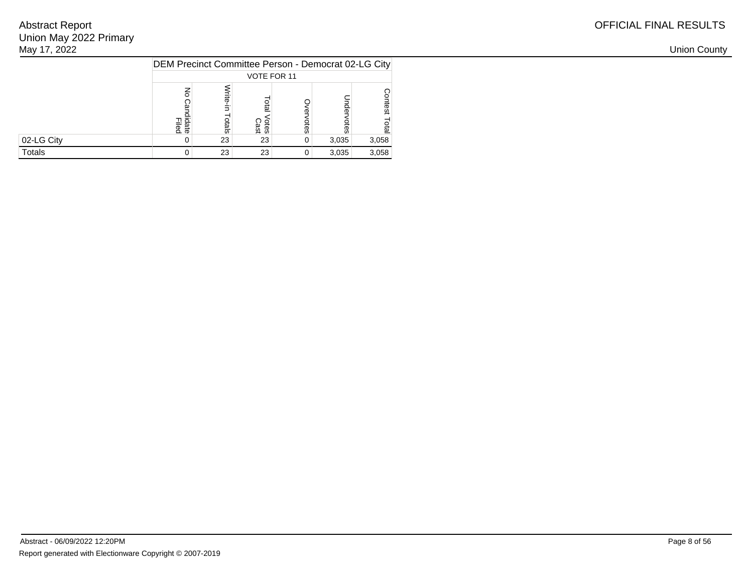| | DEM Precinct Committee Person - Democrat 02-LG City | | | | | |
|---|---|---|---|---|---|---|
| | VOTE FOR 11 | | | | | |
| | No Candidate Filed | Write-in Totals | Total Votes Cast | Overvotes | Undervotes | Contest Total |
| 02-LG City | 0 | 23 | 23 | 0 | 3,035 | 3,058 |
| Totals | 0 | 23 | 23 | 0 | 3,035 | 3,058 |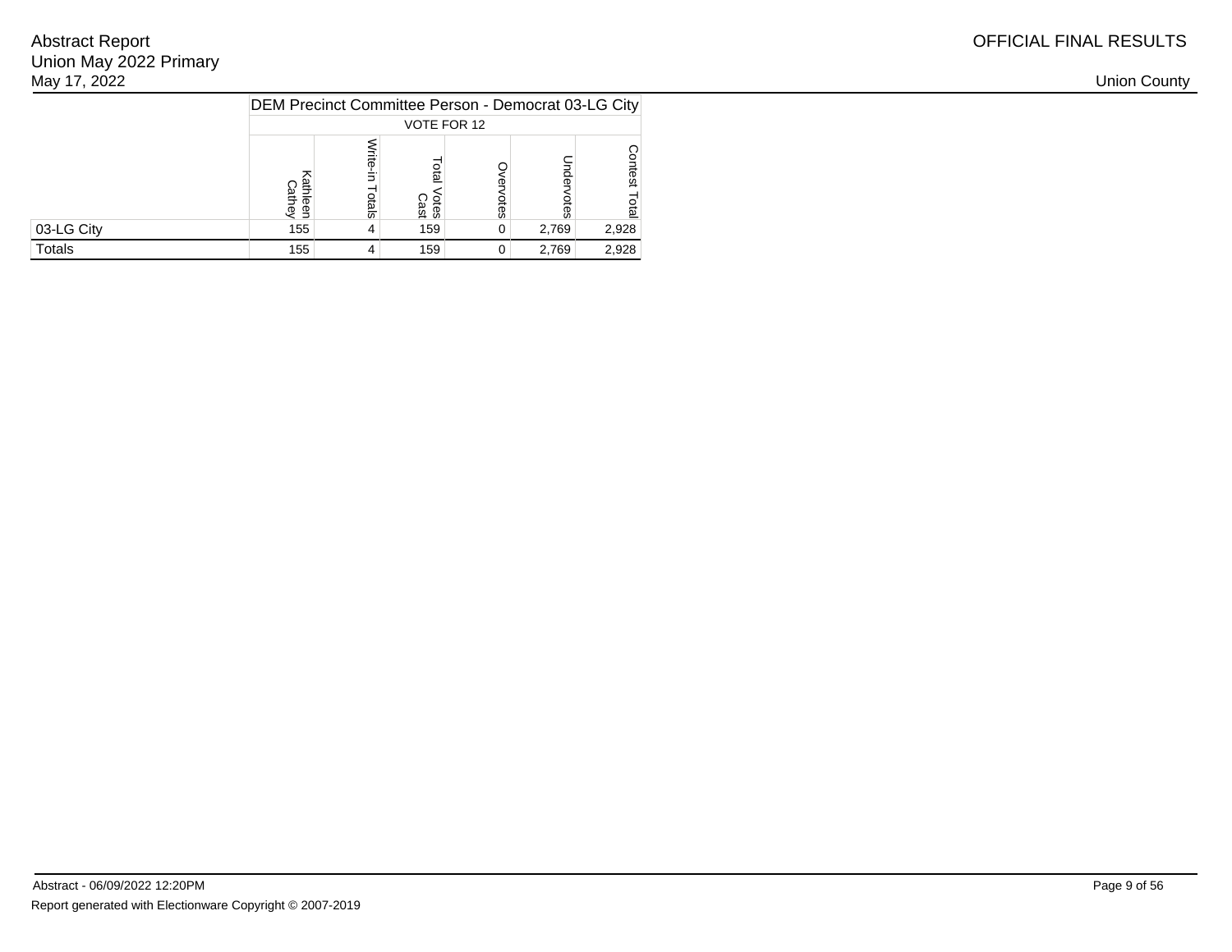Abstract Report
Union May 2022 Primary
May 17, 2022

OFFICIAL FINAL RESULTS

Union County

| | DEM Precinct Committee Person - Democrat 03-LG City | | | | | |
|---|---|---|---|---|---|---|
| | VOTE FOR 12 | | | | | |
| | Kathleen Cathey | Write-in Totals | Total Votes Cast | Overvotes | Undervotes | Contest Total |
| 03-LG City | 155 | 4 | 159 | 0 | 2,769 | 2,928 |
| Totals | 155 | 4 | 159 | 0 | 2,769 | 2,928 |

Abstract - 06/09/2022 12:20PM

Report generated with Electionware Copyright © 2007-2019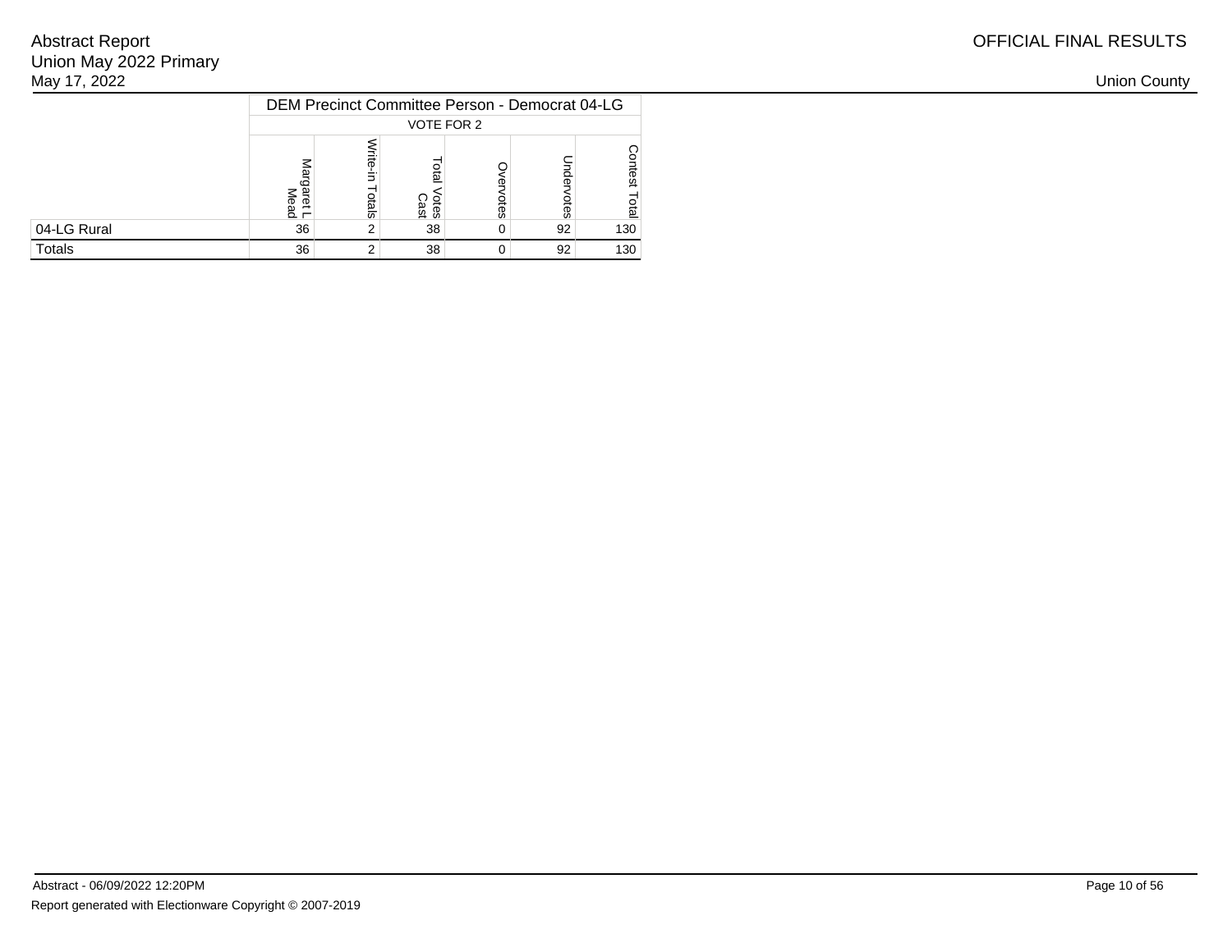| | DEM Precinct Committee Person - Democrat 04-LG | | | | | |
|---|---|---|---|---|---|---|
| | VOTE FOR 2 | | | | | |
| | Margaret L Mead | Write-in Totals | Total Votes Cast | Overvotes | Undervotes | Contest Total |
| 04-LG Rural | 36 | 2 | 38 | 0 | 92 | 130 |
| Totals | 36 | 2 | 38 | 0 | 92 | 130 |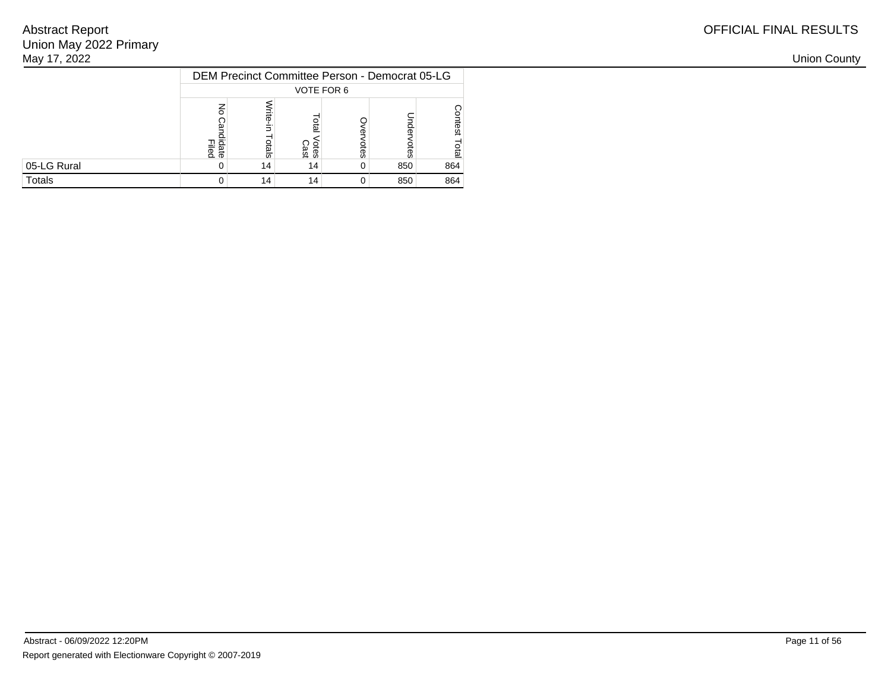| | DEM Precinct Committee Person - Democrat 05-LG | | | | | |
|---|---|---|---|---|---|---|
| | VOTE FOR 6 | | | | | |
| | No Candidate Filed | Write-in Totals | Total Votes Cast | Overvotes | Undervotes | Contest Total |
| 05-LG Rural | 0 | 14 | 14 | 0 | 850 | 864 |
| Totals | 0 | 14 | 14 | 0 | 850 | 864 |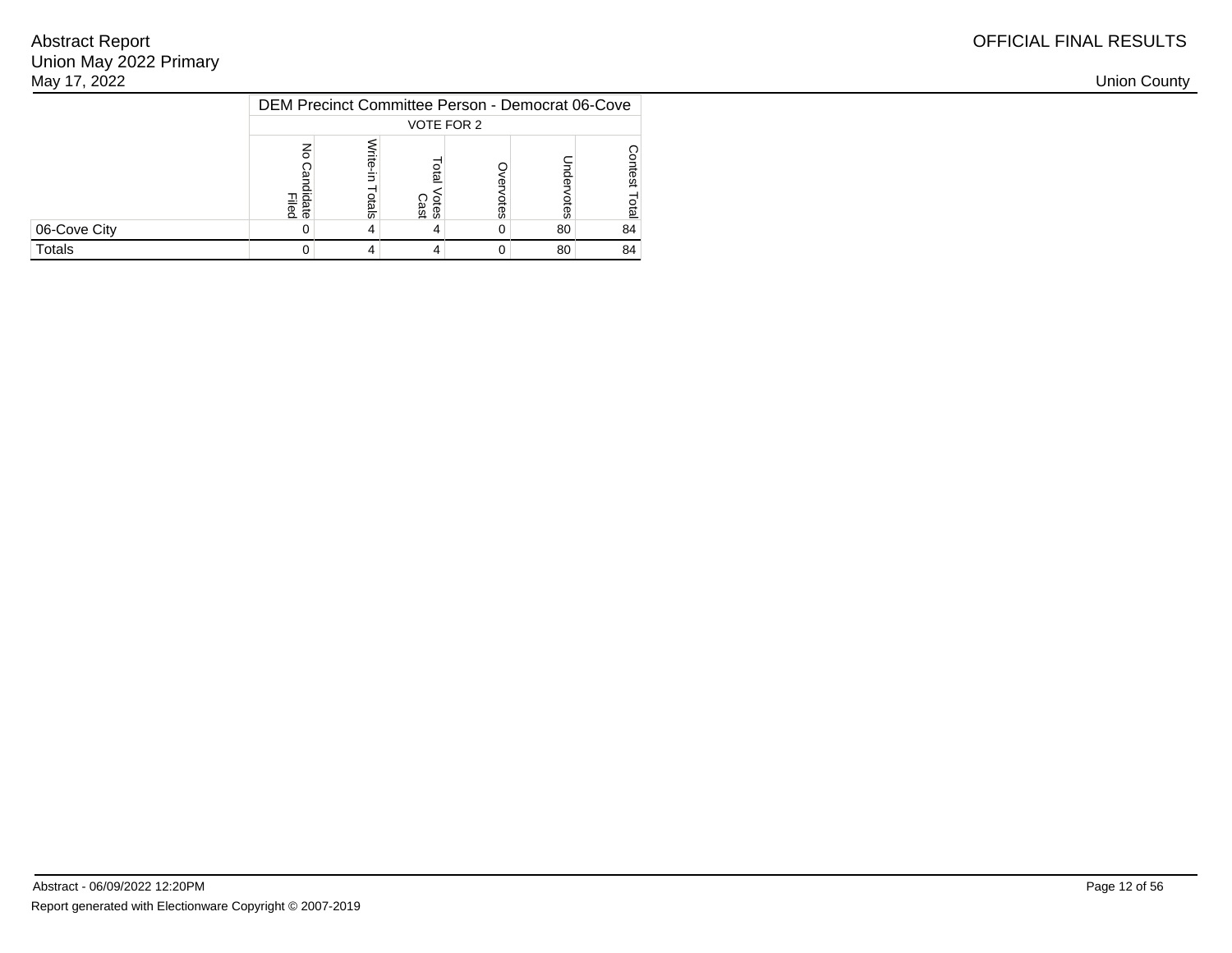| | DEM Precinct Committee Person - Democrat 06-Cove | | | | | |
|---|---|---|---|---|---|---|
| | VOTE FOR 2 | | | | | |
| | No Candidate Filed | Write-in Totals | Total Votes Cast | Overvotes | Undervotes | Contest Total |
| 06-Cove City | 0 | 4 | 4 | 0 | 80 | 84 |
| Totals | 0 | 4 | 4 | 0 | 80 | 84 |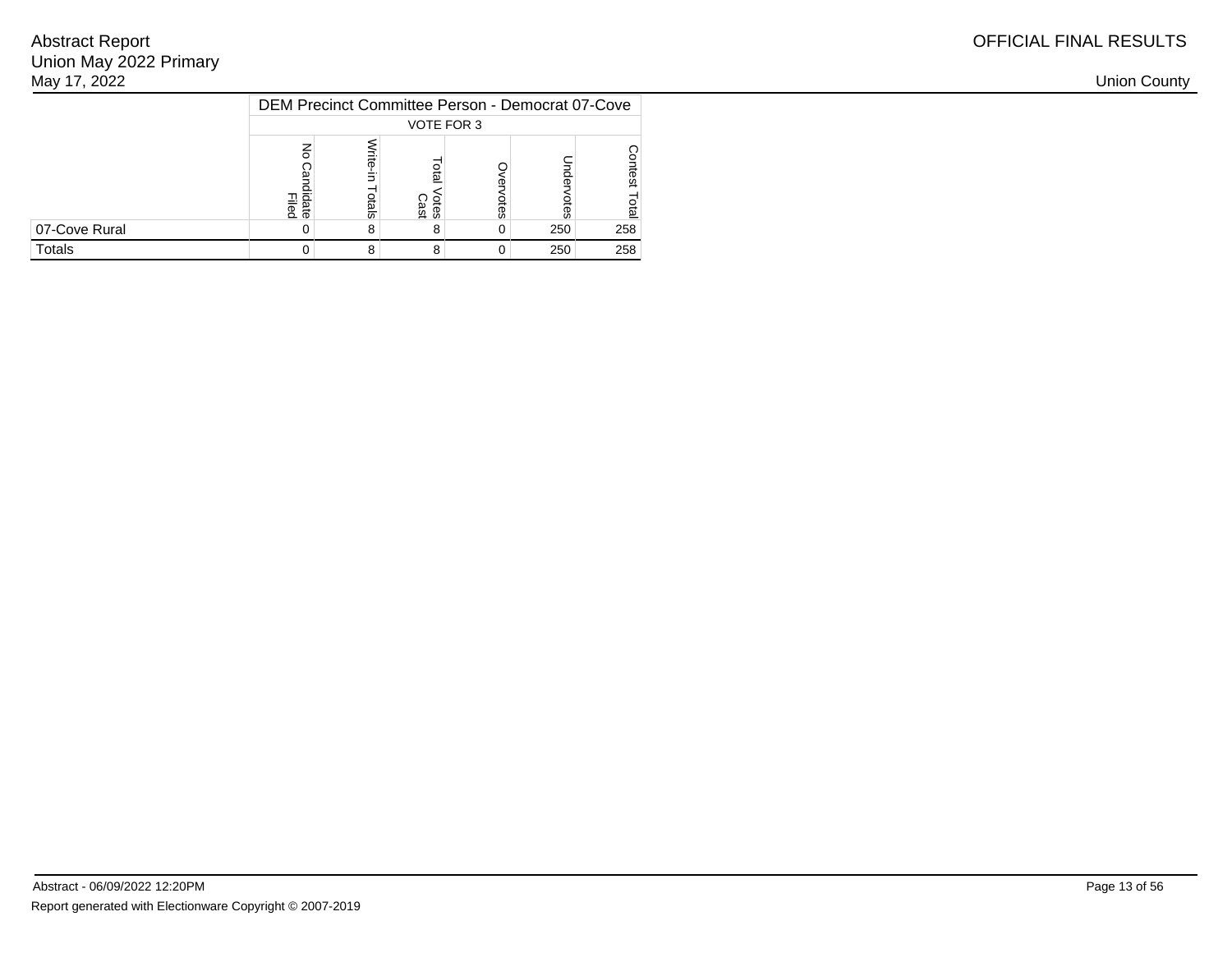| | DEM Precinct Committee Person - Democrat 07-Cove | | | | | |
|---|---|---|---|---|---|---|
| | VOTE FOR 3 | | | | | |
| | No Candidate Filed | Write-in Totals | Total Votes Cast | Overvotes | Undervotes | Contest Total |
| 07-Cove Rural | 0 | 8 | 8 | 0 | 250 | 258 |
| Totals | 0 | 8 | 8 | 0 | 250 | 258 |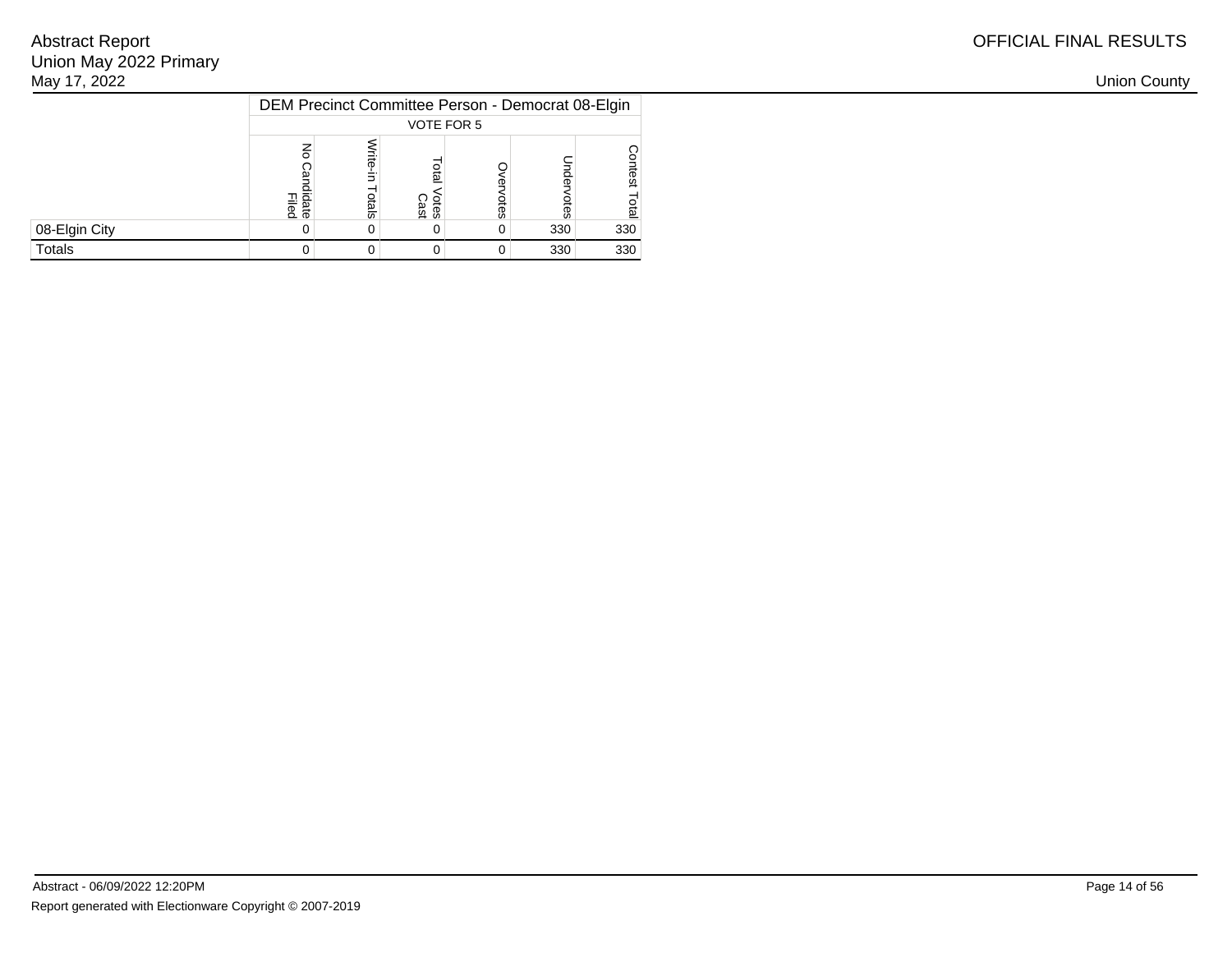| | DEM Precinct Committee Person - Democrat 08-Elgin | | | | | |
|---|---|---|---|---|---|---|
| | VOTE FOR 5 | | | | | |
| | No Candidate Filed | Write-in Totals | Total Votes Cast | Overvotes | Undervotes | Contest Total |
| 08-Elgin City | 0 | 0 | 0 | 0 | 330 | 330 |
| Totals | 0 | 0 | 0 | 0 | 330 | 330 |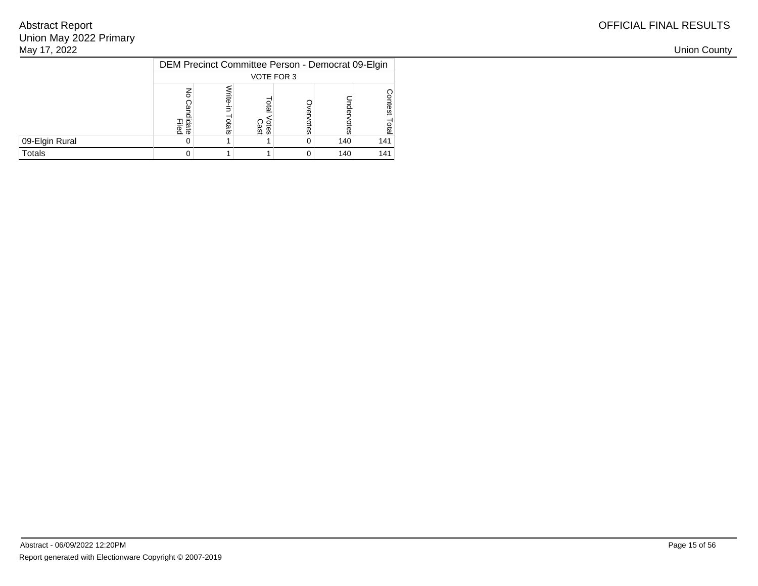| | DEM Precinct Committee Person - Democrat 09-Elgin | | | | | |
|---|---|---|---|---|---|---|
| | VOTE FOR 3 | | | | | |
| | No Candidate Filed | Write-in Totals | Total Votes Cast | Overvotes | Undervotes | Contest Total |
| 09-Elgin Rural | 0 | 1 | 1 | 0 | 140 | 141 |
| Totals | 0 | 1 | 1 | 0 | 140 | 141 |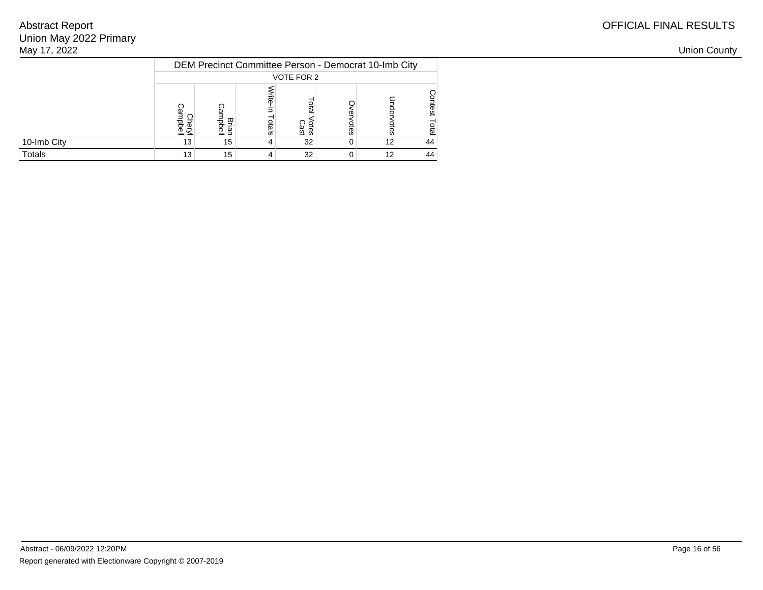| | DEM Precinct Committee Person - Democrat 10-Imb City | | | | | | |
|---|---|---|---|---|---|---|---|
| | VOTE FOR 2 | | | | | | |
| | Cheryl Campbell | Brian Campbell | Write-in Totals | Total Votes Cast | Overvotes | Undervotes | Contest Total |
| 10-Imb City | 13 | 15 | 4 | 32 | 0 | 12 | 44 |
| Totals | 13 | 15 | 4 | 32 | 0 | 12 | 44 |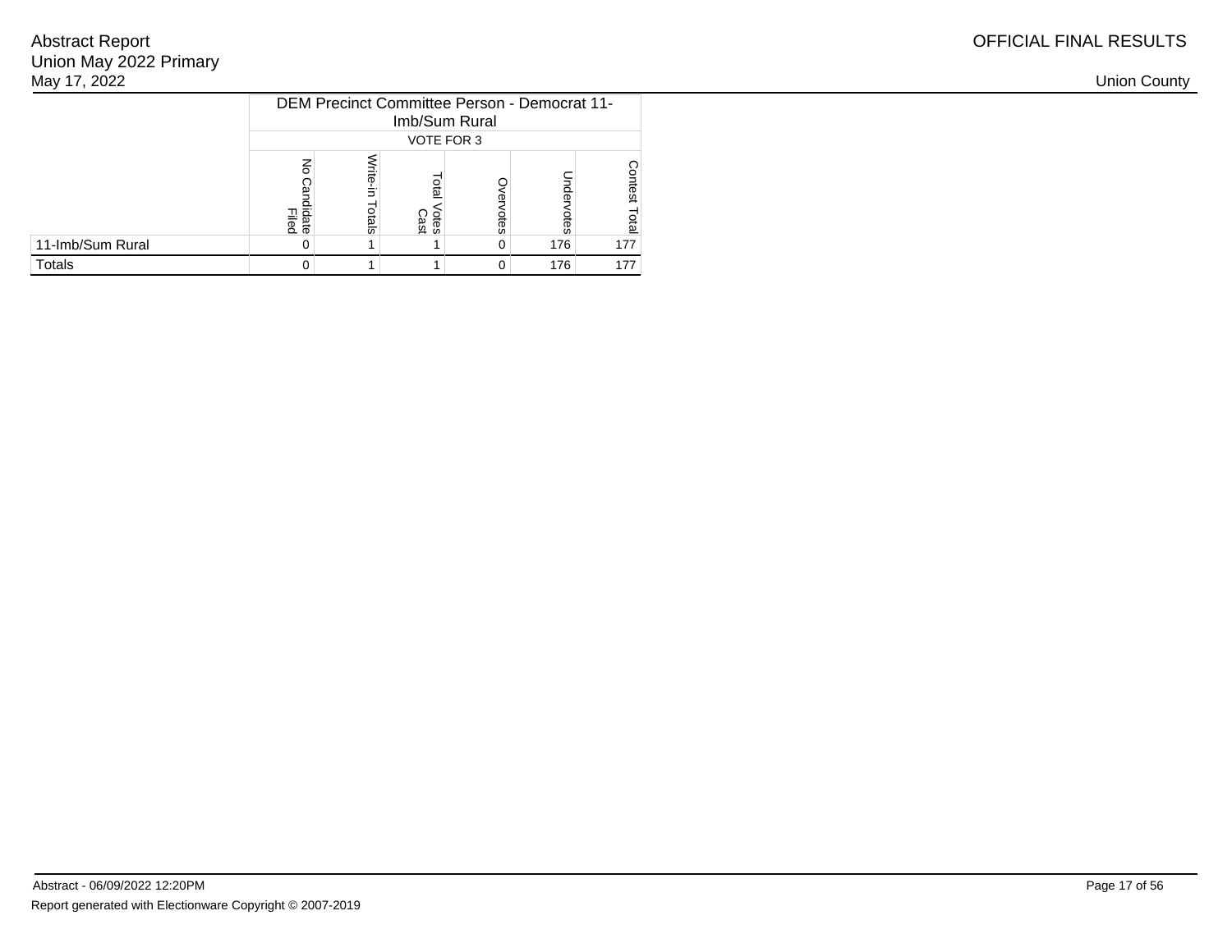Abstract Report
Union May 2022 Primary
May 17, 2022

OFFICIAL FINAL RESULTS

Union County

| | DEM Precinct Committee Person - Democrat 11-Imb/Sum Rural | | | | | |
|---|---|---|---|---|---|---|
| | VOTE FOR 3 | | | | | |
| | No Candidate Filed | Write-in Totals | Total Votes Cast | Overvotes | Undervotes | Contest Total |
| 11-Imb/Sum Rural | 0 | 1 | 1 | 0 | 176 | 177 |
| Totals | 0 | 1 | 1 | 0 | 176 | 177 |

Abstract - 06/09/2022 12:20PM

Report generated with Electionware Copyright © 2007-2019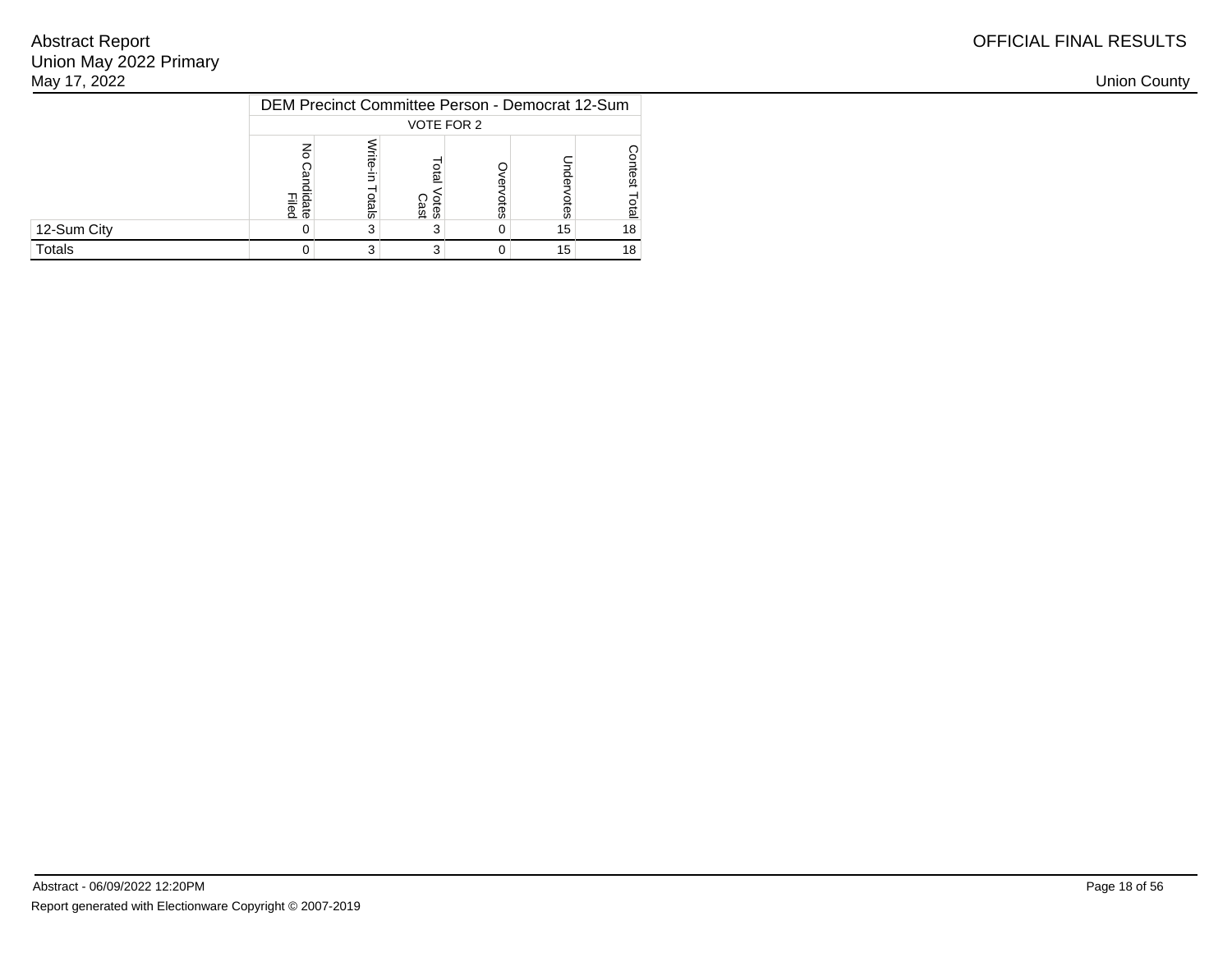Abstract Report
Union May 2022 Primary
May 17, 2022

OFFICIAL FINAL RESULTS

Union County

| | DEM Precinct Committee Person - Democrat 12-Sum | | | | | |
|---|---|---|---|---|---|---|
| | VOTE FOR 2 | | | | | |
| | No Candidate Filed | Write-in Totals | Total Votes Cast | Overvotes | Undervotes | Contest Total |
| 12-Sum City | 0 | 3 | 3 | 0 | 15 | 18 |
| Totals | 0 | 3 | 3 | 0 | 15 | 18 |

Abstract - 06/09/2022 12:20PM

Report generated with Electionware Copyright © 2007-2019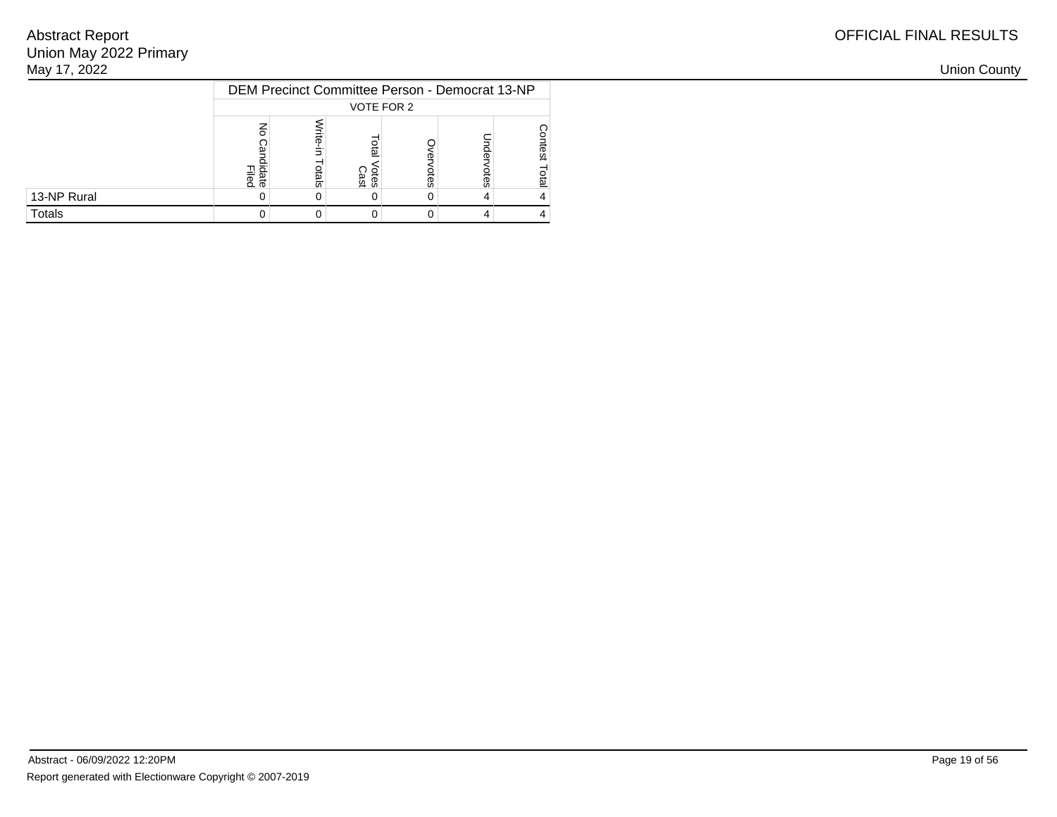| | DEM Precinct Committee Person - Democrat 13-NP | | | | | |
|---|---|---|---|---|---|---|
| | VOTE FOR 2 | | | | | |
| | No Candidate Filed | Write-in Totals | Total Votes Cast | Overvotes | Undervotes | Contest Total |
| 13-NP Rural | 0 | 0 | 0 | 0 | 4 | 4 |
| Totals | 0 | 0 | 0 | 0 | 4 | 4 |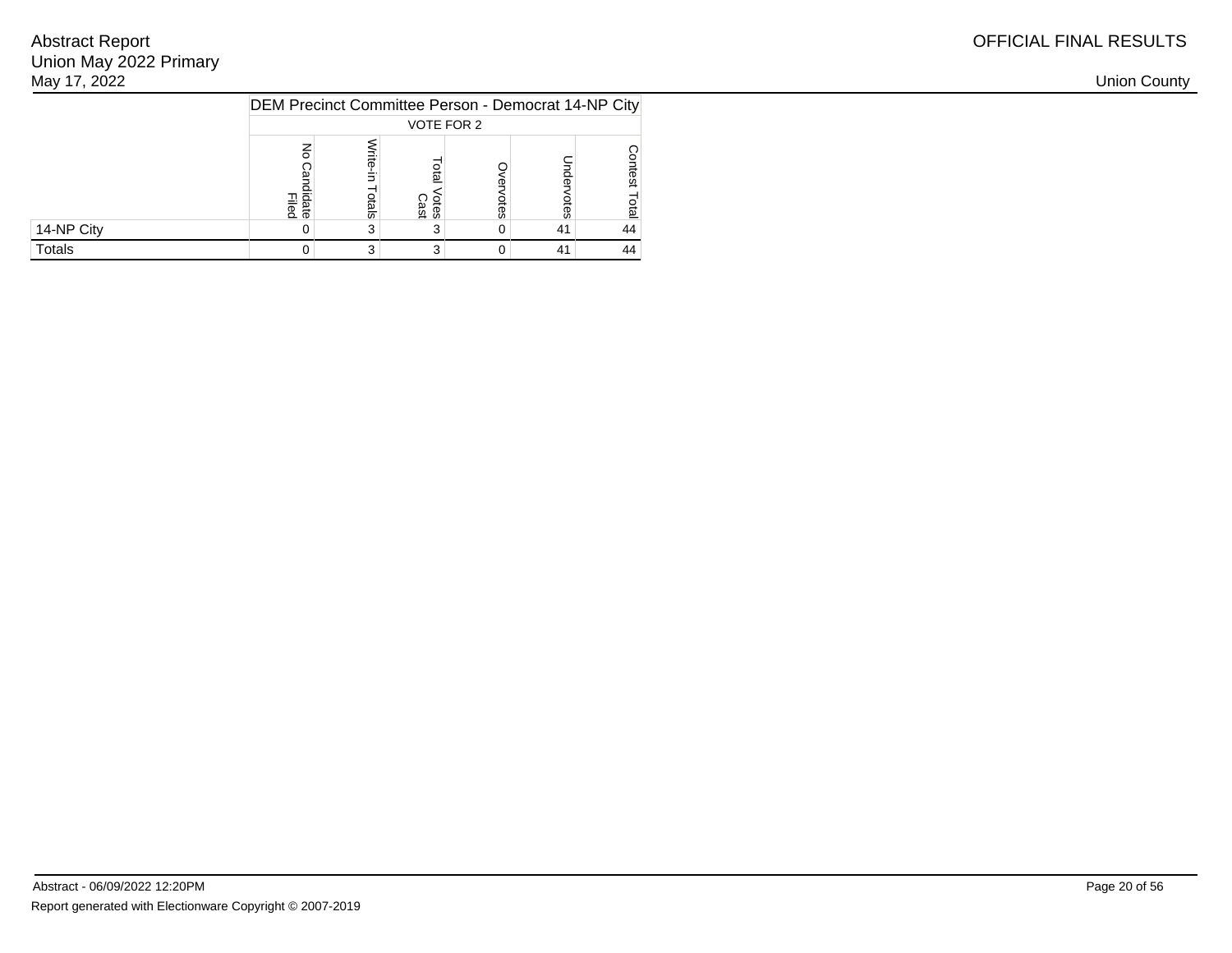Abstract Report
Union May 2022 Primary
May 17, 2022

OFFICIAL FINAL RESULTS

Union County

| | DEM Precinct Committee Person - Democrat 14-NP City | | | | | |
|---|---|---|---|---|---|---|
| | VOTE FOR 2 | | | | | |
| | No Candidate Filed | Write-in Totals | Total Votes Cast | Overvotes | Undervotes | Contest Total |
| 14-NP City | 0 | 3 | 3 | 0 | 41 | 44 |
| Totals | 0 | 3 | 3 | 0 | 41 | 44 |

Abstract - 06/09/2022 12:20PM

Report generated with Electionware Copyright © 2007-2019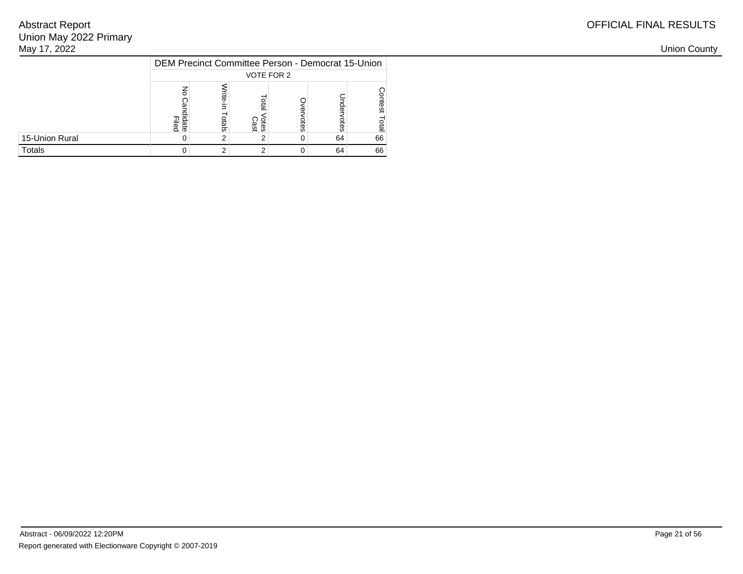| | DEM Precinct Committee Person - Democrat 15-Union | | | | | |
|---|---|---|---|---|---|---|
| | VOTE FOR 2 | | | | | |
| | No Candidate Filed | Write-in Totals | Total Votes Cast | Overvotes | Undervotes | Contest Total |
| 15-Union Rural | 0 | 2 | 2 | 0 | 64 | 66 |
| Totals | 0 | 2 | 2 | 0 | 64 | 66 |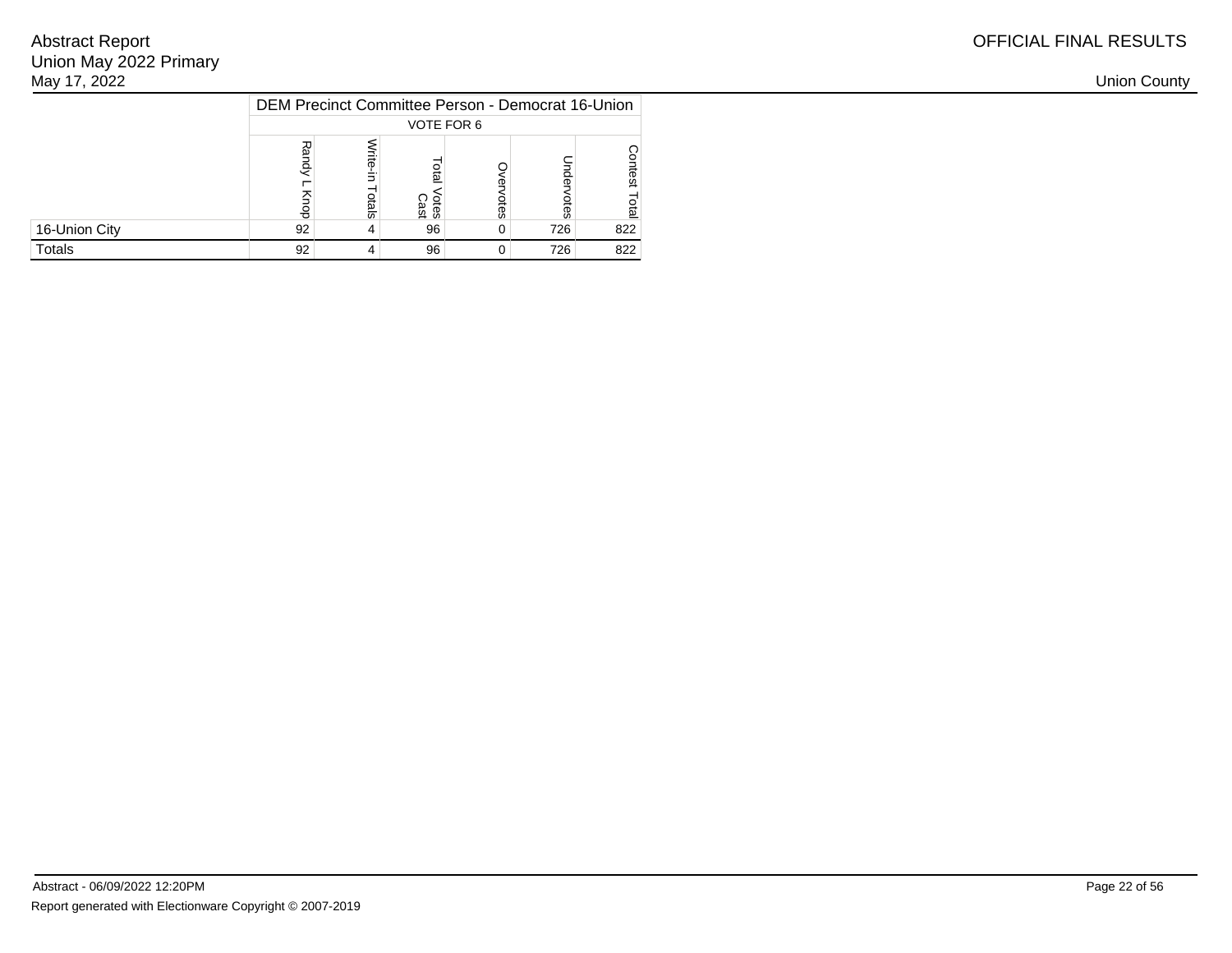| | DEM Precinct Committee Person - Democrat 16-Union | | | | | |
|---|---|---|---|---|---|---|
| | VOTE FOR 6 | | | | | |
| | Randy L Knop | Write-in Totals | Total Votes Cast | Overvotes | Undervotes | Contest Total |
| 16-Union City | 92 | 4 | 96 | 0 | 726 | 822 |
| Totals | 92 | 4 | 96 | 0 | 726 | 822 |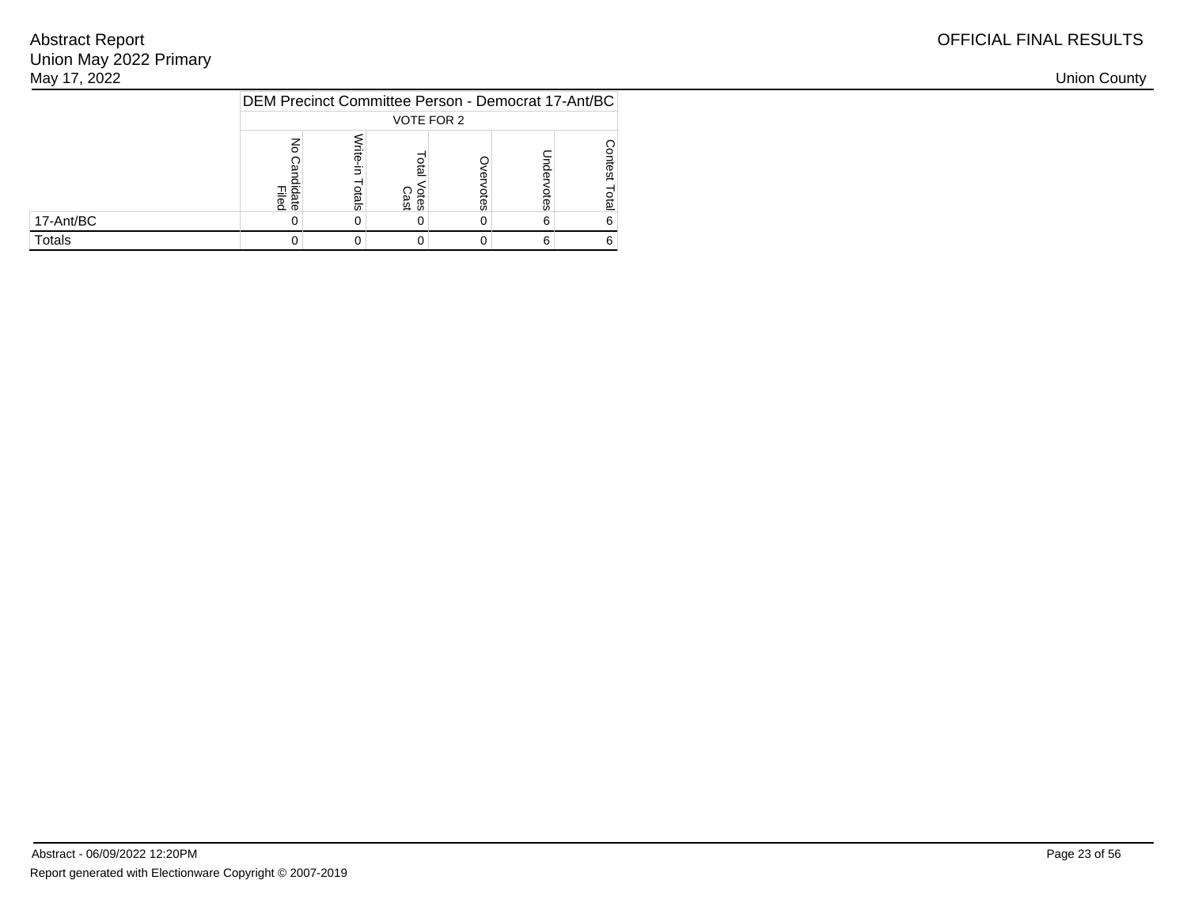Abstract Report
Union May 2022 Primary
May 17, 2022

OFFICIAL FINAL RESULTS

Union County

| | DEM Precinct Committee Person - Democrat 17-Ant/BC | | | | | |
|---|---|---|---|---|---|---|
| | VOTE FOR 2 | | | | | |
| | No Candidate Filed | Write-in Totals | Total Votes Cast | Overvotes | Undervotes | Contest Total |
| 17-Ant/BC | 0 | 0 | 0 | 0 | 6 | 6 |
| Totals | 0 | 0 | 0 | 0 | 6 | 6 |

Abstract - 06/09/2022 12:20PM

Report generated with Electionware Copyright © 2007-2019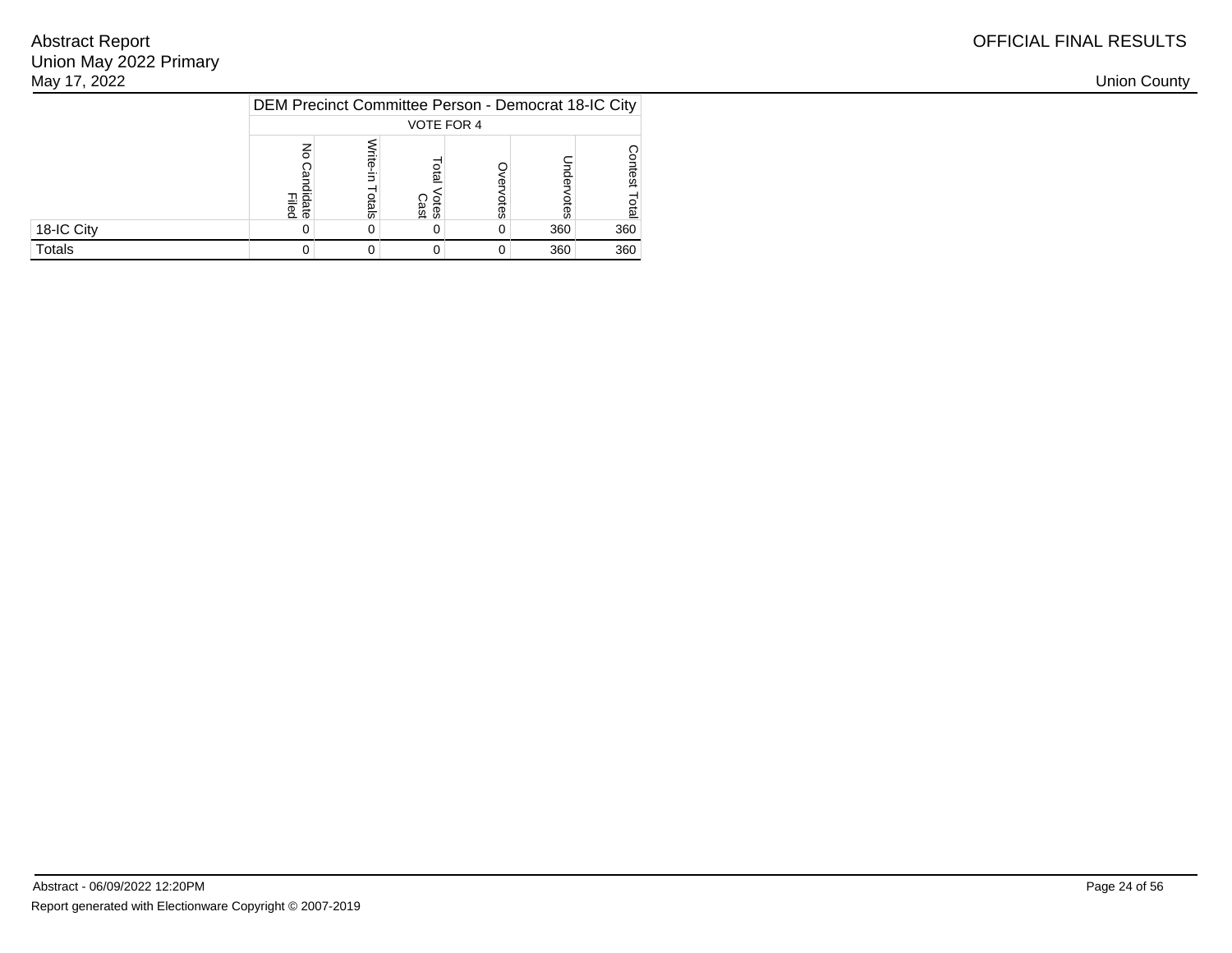| | DEM Precinct Committee Person - Democrat 18-IC City | | | | | |
|---|---|---|---|---|---|---|
| | VOTE FOR 4 | | | | | |
| | No Candidate Filed | Write-in Totals | Total Votes Cast | Overvotes | Undervotes | Contest Total |
| 18-IC City | 0 | 0 | 0 | 0 | 360 | 360 |
| Totals | 0 | 0 | 0 | 0 | 360 | 360 |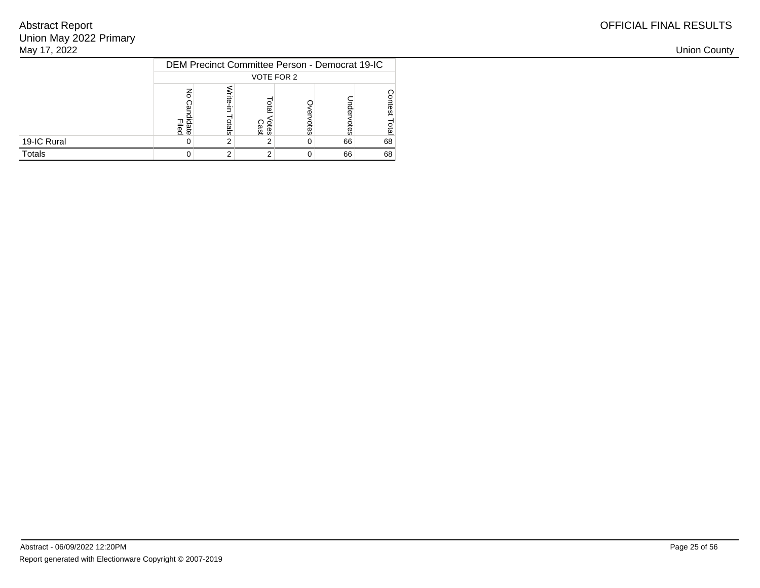Abstract Report
Union May 2022 Primary
May 17, 2022

OFFICIAL FINAL RESULTS

Union County

| | DEM Precinct Committee Person - Democrat 19-IC | | | | | |
|---|---|---|---|---|---|---|
| | VOTE FOR 2 | | | | | |
| | No Candidate Filed | Write-in Totals | Total Votes Cast | Overvotes | Undervotes | Contest Total |
| 19-IC Rural | 0 | 2 | 2 | 0 | 66 | 68 |
| Totals | 0 | 2 | 2 | 0 | 66 | 68 |

Abstract - 06/09/2022 12:20PM

Report generated with Electionware Copyright © 2007-2019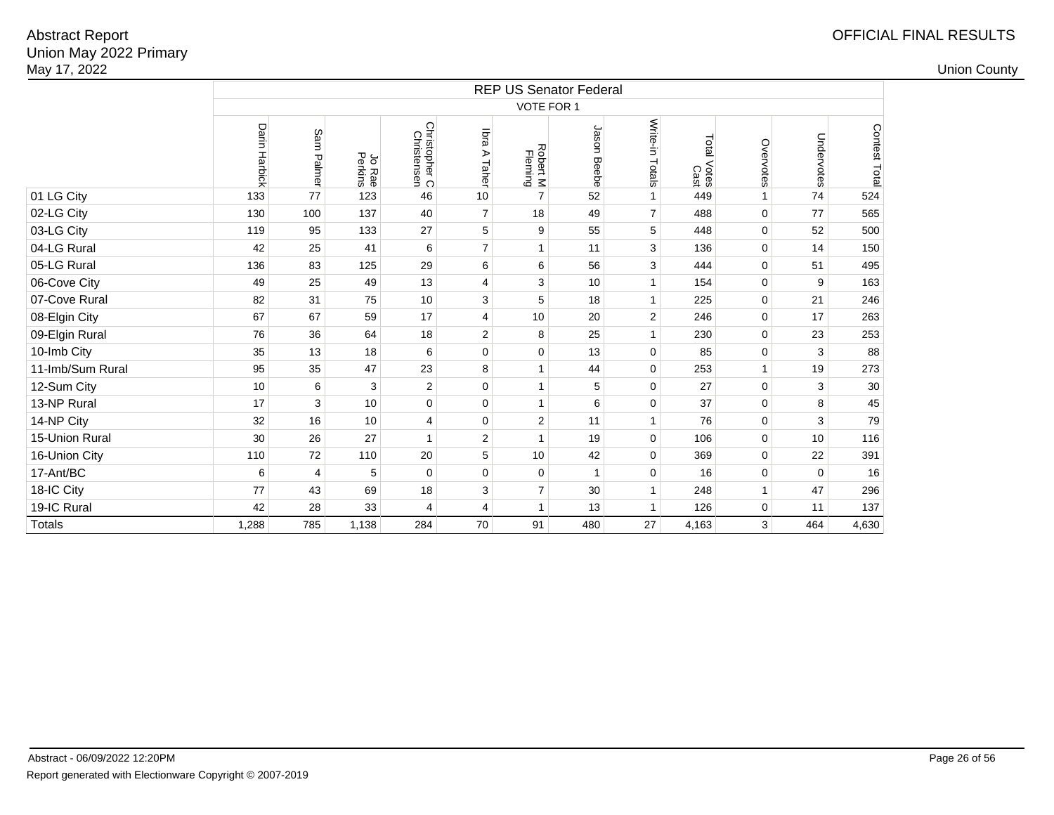Abstract Report
Union May 2022 Primary
May 17, 2022

OFFICIAL FINAL RESULTS

Union County

| | REP US Senator Federal | | | | | | | | | | | |
|---|---|---|---|---|---|---|---|---|---|---|---|---|
| | VOTE FOR 1 | | | | | | | | | | | |
| | Darin Harbick | Sam Palmer | Jo Rae Perkins | Christopher C Christensen | Ibra A Taher | Robert M Fleming | Jason Beebe | Write-in Totals | Total Votes Cast | Overvotes | Undervotes | Contest Total |
| 01 LG City | 133 | 77 | 123 | 46 | 10 | 7 | 52 | 1 | 449 | 1 | 74 | 524 |
| 02-LG City | 130 | 100 | 137 | 40 | 7 | 18 | 49 | 7 | 488 | 0 | 77 | 565 |
| 03-LG City | 119 | 95 | 133 | 27 | 5 | 9 | 55 | 5 | 448 | 0 | 52 | 500 |
| 04-LG Rural | 42 | 25 | 41 | 6 | 7 | 1 | 11 | 3 | 136 | 0 | 14 | 150 |
| 05-LG Rural | 136 | 83 | 125 | 29 | 6 | 6 | 56 | 3 | 444 | 0 | 51 | 495 |
| 06-Cove City | 49 | 25 | 49 | 13 | 4 | 3 | 10 | 1 | 154 | 0 | 9 | 163 |
| 07-Cove Rural | 82 | 31 | 75 | 10 | 3 | 5 | 18 | 1 | 225 | 0 | 21 | 246 |
| 08-Elgin City | 67 | 67 | 59 | 17 | 4 | 10 | 20 | 2 | 246 | 0 | 17 | 263 |
| 09-Elgin Rural | 76 | 36 | 64 | 18 | 2 | 8 | 25 | 1 | 230 | 0 | 23 | 253 |
| 10-Imb City | 35 | 13 | 18 | 6 | 0 | 0 | 13 | 0 | 85 | 0 | 3 | 88 |
| 11-Imb/Sum Rural | 95 | 35 | 47 | 23 | 8 | 1 | 44 | 0 | 253 | 1 | 19 | 273 |
| 12-Sum City | 10 | 6 | 3 | 2 | 0 | 1 | 5 | 0 | 27 | 0 | 3 | 30 |
| 13-NP Rural | 17 | 3 | 10 | 0 | 0 | 1 | 6 | 0 | 37 | 0 | 8 | 45 |
| 14-NP City | 32 | 16 | 10 | 4 | 0 | 2 | 11 | 1 | 76 | 0 | 3 | 79 |
| 15-Union Rural | 30 | 26 | 27 | 1 | 2 | 1 | 19 | 0 | 106 | 0 | 10 | 116 |
| 16-Union City | 110 | 72 | 110 | 20 | 5 | 10 | 42 | 0 | 369 | 0 | 22 | 391 |
| 17-Ant/BC | 6 | 4 | 5 | 0 | 0 | 0 | 1 | 0 | 16 | 0 | 0 | 16 |
| 18-IC City | 77 | 43 | 69 | 18 | 3 | 7 | 30 | 1 | 248 | 1 | 47 | 296 |
| 19-IC Rural | 42 | 28 | 33 | 4 | 4 | 1 | 13 | 1 | 126 | 0 | 11 | 137 |
| Totals | 1,288 | 785 | 1,138 | 284 | 70 | 91 | 480 | 27 | 4,163 | 3 | 464 | 4,630 |

Abstract - 06/09/2022 12:20PM

Report generated with Electionware Copyright © 2007-2019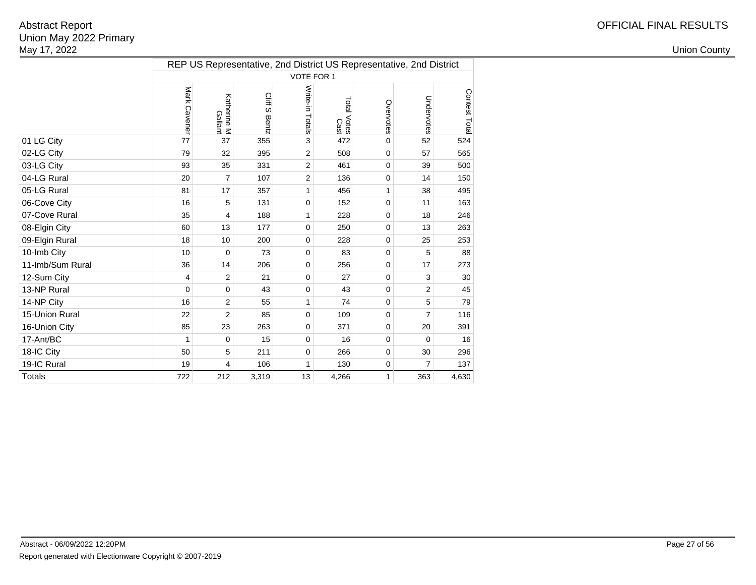| | REP US Representative, 2nd District US Representative, 2nd District | | | | | | | |
|---|---|---|---|---|---|---|---|---|
| | VOTE FOR 1 | | | | | | | |
| | Mark Cavener | Katherine M Gallant | Cliff S Bentz | Write-in Totals | Total Votes Cast | Overvotes | Undervotes | Contest Total |
| 01 LG City | 77 | 37 | 355 | 3 | 472 | 0 | 52 | 524 |
| 02-LG City | 79 | 32 | 395 | 2 | 508 | 0 | 57 | 565 |
| 03-LG City | 93 | 35 | 331 | 2 | 461 | 0 | 39 | 500 |
| 04-LG Rural | 20 | 7 | 107 | 2 | 136 | 0 | 14 | 150 |
| 05-LG Rural | 81 | 17 | 357 | 1 | 456 | 1 | 38 | 495 |
| 06-Cove City | 16 | 5 | 131 | 0 | 152 | 0 | 11 | 163 |
| 07-Cove Rural | 35 | 4 | 188 | 1 | 228 | 0 | 18 | 246 |
| 08-Elgin City | 60 | 13 | 177 | 0 | 250 | 0 | 13 | 263 |
| 09-Elgin Rural | 18 | 10 | 200 | 0 | 228 | 0 | 25 | 253 |
| 10-Imb City | 10 | 0 | 73 | 0 | 83 | 0 | 5 | 88 |
| 11-Imb/Sum Rural | 36 | 14 | 206 | 0 | 256 | 0 | 17 | 273 |
| 12-Sum City | 4 | 2 | 21 | 0 | 27 | 0 | 3 | 30 |
| 13-NP Rural | 0 | 0 | 43 | 0 | 43 | 0 | 2 | 45 |
| 14-NP City | 16 | 2 | 55 | 1 | 74 | 0 | 5 | 79 |
| 15-Union Rural | 22 | 2 | 85 | 0 | 109 | 0 | 7 | 116 |
| 16-Union City | 85 | 23 | 263 | 0 | 371 | 0 | 20 | 391 |
| 17-Ant/BC | 1 | 0 | 15 | 0 | 16 | 0 | 0 | 16 |
| 18-IC City | 50 | 5 | 211 | 0 | 266 | 0 | 30 | 296 |
| 19-IC Rural | 19 | 4 | 106 | 1 | 130 | 0 | 7 | 137 |
| Totals | 722 | 212 | 3,319 | 13 | 4,266 | 1 | 363 | 4,630 |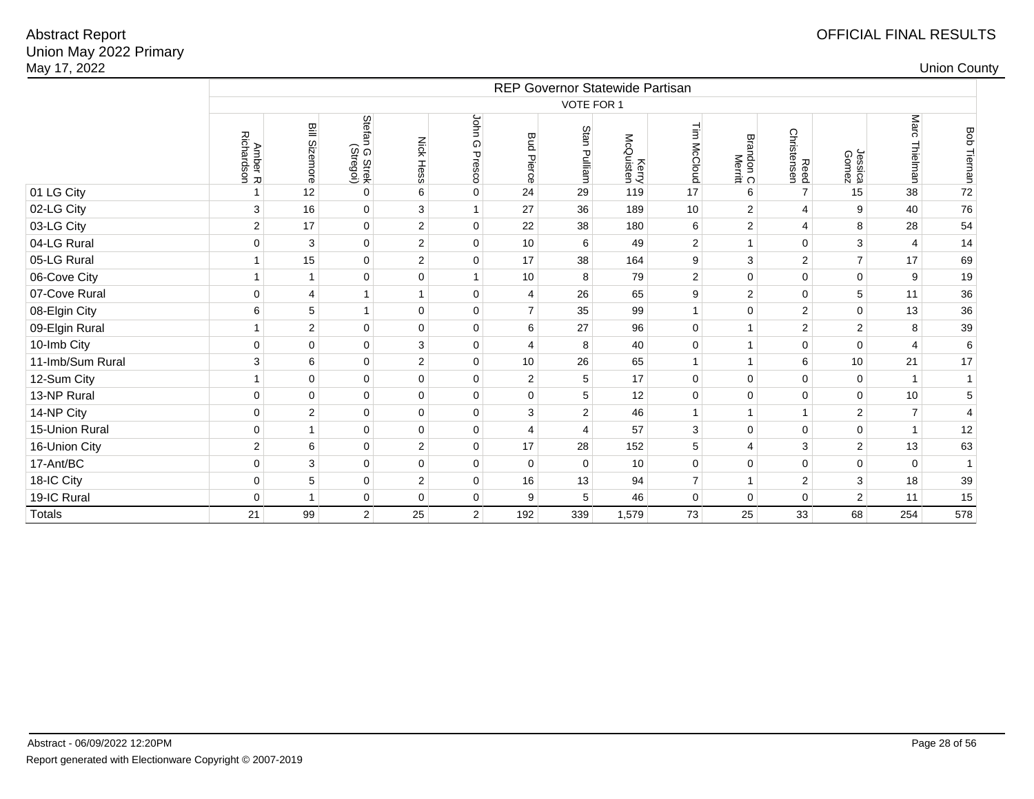Abstract Report
Union May 2022 Primary
May 17, 2022

OFFICIAL FINAL RESULTS

Union County

| | REP Governor Statewide Partisan | | | | | | | | | | | | | |
|---|---|---|---|---|---|---|---|---|---|---|---|---|---|---|
| | VOTE FOR 1 | | | | | | | | | | | | | |
| | Amber R Richardson | Bill Sizemore | Stefan G Strek (Stregol) | Nick Hess | John G Presco | Bud Pierce | Stan Pulliam | Kerry McQuisten | Tim McCloud | Brandon C Merritt | Reed Christensen | Jessica Gomez | Marc Thielman | Bob Tiernan |
| 01 LG City | 1 | 12 | 0 | 6 | 0 | 24 | 29 | 119 | 17 | 6 | 7 | 15 | 38 | 72 |
| 02-LG City | 3 | 16 | 0 | 3 | 1 | 27 | 36 | 189 | 10 | 2 | 4 | 9 | 40 | 76 |
| 03-LG City | 2 | 17 | 0 | 2 | 0 | 22 | 38 | 180 | 6 | 2 | 4 | 8 | 28 | 54 |
| 04-LG Rural | 0 | 3 | 0 | 2 | 0 | 10 | 6 | 49 | 2 | 1 | 0 | 3 | 4 | 14 |
| 05-LG Rural | 1 | 15 | 0 | 2 | 0 | 17 | 38 | 164 | 9 | 3 | 2 | 7 | 17 | 69 |
| 06-Cove City | 1 | 1 | 0 | 0 | 1 | 10 | 8 | 79 | 2 | 0 | 0 | 0 | 9 | 19 |
| 07-Cove Rural | 0 | 4 | 1 | 1 | 0 | 4 | 26 | 65 | 9 | 2 | 0 | 5 | 11 | 36 |
| 08-Elgin City | 6 | 5 | 1 | 0 | 0 | 7 | 35 | 99 | 1 | 0 | 2 | 0 | 13 | 36 |
| 09-Elgin Rural | 1 | 2 | 0 | 0 | 0 | 6 | 27 | 96 | 0 | 1 | 2 | 2 | 8 | 39 |
| 10-Imb City | 0 | 0 | 0 | 3 | 0 | 4 | 8 | 40 | 0 | 1 | 0 | 0 | 4 | 6 |
| 11-Imb/Sum Rural | 3 | 6 | 0 | 2 | 0 | 10 | 26 | 65 | 1 | 1 | 6 | 10 | 21 | 17 |
| 12-Sum City | 1 | 0 | 0 | 0 | 0 | 2 | 5 | 17 | 0 | 0 | 0 | 0 | 1 | 1 |
| 13-NP Rural | 0 | 0 | 0 | 0 | 0 | 0 | 5 | 12 | 0 | 0 | 0 | 0 | 10 | 5 |
| 14-NP City | 0 | 2 | 0 | 0 | 0 | 3 | 2 | 46 | 1 | 1 | 1 | 2 | 7 | 4 |
| 15-Union Rural | 0 | 1 | 0 | 0 | 0 | 4 | 4 | 57 | 3 | 0 | 0 | 0 | 1 | 12 |
| 16-Union City | 2 | 6 | 0 | 2 | 0 | 17 | 28 | 152 | 5 | 4 | 3 | 2 | 13 | 63 |
| 17-Ant/BC | 0 | 3 | 0 | 0 | 0 | 0 | 0 | 10 | 0 | 0 | 0 | 0 | 0 | 1 |
| 18-IC City | 0 | 5 | 0 | 2 | 0 | 16 | 13 | 94 | 7 | 1 | 2 | 3 | 18 | 39 |
| 19-IC Rural | 0 | 1 | 0 | 0 | 0 | 9 | 5 | 46 | 0 | 0 | 0 | 2 | 11 | 15 |
| Totals | 21 | 99 | 2 | 25 | 2 | 192 | 339 | 1,579 | 73 | 25 | 33 | 68 | 254 | 578 |

Abstract - 06/09/2022 12:20PM

Report generated with Electionware Copyright © 2007-2019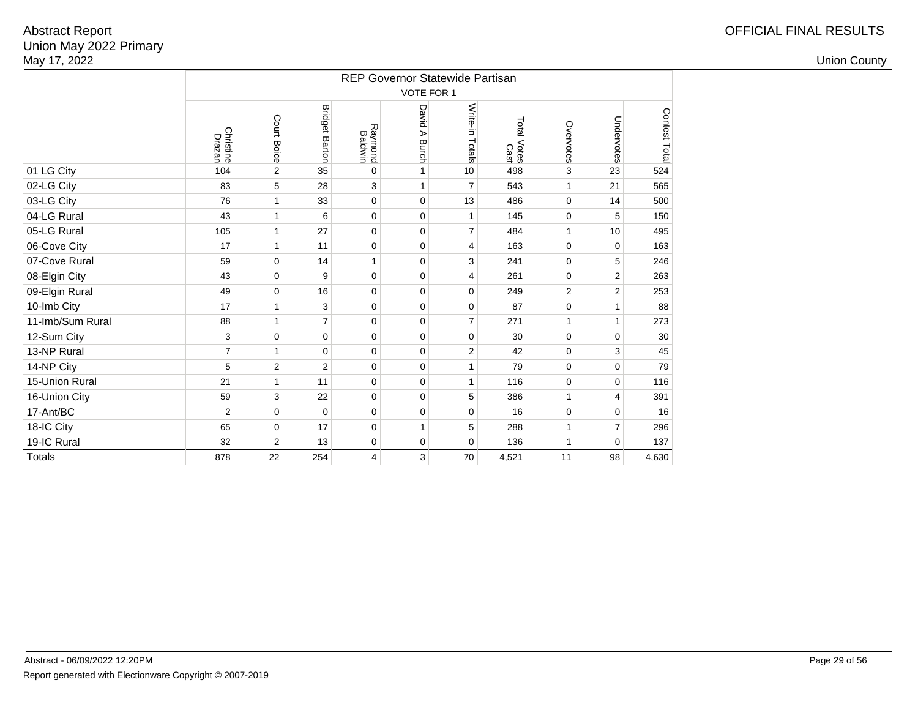Abstract Report
Union May 2022 Primary
May 17, 2022

OFFICIAL FINAL RESULTS

Union County

| | REP Governor Statewide Partisan | | | | | | | | | |
|---|---|---|---|---|---|---|---|---|---|---|
| | VOTE FOR 1 | | | | | | | | | |
| | Christine Drazan | Court Boice | Bridget Barton | Raymond Baldwin | David A Burch | Write-in Totals | Total Votes Cast | Overvotes | Undervotes | Contest Total |
| 01 LG City | 104 | 2 | 35 | 0 | 1 | 10 | 498 | 3 | 23 | 524 |
| 02-LG City | 83 | 5 | 28 | 3 | 1 | 7 | 543 | 1 | 21 | 565 |
| 03-LG City | 76 | 1 | 33 | 0 | 0 | 13 | 486 | 0 | 14 | 500 |
| 04-LG Rural | 43 | 1 | 6 | 0 | 0 | 1 | 145 | 0 | 5 | 150 |
| 05-LG Rural | 105 | 1 | 27 | 0 | 0 | 7 | 484 | 1 | 10 | 495 |
| 06-Cove City | 17 | 1 | 11 | 0 | 0 | 4 | 163 | 0 | 0 | 163 |
| 07-Cove Rural | 59 | 0 | 14 | 1 | 0 | 3 | 241 | 0 | 5 | 246 |
| 08-Elgin City | 43 | 0 | 9 | 0 | 0 | 4 | 261 | 0 | 2 | 263 |
| 09-Elgin Rural | 49 | 0 | 16 | 0 | 0 | 0 | 249 | 2 | 2 | 253 |
| 10-Imb City | 17 | 1 | 3 | 0 | 0 | 0 | 87 | 0 | 1 | 88 |
| 11-Imb/Sum Rural | 88 | 1 | 7 | 0 | 0 | 7 | 271 | 1 | 1 | 273 |
| 12-Sum City | 3 | 0 | 0 | 0 | 0 | 0 | 30 | 0 | 0 | 30 |
| 13-NP Rural | 7 | 1 | 0 | 0 | 0 | 2 | 42 | 0 | 3 | 45 |
| 14-NP City | 5 | 2 | 2 | 0 | 0 | 1 | 79 | 0 | 0 | 79 |
| 15-Union Rural | 21 | 1 | 11 | 0 | 0 | 1 | 116 | 0 | 0 | 116 |
| 16-Union City | 59 | 3 | 22 | 0 | 0 | 5 | 386 | 1 | 4 | 391 |
| 17-Ant/BC | 2 | 0 | 0 | 0 | 0 | 0 | 16 | 0 | 0 | 16 |
| 18-IC City | 65 | 0 | 17 | 0 | 1 | 5 | 288 | 1 | 7 | 296 |
| 19-IC Rural | 32 | 2 | 13 | 0 | 0 | 0 | 136 | 1 | 0 | 137 |
| Totals | 878 | 22 | 254 | 4 | 3 | 70 | 4,521 | 11 | 98 | 4,630 |

Abstract - 06/09/2022 12:20PM

Report generated with Electionware Copyright © 2007-2019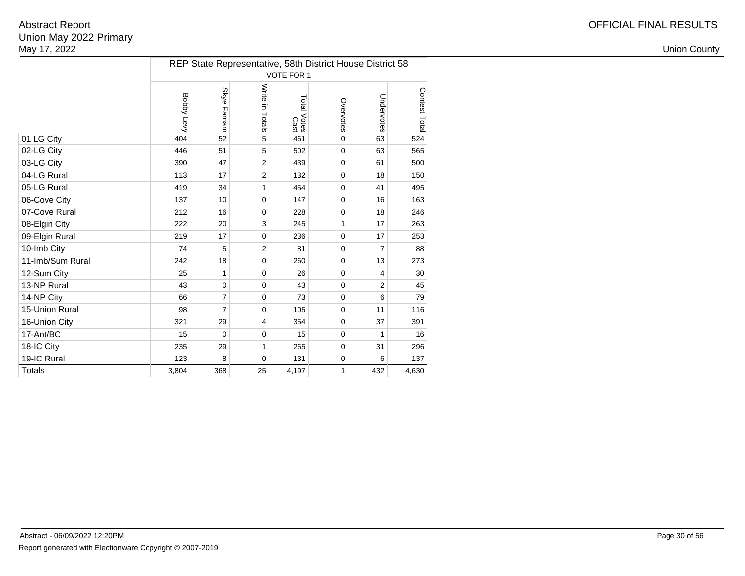Abstract Report
Union May 2022 Primary
May 17, 2022

OFFICIAL FINAL RESULTS

Union County

| | REP State Representative, 58th District House District 58 | | | | | | |
|---|---|---|---|---|---|---|---|
| | VOTE FOR 1 | | | | | | |
| | Bobby Levy | Skye Farnam | Write-in Totals | Total Votes Cast | Overvotes | Undervotes | Contest Total |
| 01 LG City | 404 | 52 | 5 | 461 | 0 | 63 | 524 |
| 02-LG City | 446 | 51 | 5 | 502 | 0 | 63 | 565 |
| 03-LG City | 390 | 47 | 2 | 439 | 0 | 61 | 500 |
| 04-LG Rural | 113 | 17 | 2 | 132 | 0 | 18 | 150 |
| 05-LG Rural | 419 | 34 | 1 | 454 | 0 | 41 | 495 |
| 06-Cove City | 137 | 10 | 0 | 147 | 0 | 16 | 163 |
| 07-Cove Rural | 212 | 16 | 0 | 228 | 0 | 18 | 246 |
| 08-Elgin City | 222 | 20 | 3 | 245 | 1 | 17 | 263 |
| 09-Elgin Rural | 219 | 17 | 0 | 236 | 0 | 17 | 253 |
| 10-Imb City | 74 | 5 | 2 | 81 | 0 | 7 | 88 |
| 11-Imb/Sum Rural | 242 | 18 | 0 | 260 | 0 | 13 | 273 |
| 12-Sum City | 25 | 1 | 0 | 26 | 0 | 4 | 30 |
| 13-NP Rural | 43 | 0 | 0 | 43 | 0 | 2 | 45 |
| 14-NP City | 66 | 7 | 0 | 73 | 0 | 6 | 79 |
| 15-Union Rural | 98 | 7 | 0 | 105 | 0 | 11 | 116 |
| 16-Union City | 321 | 29 | 4 | 354 | 0 | 37 | 391 |
| 17-Ant/BC | 15 | 0 | 0 | 15 | 0 | 1 | 16 |
| 18-IC City | 235 | 29 | 1 | 265 | 0 | 31 | 296 |
| 19-IC Rural | 123 | 8 | 0 | 131 | 0 | 6 | 137 |
| Totals | 3,804 | 368 | 25 | 4,197 | 1 | 432 | 4,630 |

Abstract - 06/09/2022 12:20PM

Report generated with Electionware Copyright © 2007-2019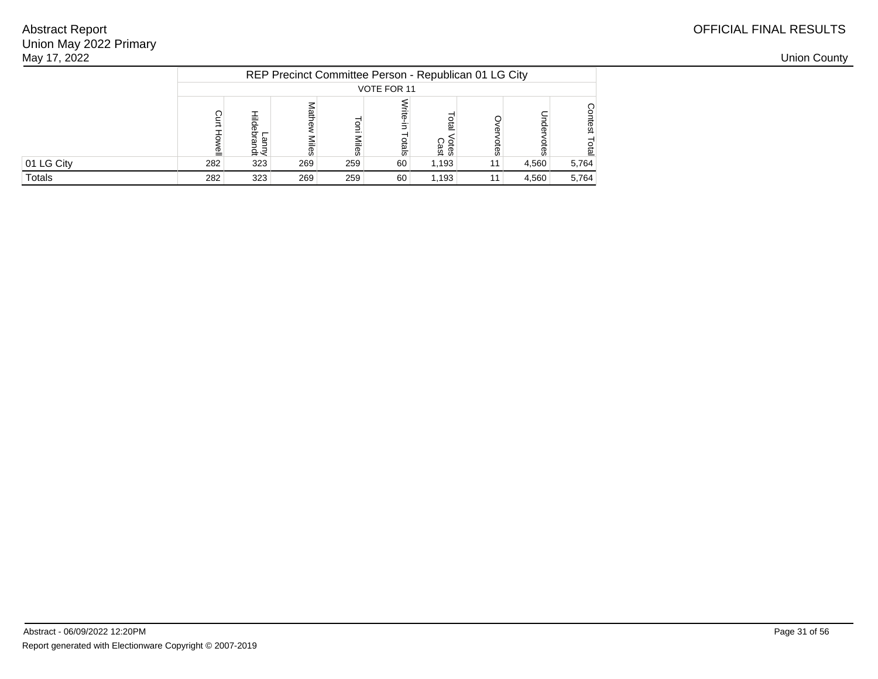Abstract Report
Union May 2022 Primary
May 17, 2022

OFFICIAL FINAL RESULTS

Union County

| | REP Precinct Committee Person - Republican 01 LG City | | | | | | | | |
|---|---|---|---|---|---|---|---|---|---|
| | VOTE FOR 11 | | | | | | | | |
| | Curt Howell | Lanny Hildebrandt | Mathew Miles | Toni Miles | Write-in Totals | Total Votes Cast | Overvotes | Undervotes | Contest Total |
| 01 LG City | 282 | 323 | 269 | 259 | 60 | 1,193 | 11 | 4,560 | 5,764 |
| Totals | 282 | 323 | 269 | 259 | 60 | 1,193 | 11 | 4,560 | 5,764 |

Abstract - 06/09/2022 12:20PM

Report generated with Electionware Copyright © 2007-2019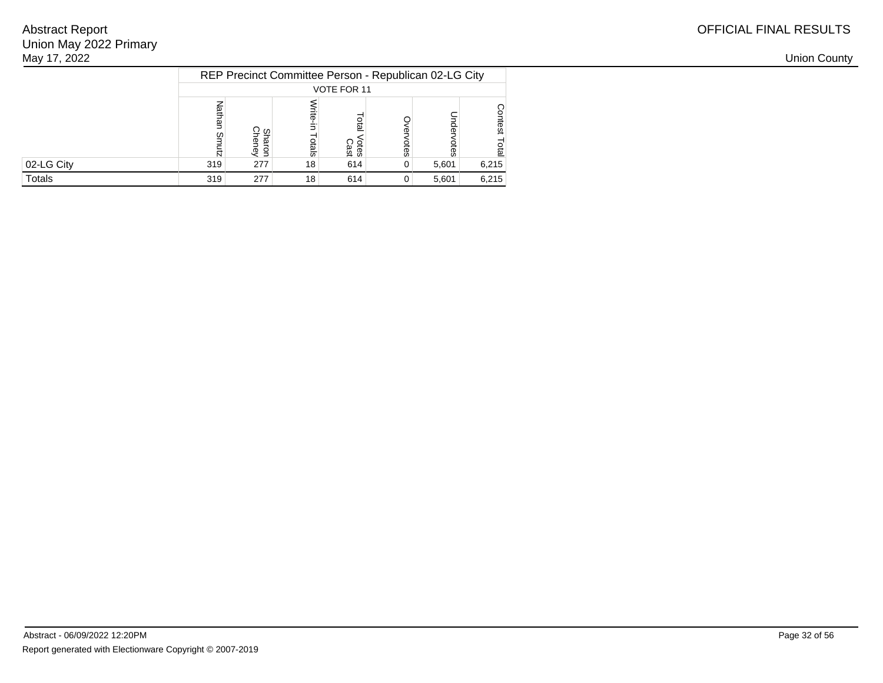Abstract Report
Union May 2022 Primary
May 17, 2022

OFFICIAL FINAL RESULTS

Union County

| | REP Precinct Committee Person - Republican 02-LG City | | | | | | |
|---|---|---|---|---|---|---|---|
| | VOTE FOR 11 | | | | | | |
| | Nathan Smutz | Sharon Cheney | Write-in Totals | Total Votes Cast | Overvotes | Undervotes | Contest Total |
| 02-LG City | 319 | 277 | 18 | 614 | 0 | 5,601 | 6,215 |
| Totals | 319 | 277 | 18 | 614 | 0 | 5,601 | 6,215 |

Abstract - 06/09/2022 12:20PM

Report generated with Electionware Copyright © 2007-2019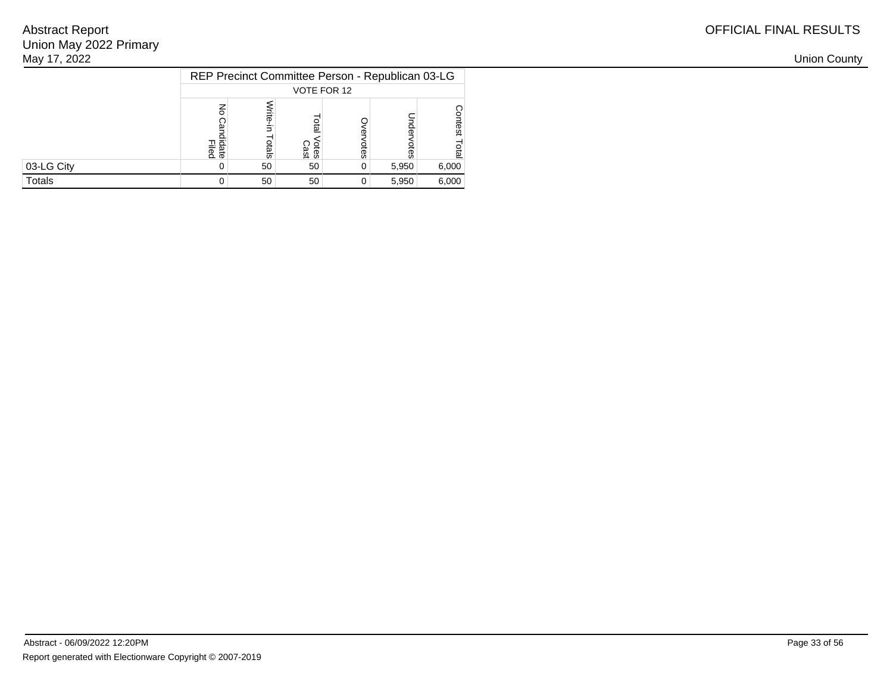Abstract Report
Union May 2022 Primary
May 17, 2022

OFFICIAL FINAL RESULTS

Union County

| | REP Precinct Committee Person - Republican 03-LG | | | | | |
|---|---|---|---|---|---|---|
| | VOTE FOR 12 | | | | | |
| | No Candidate Filed | Write-in Totals | Total Votes Cast | Overvotes | Undervotes | Contest Total |
| 03-LG City | 0 | 50 | 50 | 0 | 5,950 | 6,000 |
| Totals | 0 | 50 | 50 | 0 | 5,950 | 6,000 |

Abstract - 06/09/2022 12:20PM

Report generated with Electionware Copyright © 2007-2019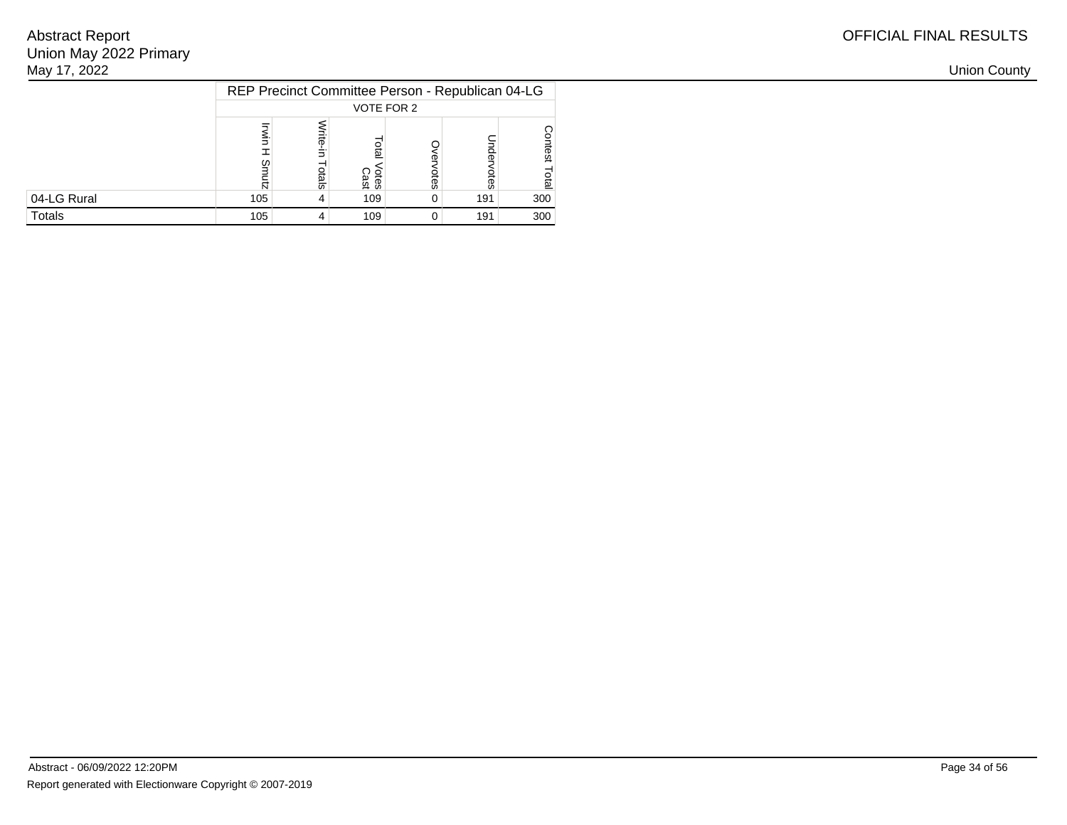# Abstract Report
Union May 2022 Primary
May 17, 2022

OFFICIAL FINAL RESULTS

Union County

| | REP Precinct Committee Person - Republican 04-LG | | | | | |
|---|---|---|---|---|---|---|
| | VOTE FOR 2 | | | | | |
| | Irwin H Smutz | Write-in Totals | Total Votes Cast | Overvotes | Undervotes | Contest Total |
| 04-LG Rural | 105 | 4 | 109 | 0 | 191 | 300 |
| Totals | 105 | 4 | 109 | 0 | 191 | 300 |

Abstract - 06/09/2022 12:20PM

Report generated with Electionware Copyright © 2007-2019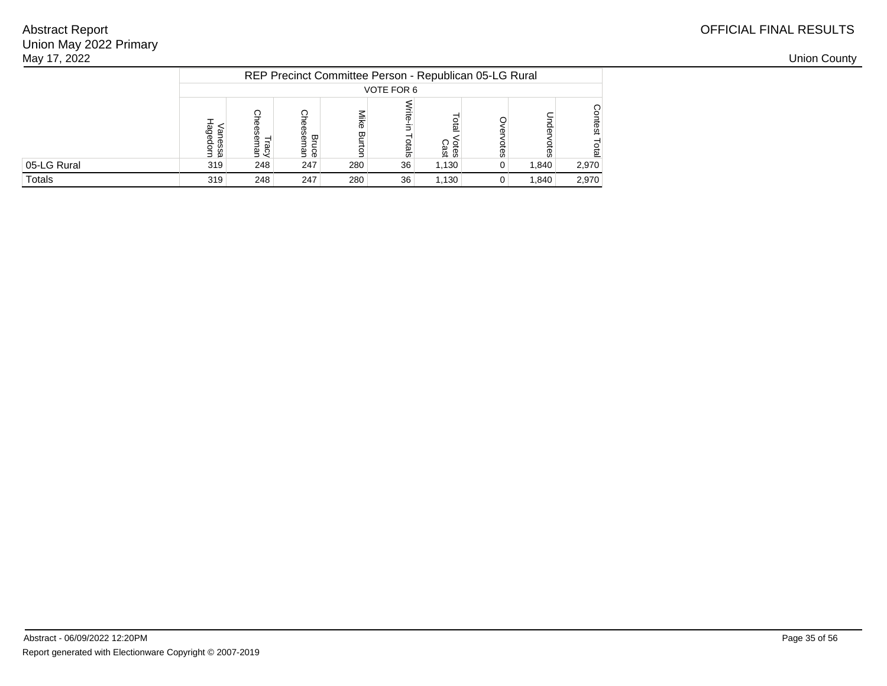Abstract Report
Union May 2022 Primary
May 17, 2022

OFFICIAL FINAL RESULTS

Union County

| | REP Precinct Committee Person - Republican 05-LG Rural | | | | | | | | |
|---|---|---|---|---|---|---|---|---|---|
| | VOTE FOR 6 | | | | | | | | |
| | Vanessa Hagedorn | Tracy Cheeseman | Bruce Cheeseman | Mike Burton | Write-in Totals | Total Votes Cast | Overvotes | Undervotes | Contest Total |
| 05-LG Rural | 319 | 248 | 247 | 280 | 36 | 1,130 | 0 | 1,840 | 2,970 |
| Totals | 319 | 248 | 247 | 280 | 36 | 1,130 | 0 | 1,840 | 2,970 |

Abstract - 06/09/2022 12:20PM

Report generated with Electionware Copyright © 2007-2019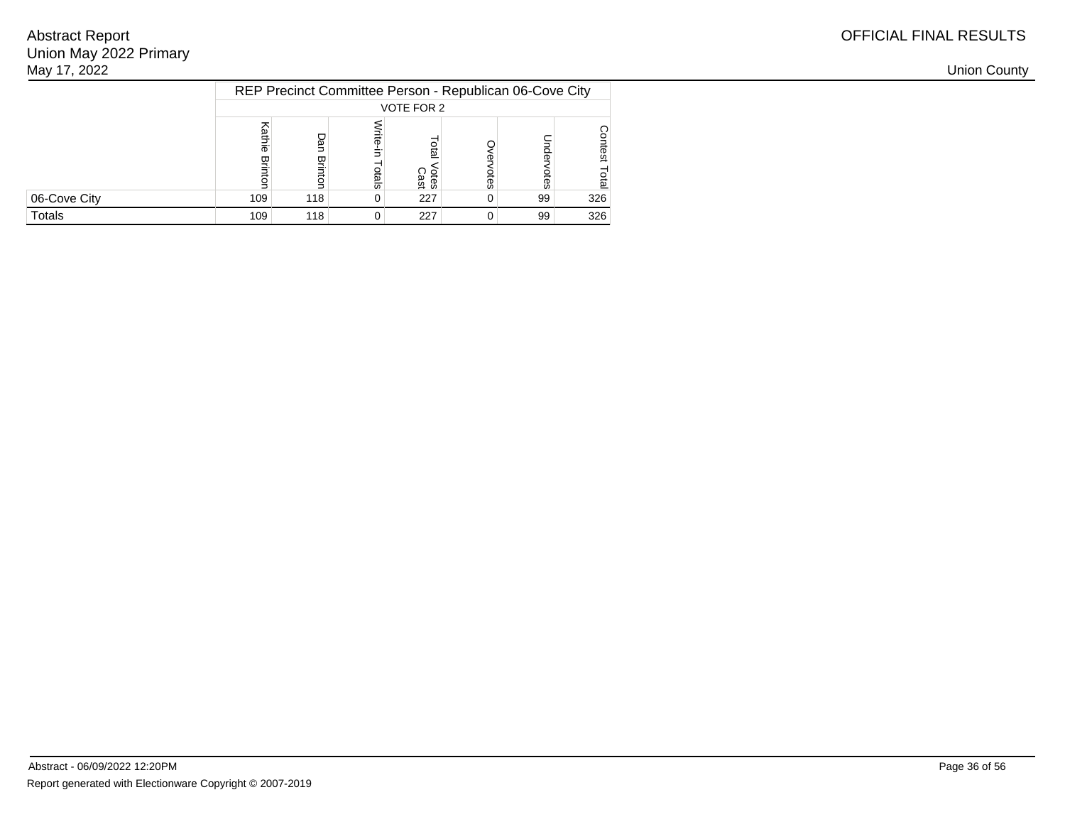Abstract Report
Union May 2022 Primary
May 17, 2022

OFFICIAL FINAL RESULTS

Union County

| | REP Precinct Committee Person - Republican 06-Cove City | | | | | | |
|---|---|---|---|---|---|---|---|
| | VOTE FOR 2 | | | | | | |
| | Kathie Brinton | Dan Brinton | Write-in Totals | Total Votes Cast | Overvotes | Undervotes | Contest Total |
| 06-Cove City | 109 | 118 | 0 | 227 | 0 | 99 | 326 |
| Totals | 109 | 118 | 0 | 227 | 0 | 99 | 326 |

Abstract - 06/09/2022 12:20PM

Report generated with Electionware Copyright © 2007-2019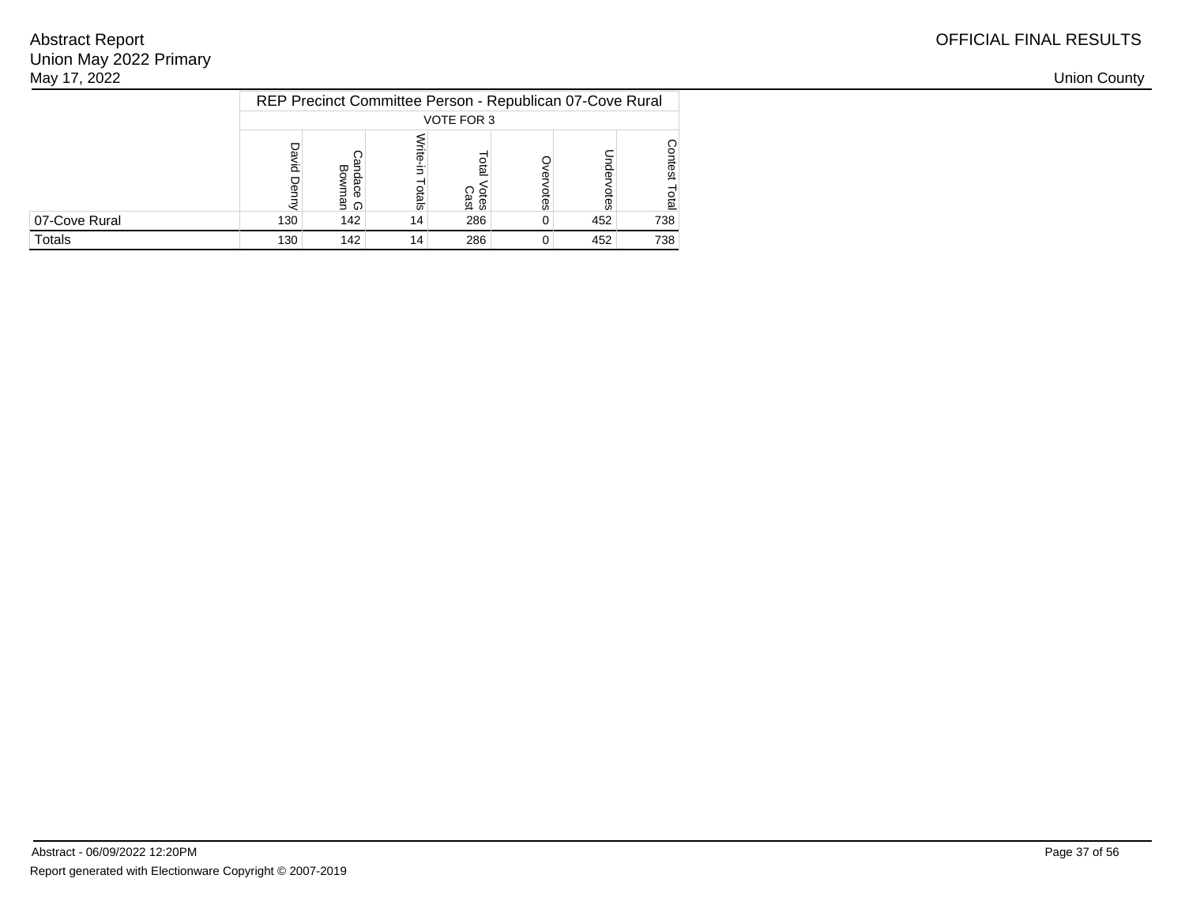Abstract Report
Union May 2022 Primary
May 17, 2022

OFFICIAL FINAL RESULTS

Union County

| | REP Precinct Committee Person - Republican 07-Cove Rural | | | | | | |
|---|---|---|---|---|---|---|---|
| | VOTE FOR 3 | | | | | | |
| | David Denny | Candace G Bowman | Write-in Totals | Total Votes Cast | Overvotes | Undervotes | Contest Total |
| 07-Cove Rural | 130 | 142 | 14 | 286 | 0 | 452 | 738 |
| Totals | 130 | 142 | 14 | 286 | 0 | 452 | 738 |

Abstract - 06/09/2022 12:20PM

Report generated with Electionware Copyright © 2007-2019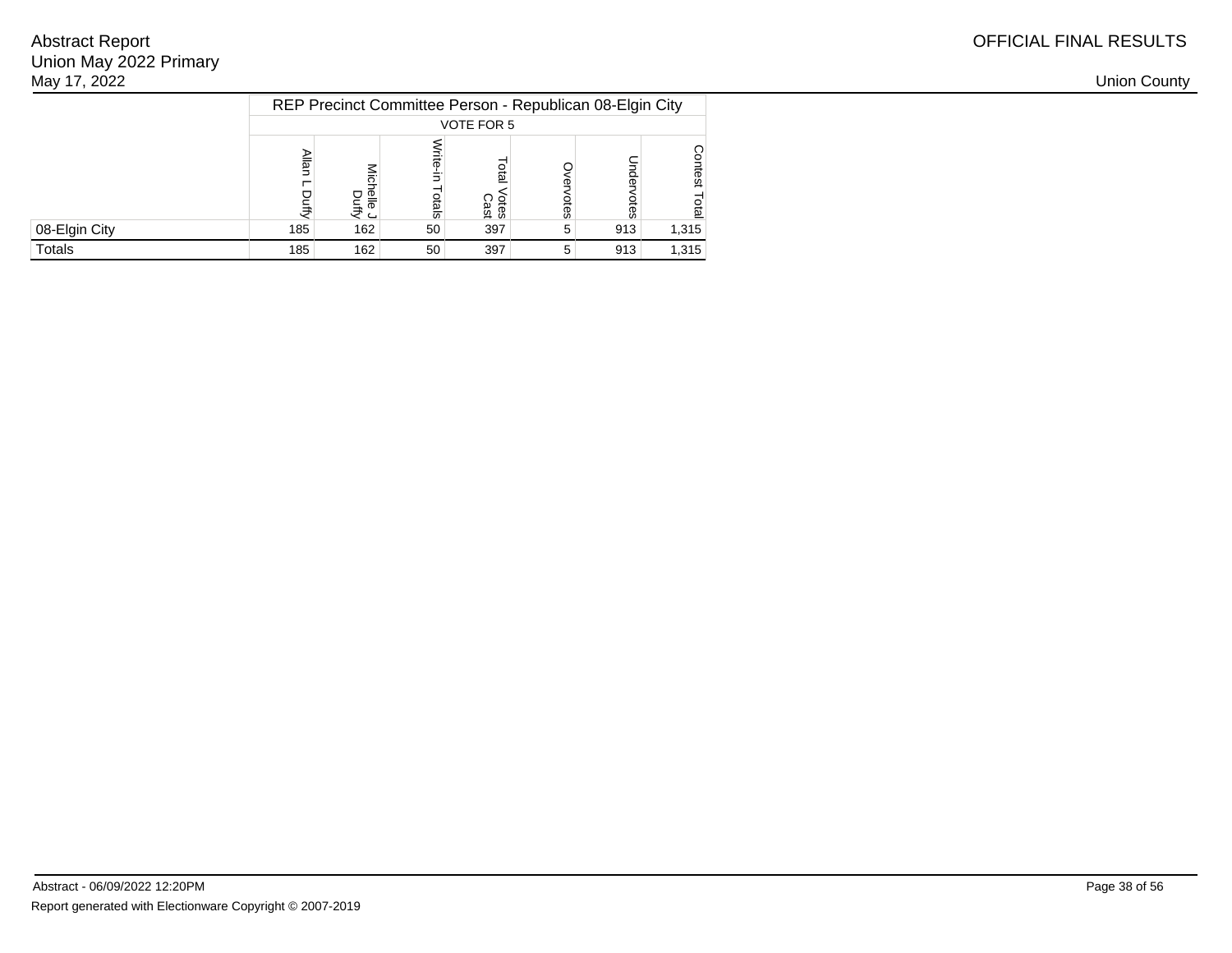Abstract Report
Union May 2022 Primary
May 17, 2022

OFFICIAL FINAL RESULTS

Union County

| | REP Precinct Committee Person - Republican 08-Elgin City | | | | | | |
|---|---|---|---|---|---|---|---|
| | VOTE FOR 5 | | | | | | |
| | Allan L Duffy | Michelle J Duffy | Write-in Totals | Total Votes Cast | Overvotes | Undervotes | Contest Total |
| 08-Elgin City | 185 | 162 | 50 | 397 | 5 | 913 | 1,315 |
| Totals | 185 | 162 | 50 | 397 | 5 | 913 | 1,315 |

Abstract - 06/09/2022 12:20PM

Report generated with Electionware Copyright © 2007-2019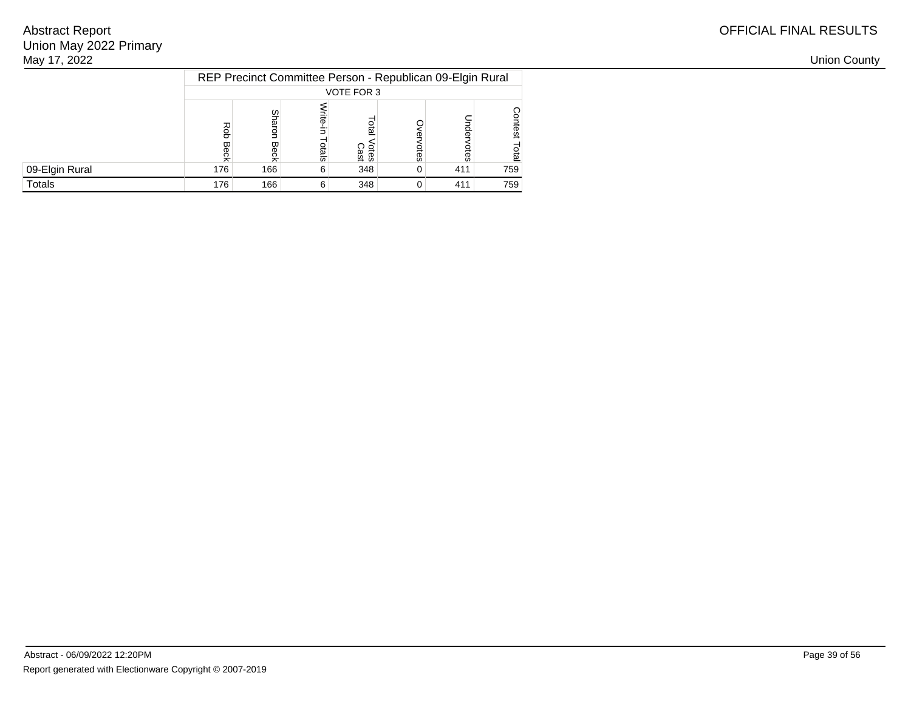Abstract Report
Union May 2022 Primary
May 17, 2022

OFFICIAL FINAL RESULTS

Union County

| | REP Precinct Committee Person - Republican 09-Elgin Rural | | | | | | |
|---|---|---|---|---|---|---|---|
| | VOTE FOR 3 | | | | | | |
| | Rob Beck | Sharon Beck | Write-in Totals | Total Votes Cast | Overvotes | Undervotes | Contest Total |
| 09-Elgin Rural | 176 | 166 | 6 | 348 | 0 | 411 | 759 |
| Totals | 176 | 166 | 6 | 348 | 0 | 411 | 759 |

Abstract - 06/09/2022 12:20PM

Report generated with Electionware Copyright © 2007-2019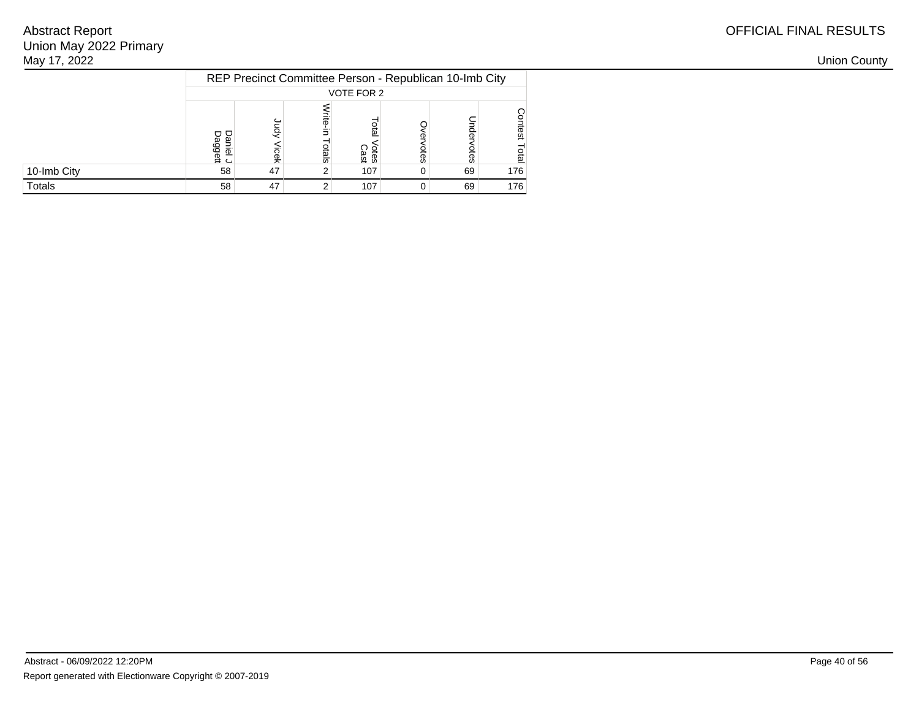| | REP Precinct Committee Person - Republican 10-Imb City | | | | | | |
|---|---|---|---|---|---|---|---|
| | VOTE FOR 2 | | | | | | |
| | Daniel J Daggett | Judy Vicek | Write-in Totals | Total Votes Cast | Overvotes | Undervotes | Contest Total |
| 10-Imb City | 58 | 47 | 2 | 107 | 0 | 69 | 176 |
| Totals | 58 | 47 | 2 | 107 | 0 | 69 | 176 |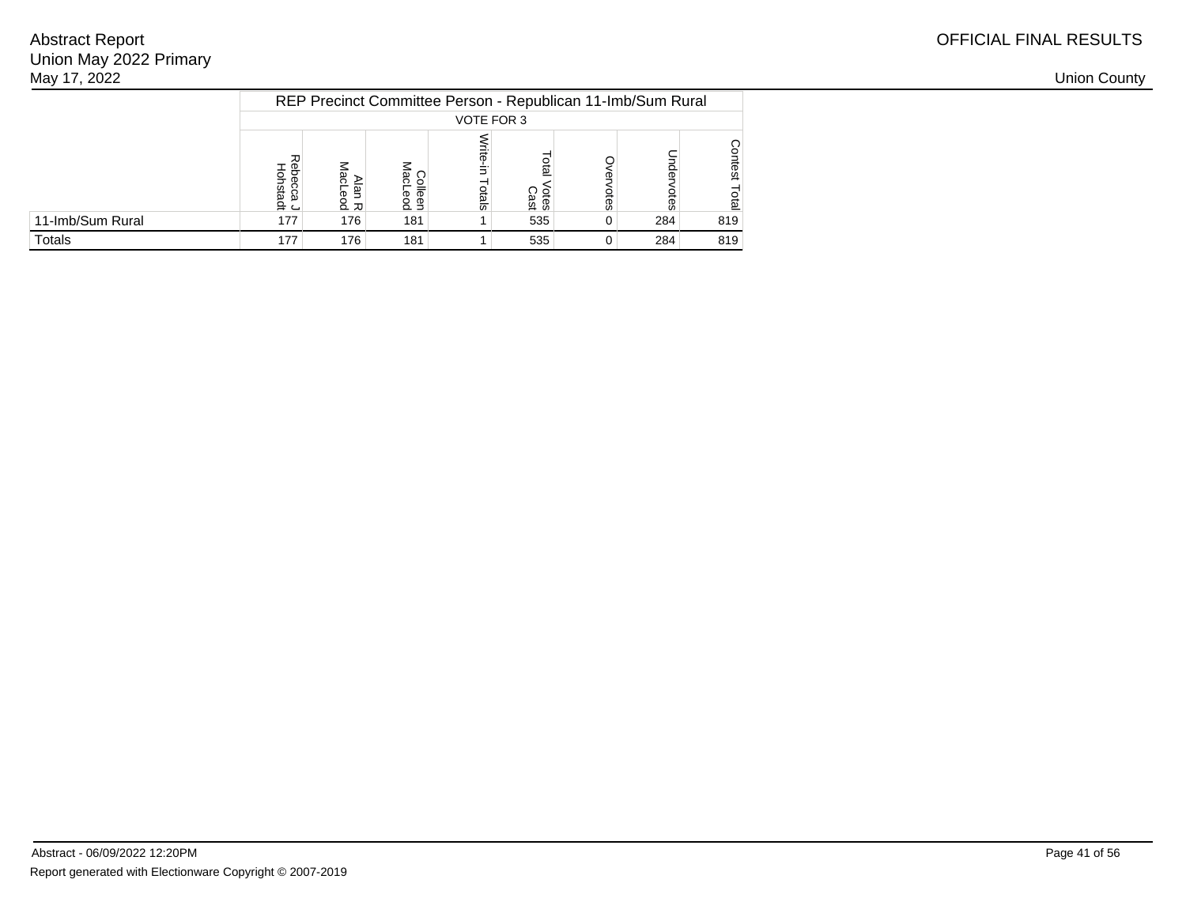| | REP Precinct Committee Person - Republican 11-Imb/Sum Rural | | | | | | | |
|---|---|---|---|---|---|---|---|---|
| | VOTE FOR 3 | | | | | | | |
| | Rebecca J Hohstadt | Alan R MacLeod | Colleen MacLeod | Write-in Totals | Total Votes Cast | Overvotes | Undervotes | Contest Total |
| 11-Imb/Sum Rural | 177 | 176 | 181 | 1 | 535 | 0 | 284 | 819 |
| Totals | 177 | 176 | 181 | 1 | 535 | 0 | 284 | 819 |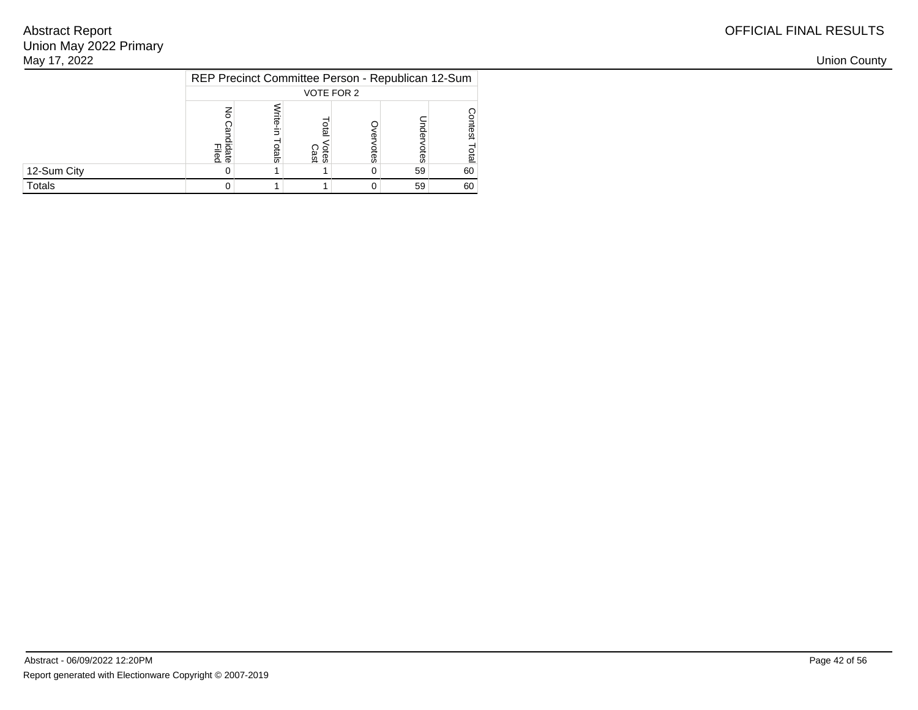Abstract Report
Union May 2022 Primary
May 17, 2022

OFFICIAL FINAL RESULTS

Union County

| | REP Precinct Committee Person - Republican 12-Sum | | | | | |
|---|---|---|---|---|---|---|
| | VOTE FOR 2 | | | | | |
| | No Candidate Filed | Write-in Totals | Total Votes Cast | Overvotes | Undervotes | Contest Total |
| 12-Sum City | 0 | 1 | 1 | 0 | 59 | 60 |
| Totals | 0 | 1 | 1 | 0 | 59 | 60 |

Abstract - 06/09/2022 12:20PM

Report generated with Electionware Copyright © 2007-2019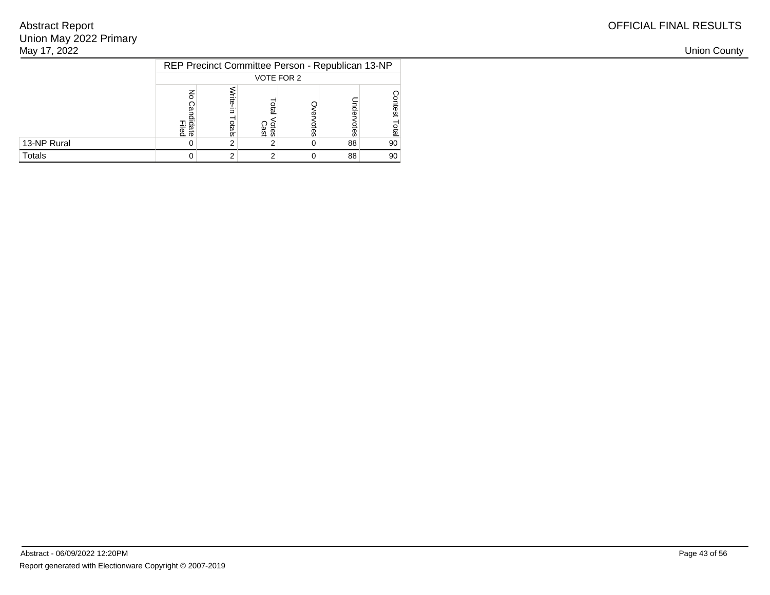Abstract Report
Union May 2022 Primary
May 17, 2022

OFFICIAL FINAL RESULTS

Union County

| | REP Precinct Committee Person - Republican 13-NP | | | | | |
|---|---|---|---|---|---|---|
| | VOTE FOR 2 | | | | | |
| | No Candidate Filed | Write-in Totals | Total Votes Cast | Overvotes | Undervotes | Contest Total |
| 13-NP Rural | 0 | 2 | 2 | 0 | 88 | 90 |
| Totals | 0 | 2 | 2 | 0 | 88 | 90 |

Abstract - 06/09/2022 12:20PM

Report generated with Electionware Copyright © 2007-2019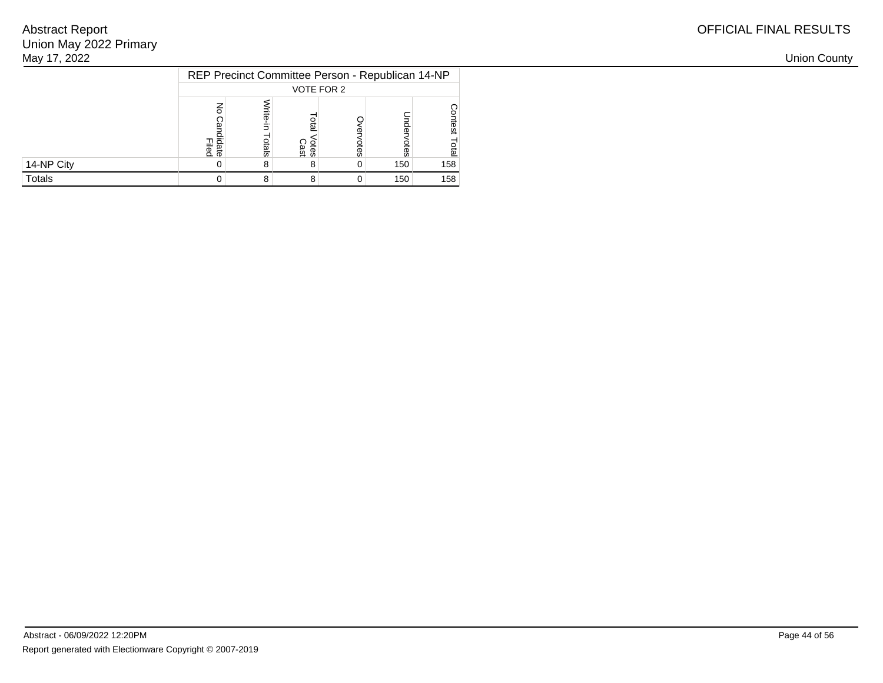Abstract Report
Union May 2022 Primary
May 17, 2022

OFFICIAL FINAL RESULTS

Union County

| | REP Precinct Committee Person - Republican 14-NP | | | | | |
|---|---|---|---|---|---|---|
| | VOTE FOR 2 | | | | | |
| | No Candidate Filed | Write-in Totals | Total Votes Cast | Overvotes | Undervotes | Contest Total |
| 14-NP City | 0 | 8 | 8 | 0 | 150 | 158 |
| Totals | 0 | 8 | 8 | 0 | 150 | 158 |

Abstract - 06/09/2022 12:20PM

Report generated with Electionware Copyright © 2007-2019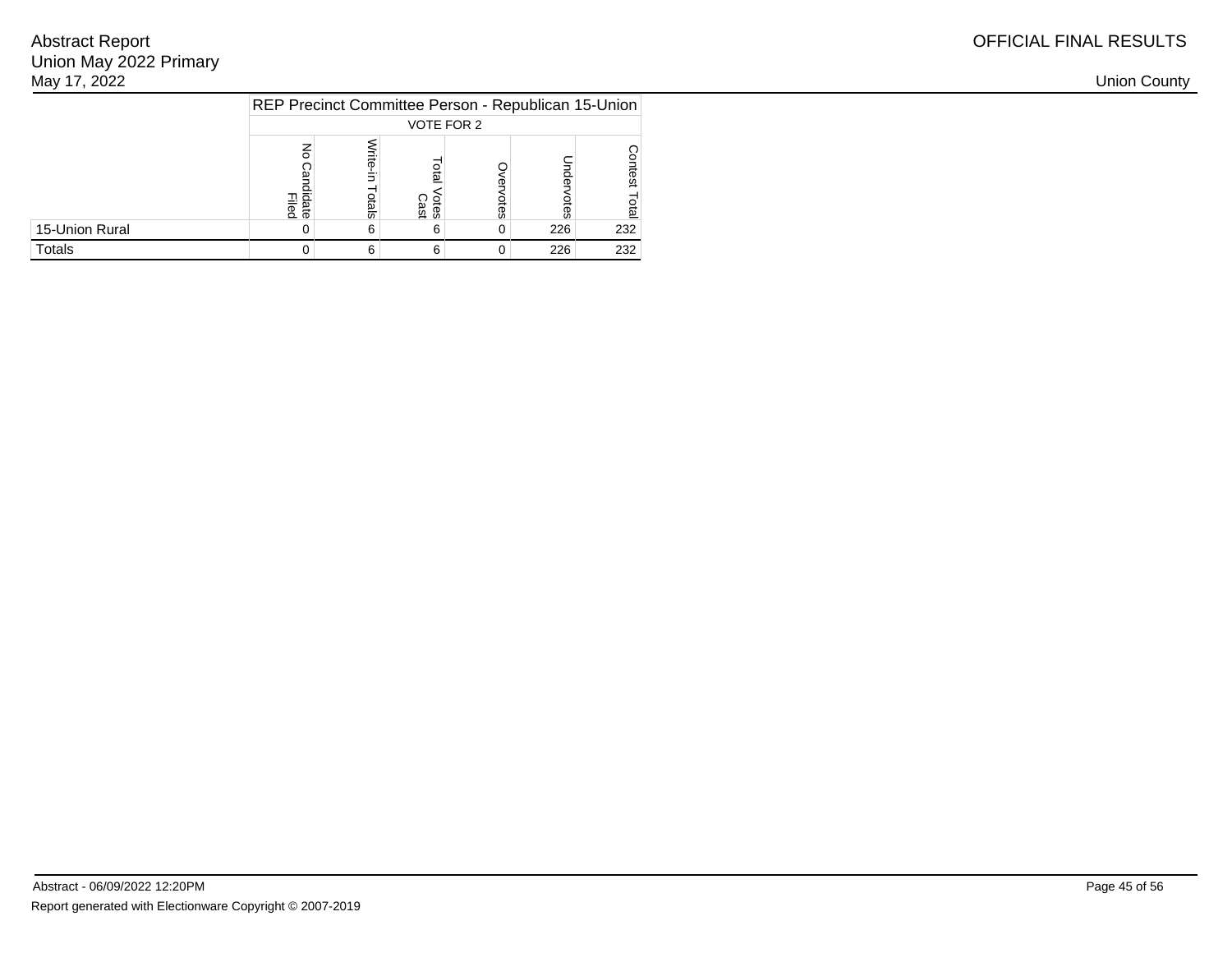| | REP Precinct Committee Person - Republican 15-Union | | | | | |
|---|---|---|---|---|---|---|
| | VOTE FOR 2 | | | | | |
| | No Candidate Filed | Write-in Totals | Total Votes Cast | Overvotes | Undervotes | Contest Total |
| 15-Union Rural | 0 | 6 | 6 | 0 | 226 | 232 |
| Totals | 0 | 6 | 6 | 0 | 226 | 232 |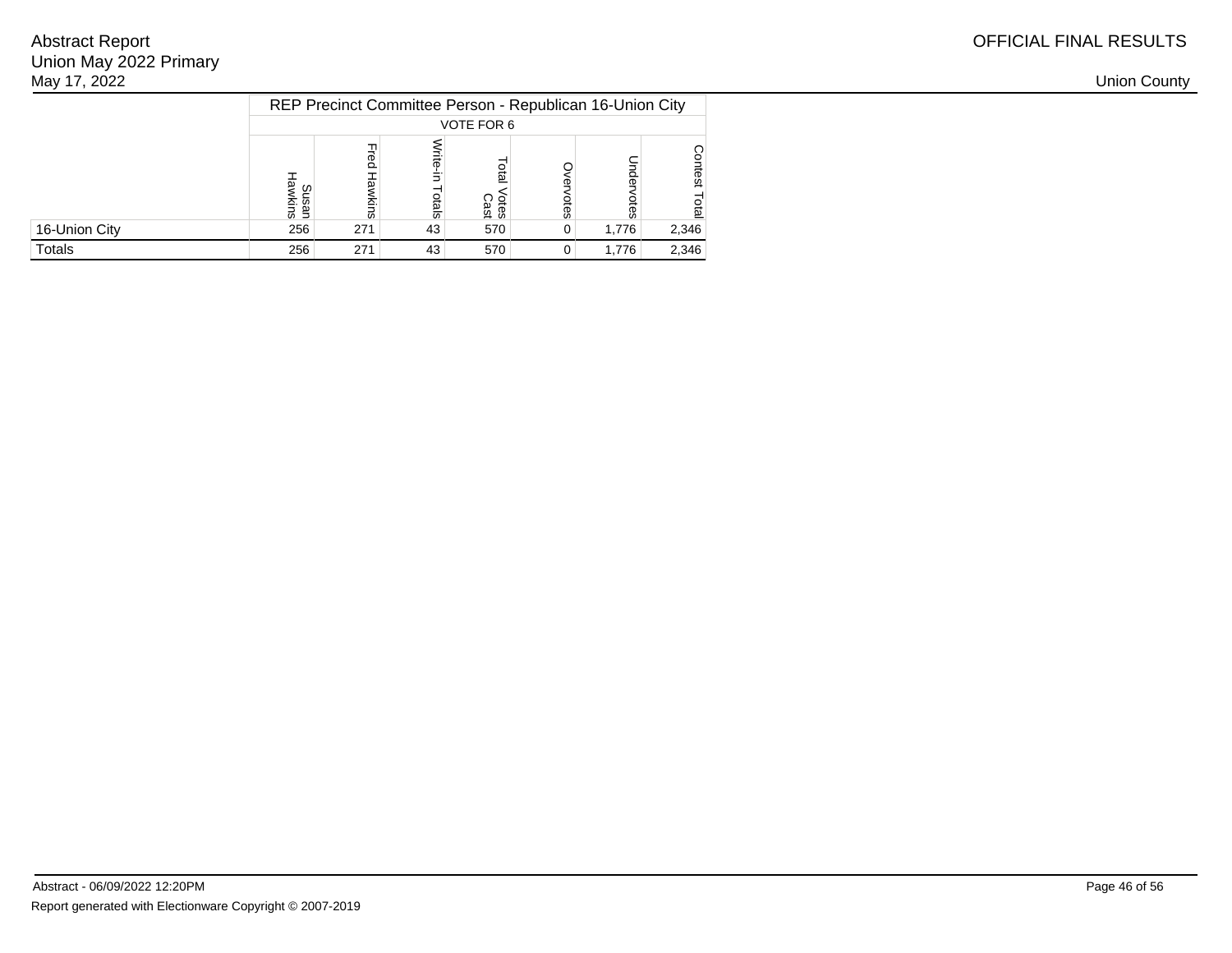Abstract Report
Union May 2022 Primary
May 17, 2022

OFFICIAL FINAL RESULTS

Union County

| | REP Precinct Committee Person - Republican 16-Union City | | | | | | |
|---|---|---|---|---|---|---|---|
| | VOTE FOR 6 | | | | | | |
| | Susan Hawkins | Fred Hawkins | Write-in Totals | Total Votes Cast | Overvotes | Undervotes | Contest Total |
| 16-Union City | 256 | 271 | 43 | 570 | 0 | 1,776 | 2,346 |
| Totals | 256 | 271 | 43 | 570 | 0 | 1,776 | 2,346 |

Abstract - 06/09/2022 12:20PM

Report generated with Electionware Copyright © 2007-2019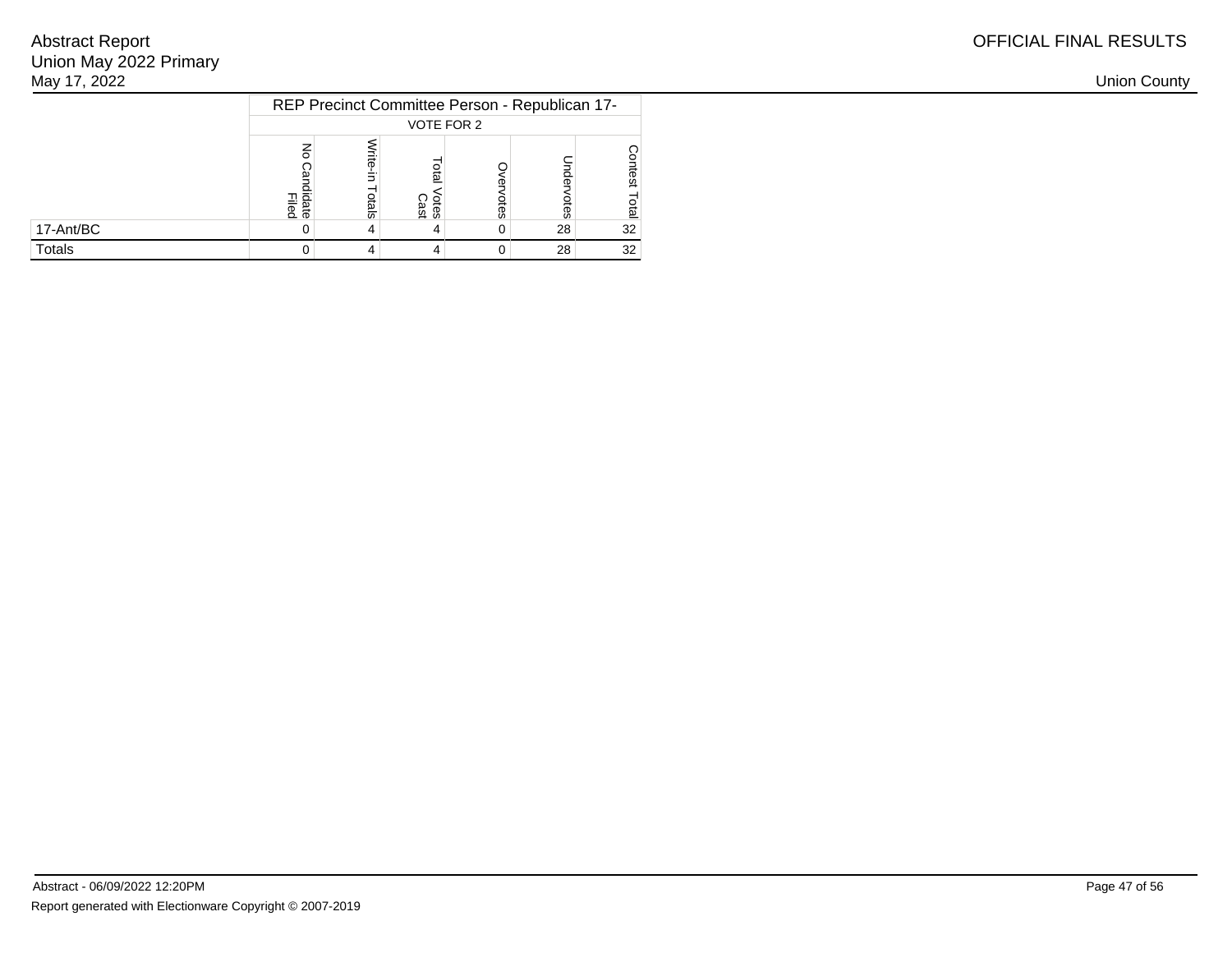| | REP Precinct Committee Person - Republican 17- | | | | | |
|---|---|---|---|---|---|---|
| | VOTE FOR 2 | | | | | |
| | No Candidate Filed | Write-in Totals | Total Votes Cast | Overvotes | Undervotes | Contest Total |
| 17-Ant/BC | 0 | 4 | 4 | 0 | 28 | 32 |
| Totals | 0 | 4 | 4 | 0 | 28 | 32 |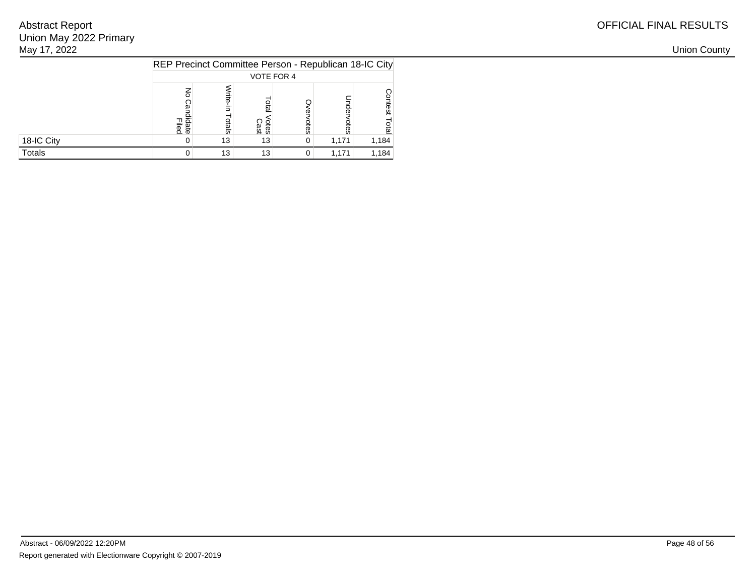Abstract Report
Union May 2022 Primary
May 17, 2022

OFFICIAL FINAL RESULTS

Union County

| | REP Precinct Committee Person - Republican 18-IC City | | | | | |
|---|---|---|---|---|---|---|
| | VOTE FOR 4 | | | | | |
| | No Candidate Filed | Write-in Totals | Total Votes Cast | Overvotes | Undervotes | Contest Total |
| 18-IC City | 0 | 13 | 13 | 0 | 1,171 | 1,184 |
| Totals | 0 | 13 | 13 | 0 | 1,171 | 1,184 |

Abstract - 06/09/2022 12:20PM

Report generated with Electionware Copyright © 2007-2019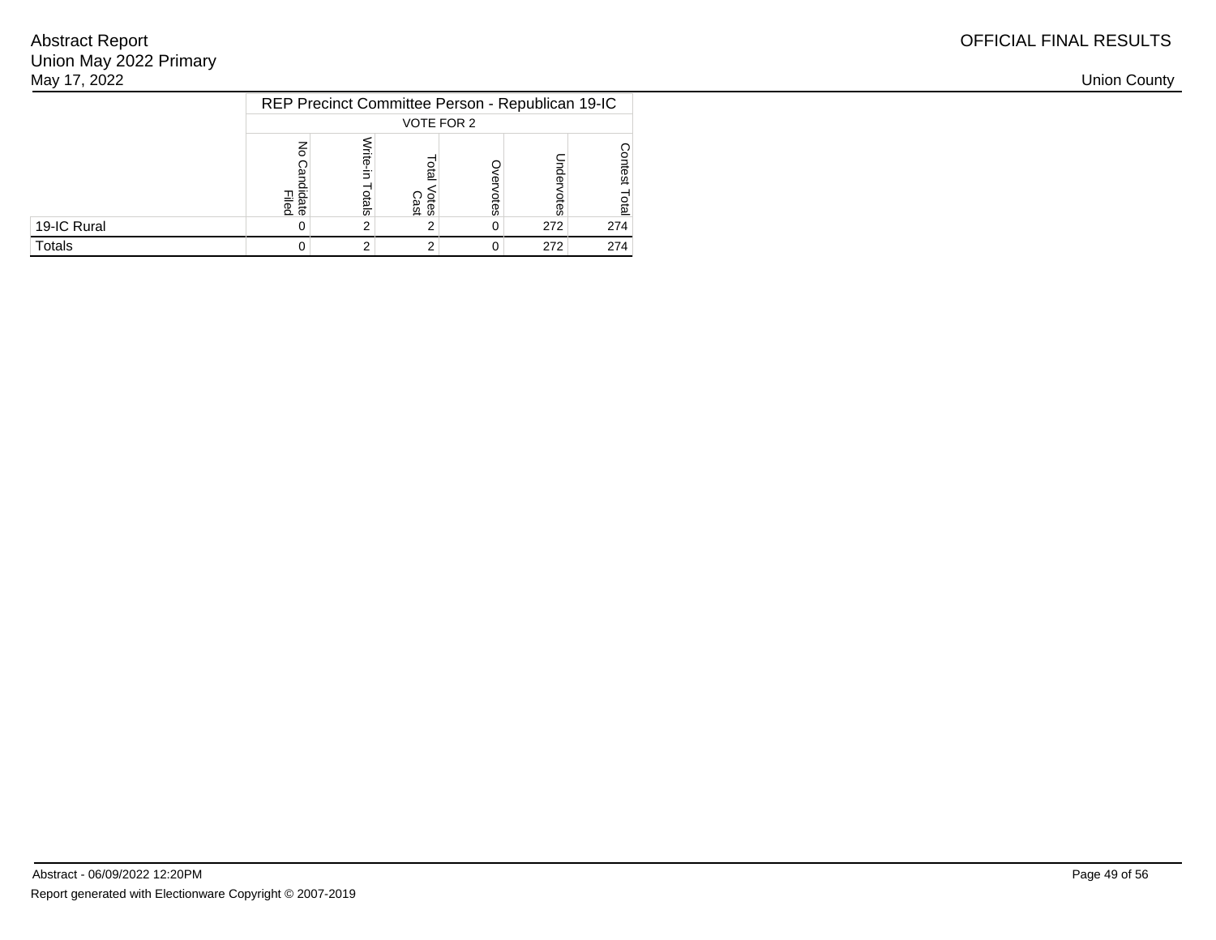| | REP Precinct Committee Person - Republican 19-IC | | | | | |
|---|---|---|---|---|---|---|
| | VOTE FOR 2 | | | | | |
| | No Candidate Filed | Write-in Totals | Total Votes Cast | Overvotes | Undervotes | Contest Total |
| 19-IC Rural | 0 | 2 | 2 | 0 | 272 | 274 |
| Totals | 0 | 2 | 2 | 0 | 272 | 274 |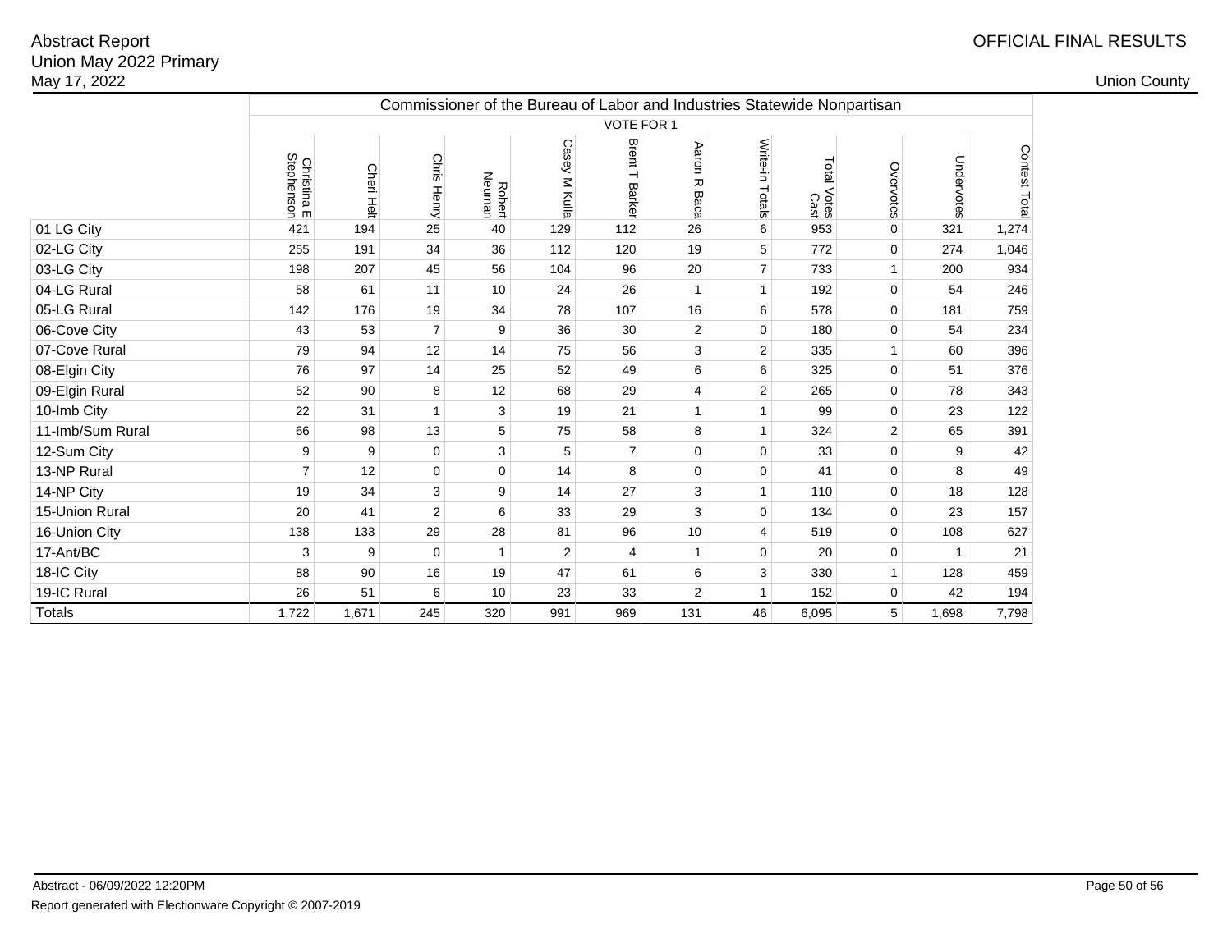Abstract Report
Union May 2022 Primary
May 17, 2022

OFFICIAL FINAL RESULTS

Union County

| | Commissioner of the Bureau of Labor and Industries Statewide Nonpartisan | | | | | | | | | | | |
|---|---|---|---|---|---|---|---|---|---|---|---|---|
| | VOTE FOR 1 | | | | | | | | | | | |
| | Christina E Stephenson | Cheri Helt | Chris Henry | Robert Neuman | Casey M Kulla | Brent T Barker | Aaron R Baca | Write-in Totals | Total Votes Cast | Overvotes | Undervotes | Contest Total |
| 01 LG City | 421 | 194 | 25 | 40 | 129 | 112 | 26 | 6 | 953 | 0 | 321 | 1,274 |
| 02-LG City | 255 | 191 | 34 | 36 | 112 | 120 | 19 | 5 | 772 | 0 | 274 | 1,046 |
| 03-LG City | 198 | 207 | 45 | 56 | 104 | 96 | 20 | 7 | 733 | 1 | 200 | 934 |
| 04-LG Rural | 58 | 61 | 11 | 10 | 24 | 26 | 1 | 1 | 192 | 0 | 54 | 246 |
| 05-LG Rural | 142 | 176 | 19 | 34 | 78 | 107 | 16 | 6 | 578 | 0 | 181 | 759 |
| 06-Cove City | 43 | 53 | 7 | 9 | 36 | 30 | 2 | 0 | 180 | 0 | 54 | 234 |
| 07-Cove Rural | 79 | 94 | 12 | 14 | 75 | 56 | 3 | 2 | 335 | 1 | 60 | 396 |
| 08-Elgin City | 76 | 97 | 14 | 25 | 52 | 49 | 6 | 6 | 325 | 0 | 51 | 376 |
| 09-Elgin Rural | 52 | 90 | 8 | 12 | 68 | 29 | 4 | 2 | 265 | 0 | 78 | 343 |
| 10-Imb City | 22 | 31 | 1 | 3 | 19 | 21 | 1 | 1 | 99 | 0 | 23 | 122 |
| 11-Imb/Sum Rural | 66 | 98 | 13 | 5 | 75 | 58 | 8 | 1 | 324 | 2 | 65 | 391 |
| 12-Sum City | 9 | 9 | 0 | 3 | 5 | 7 | 0 | 0 | 33 | 0 | 9 | 42 |
| 13-NP Rural | 7 | 12 | 0 | 0 | 14 | 8 | 0 | 0 | 41 | 0 | 8 | 49 |
| 14-NP City | 19 | 34 | 3 | 9 | 14 | 27 | 3 | 1 | 110 | 0 | 18 | 128 |
| 15-Union Rural | 20 | 41 | 2 | 6 | 33 | 29 | 3 | 0 | 134 | 0 | 23 | 157 |
| 16-Union City | 138 | 133 | 29 | 28 | 81 | 96 | 10 | 4 | 519 | 0 | 108 | 627 |
| 17-Ant/BC | 3 | 9 | 0 | 1 | 2 | 4 | 1 | 0 | 20 | 0 | 1 | 21 |
| 18-IC City | 88 | 90 | 16 | 19 | 47 | 61 | 6 | 3 | 330 | 1 | 128 | 459 |
| 19-IC Rural | 26 | 51 | 6 | 10 | 23 | 33 | 2 | 1 | 152 | 0 | 42 | 194 |
| Totals | 1,722 | 1,671 | 245 | 320 | 991 | 969 | 131 | 46 | 6,095 | 5 | 1,698 | 7,798 |

Abstract - 06/09/2022 12:20PM

Report generated with Electionware Copyright © 2007-2019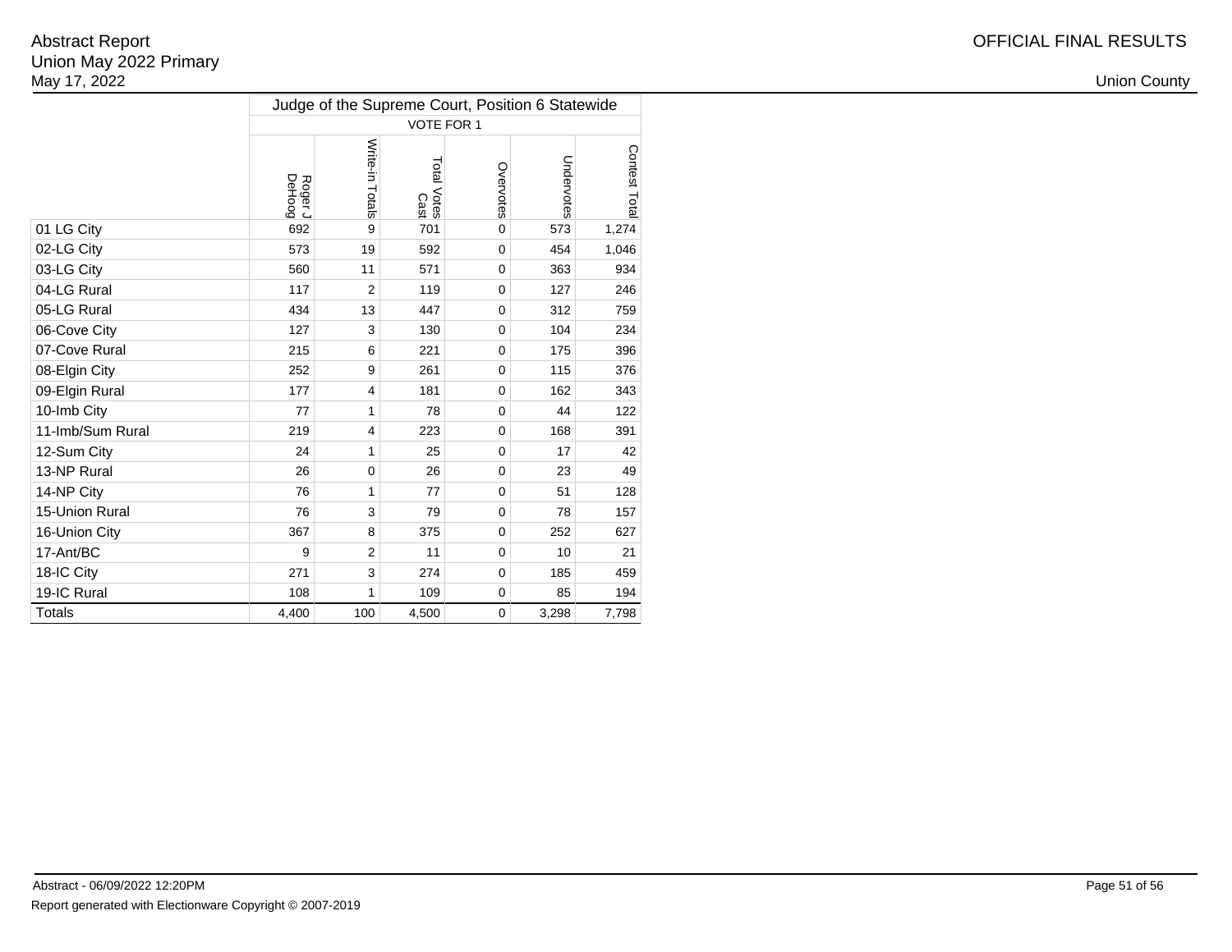Abstract Report
Union May 2022 Primary
May 17, 2022

OFFICIAL FINAL RESULTS

Union County

| | Judge of the Supreme Court, Position 6 Statewide | | | | | |
|---|---|---|---|---|---|---|
| | VOTE FOR 1 | | | | | |
| | Roger J DeHoog | Write-in Totals | Total Votes Cast | Overvotes | Undervotes | Contest Total |
| 01 LG City | 692 | 9 | 701 | 0 | 573 | 1,274 |
| 02-LG City | 573 | 19 | 592 | 0 | 454 | 1,046 |
| 03-LG City | 560 | 11 | 571 | 0 | 363 | 934 |
| 04-LG Rural | 117 | 2 | 119 | 0 | 127 | 246 |
| 05-LG Rural | 434 | 13 | 447 | 0 | 312 | 759 |
| 06-Cove City | 127 | 3 | 130 | 0 | 104 | 234 |
| 07-Cove Rural | 215 | 6 | 221 | 0 | 175 | 396 |
| 08-Elgin City | 252 | 9 | 261 | 0 | 115 | 376 |
| 09-Elgin Rural | 177 | 4 | 181 | 0 | 162 | 343 |
| 10-Imb City | 77 | 1 | 78 | 0 | 44 | 122 |
| 11-Imb/Sum Rural | 219 | 4 | 223 | 0 | 168 | 391 |
| 12-Sum City | 24 | 1 | 25 | 0 | 17 | 42 |
| 13-NP Rural | 26 | 0 | 26 | 0 | 23 | 49 |
| 14-NP City | 76 | 1 | 77 | 0 | 51 | 128 |
| 15-Union Rural | 76 | 3 | 79 | 0 | 78 | 157 |
| 16-Union City | 367 | 8 | 375 | 0 | 252 | 627 |
| 17-Ant/BC | 9 | 2 | 11 | 0 | 10 | 21 |
| 18-IC City | 271 | 3 | 274 | 0 | 185 | 459 |
| 19-IC Rural | 108 | 1 | 109 | 0 | 85 | 194 |
| Totals | 4,400 | 100 | 4,500 | 0 | 3,298 | 7,798 |

Abstract - 06/09/2022 12:20PM

Report generated with Electionware Copyright © 2007-2019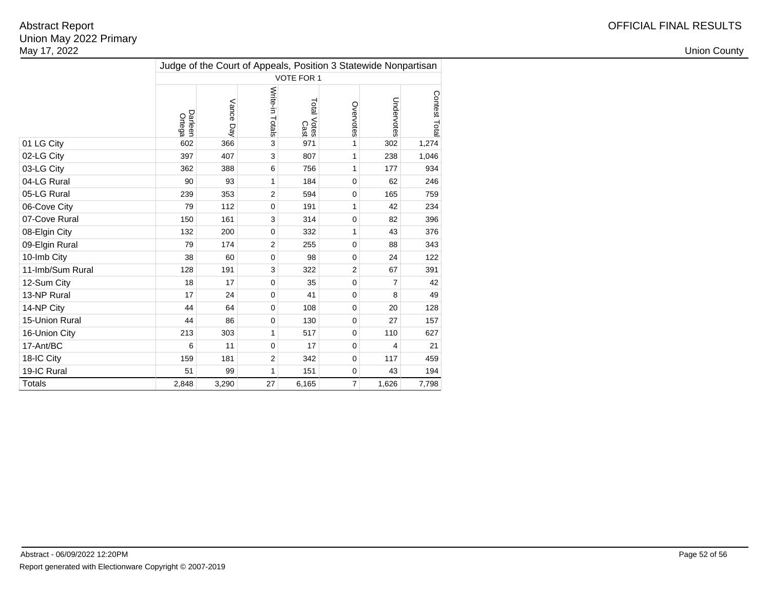Abstract Report
Union May 2022 Primary
May 17, 2022

OFFICIAL FINAL RESULTS

Union County

| | Judge of the Court of Appeals, Position 3 Statewide Nonpartisan | | | | | | |
|---|---|---|---|---|---|---|---|
| | VOTE FOR 1 | | | | | | |
| | Darleen Ortega | Vance Day | Write-in Totals | Total Votes Cast | Overvotes | Undervotes | Contest Total |
| 01 LG City | 602 | 366 | 3 | 971 | 1 | 302 | 1,274 |
| 02-LG City | 397 | 407 | 3 | 807 | 1 | 238 | 1,046 |
| 03-LG City | 362 | 388 | 6 | 756 | 1 | 177 | 934 |
| 04-LG Rural | 90 | 93 | 1 | 184 | 0 | 62 | 246 |
| 05-LG Rural | 239 | 353 | 2 | 594 | 0 | 165 | 759 |
| 06-Cove City | 79 | 112 | 0 | 191 | 1 | 42 | 234 |
| 07-Cove Rural | 150 | 161 | 3 | 314 | 0 | 82 | 396 |
| 08-Elgin City | 132 | 200 | 0 | 332 | 1 | 43 | 376 |
| 09-Elgin Rural | 79 | 174 | 2 | 255 | 0 | 88 | 343 |
| 10-Imb City | 38 | 60 | 0 | 98 | 0 | 24 | 122 |
| 11-Imb/Sum Rural | 128 | 191 | 3 | 322 | 2 | 67 | 391 |
| 12-Sum City | 18 | 17 | 0 | 35 | 0 | 7 | 42 |
| 13-NP Rural | 17 | 24 | 0 | 41 | 0 | 8 | 49 |
| 14-NP City | 44 | 64 | 0 | 108 | 0 | 20 | 128 |
| 15-Union Rural | 44 | 86 | 0 | 130 | 0 | 27 | 157 |
| 16-Union City | 213 | 303 | 1 | 517 | 0 | 110 | 627 |
| 17-Ant/BC | 6 | 11 | 0 | 17 | 0 | 4 | 21 |
| 18-IC City | 159 | 181 | 2 | 342 | 0 | 117 | 459 |
| 19-IC Rural | 51 | 99 | 1 | 151 | 0 | 43 | 194 |
| Totals | 2,848 | 3,290 | 27 | 6,165 | 7 | 1,626 | 7,798 |

Abstract - 06/09/2022 12:20PM

Report generated with Electionware Copyright © 2007-2019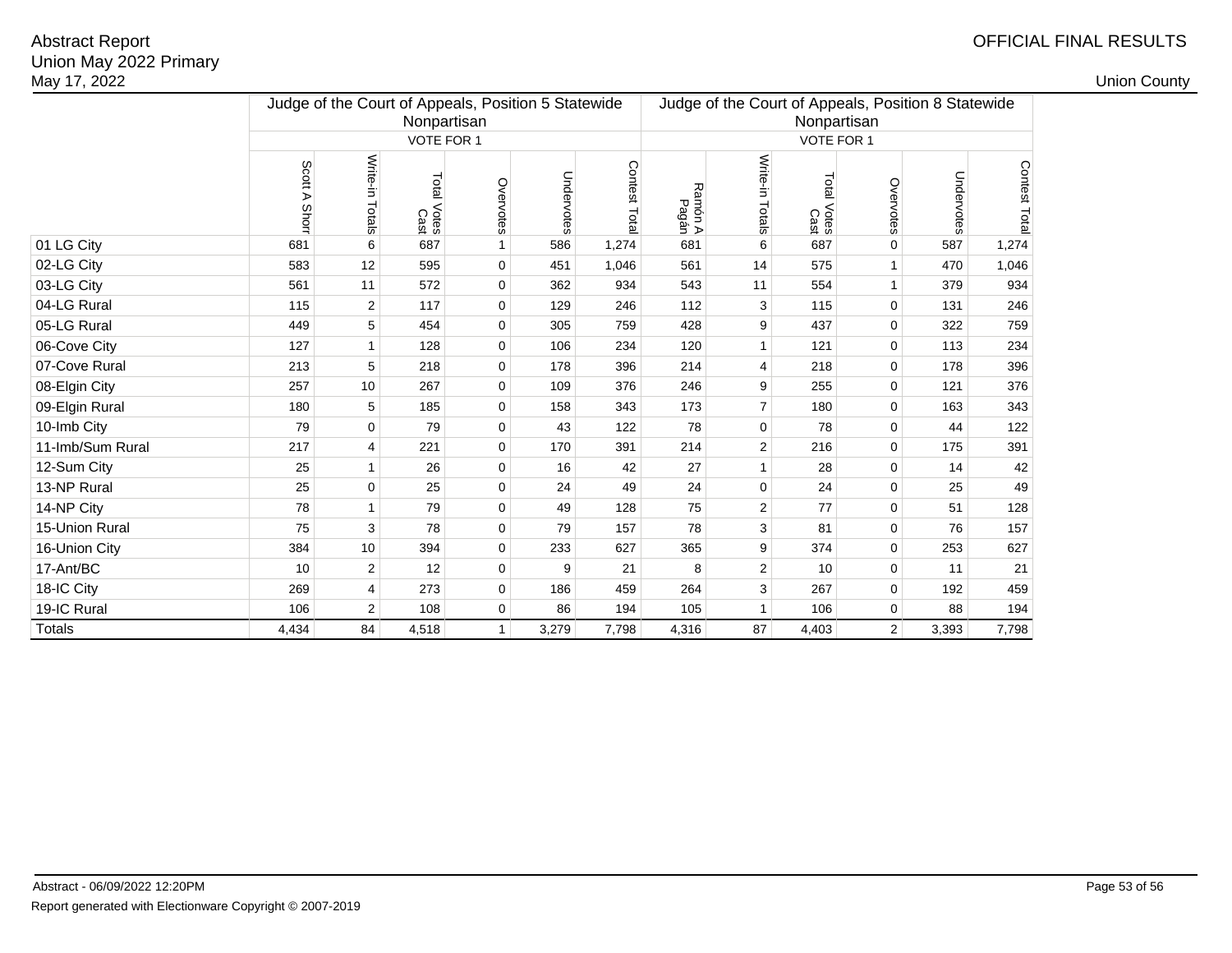Abstract Report
Union May 2022 Primary
May 17, 2022

OFFICIAL FINAL RESULTS

Union County

| | Judge of the Court of Appeals, Position 5 Statewide Nonpartisan VOTE FOR 1 | | | | | | Judge of the Court of Appeals, Position 8 Statewide Nonpartisan VOTE FOR 1 | | | | | |
|---|---|---|---|---|---|---|---|---|---|---|---|---|
| | Scott A Shorr | Write-in Totals | Total Votes Cast | Overvotes | Undervotes | Contest Total | Ramón A Pagán | Write-in Totals | Total Votes Cast | Overvotes | Undervotes | Contest Total |
| 01 LG City | 681 | 6 | 687 | 1 | 586 | 1,274 | 681 | 6 | 687 | 0 | 587 | 1,274 |
| 02-LG City | 583 | 12 | 595 | 0 | 451 | 1,046 | 561 | 14 | 575 | 1 | 470 | 1,046 |
| 03-LG City | 561 | 11 | 572 | 0 | 362 | 934 | 543 | 11 | 554 | 1 | 379 | 934 |
| 04-LG Rural | 115 | 2 | 117 | 0 | 129 | 246 | 112 | 3 | 115 | 0 | 131 | 246 |
| 05-LG Rural | 449 | 5 | 454 | 0 | 305 | 759 | 428 | 9 | 437 | 0 | 322 | 759 |
| 06-Cove City | 127 | 1 | 128 | 0 | 106 | 234 | 120 | 1 | 121 | 0 | 113 | 234 |
| 07-Cove Rural | 213 | 5 | 218 | 0 | 178 | 396 | 214 | 4 | 218 | 0 | 178 | 396 |
| 08-Elgin City | 257 | 10 | 267 | 0 | 109 | 376 | 246 | 9 | 255 | 0 | 121 | 376 |
| 09-Elgin Rural | 180 | 5 | 185 | 0 | 158 | 343 | 173 | 7 | 180 | 0 | 163 | 343 |
| 10-Imb City | 79 | 0 | 79 | 0 | 43 | 122 | 78 | 0 | 78 | 0 | 44 | 122 |
| 11-Imb/Sum Rural | 217 | 4 | 221 | 0 | 170 | 391 | 214 | 2 | 216 | 0 | 175 | 391 |
| 12-Sum City | 25 | 1 | 26 | 0 | 16 | 42 | 27 | 1 | 28 | 0 | 14 | 42 |
| 13-NP Rural | 25 | 0 | 25 | 0 | 24 | 49 | 24 | 0 | 24 | 0 | 25 | 49 |
| 14-NP City | 78 | 1 | 79 | 0 | 49 | 128 | 75 | 2 | 77 | 0 | 51 | 128 |
| 15-Union Rural | 75 | 3 | 78 | 0 | 79 | 157 | 78 | 3 | 81 | 0 | 76 | 157 |
| 16-Union City | 384 | 10 | 394 | 0 | 233 | 627 | 365 | 9 | 374 | 0 | 253 | 627 |
| 17-Ant/BC | 10 | 2 | 12 | 0 | 9 | 21 | 8 | 2 | 10 | 0 | 11 | 21 |
| 18-IC City | 269 | 4 | 273 | 0 | 186 | 459 | 264 | 3 | 267 | 0 | 192 | 459 |
| 19-IC Rural | 106 | 2 | 108 | 0 | 86 | 194 | 105 | 1 | 106 | 0 | 88 | 194 |
| Totals | 4,434 | 84 | 4,518 | 1 | 3,279 | 7,798 | 4,316 | 87 | 4,403 | 2 | 3,393 | 7,798 |

Abstract - 06/09/2022 12:20PM

Report generated with Electionware Copyright © 2007-2019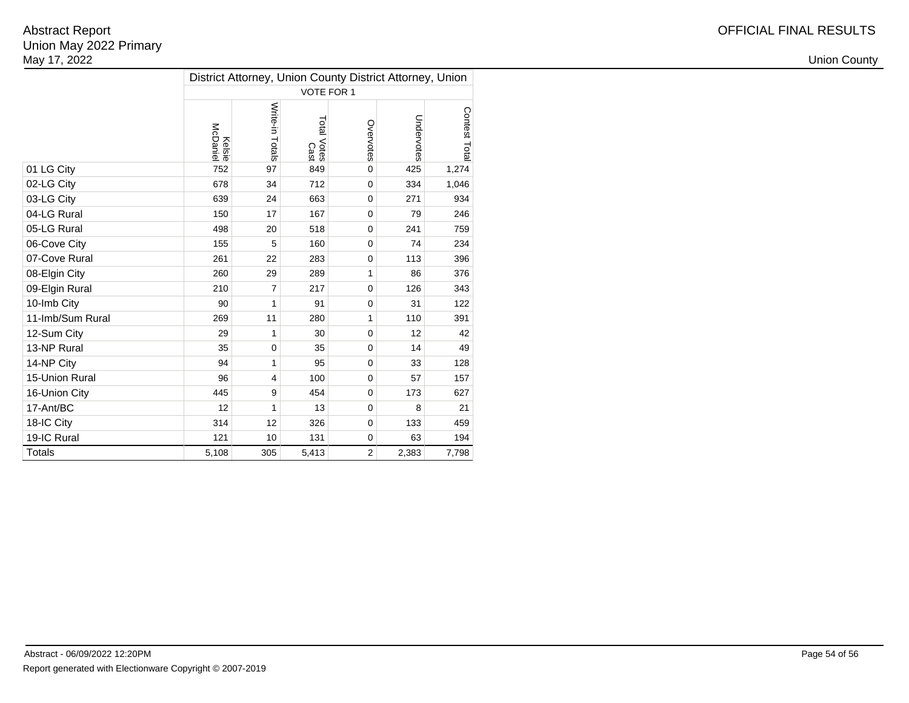Abstract Report
Union May 2022 Primary
May 17, 2022

OFFICIAL FINAL RESULTS

Union County

| | District Attorney, Union County District Attorney, Union | | | | | |
|---|---|---|---|---|---|---|
| | VOTE FOR 1 | | | | | |
| | Kelsie McDaniel | Write-in Totals | Total Votes Cast | Overvotes | Undervotes | Contest Total |
| 01 LG City | 752 | 97 | 849 | 0 | 425 | 1,274 |
| 02-LG City | 678 | 34 | 712 | 0 | 334 | 1,046 |
| 03-LG City | 639 | 24 | 663 | 0 | 271 | 934 |
| 04-LG Rural | 150 | 17 | 167 | 0 | 79 | 246 |
| 05-LG Rural | 498 | 20 | 518 | 0 | 241 | 759 |
| 06-Cove City | 155 | 5 | 160 | 0 | 74 | 234 |
| 07-Cove Rural | 261 | 22 | 283 | 0 | 113 | 396 |
| 08-Elgin City | 260 | 29 | 289 | 1 | 86 | 376 |
| 09-Elgin Rural | 210 | 7 | 217 | 0 | 126 | 343 |
| 10-Imb City | 90 | 1 | 91 | 0 | 31 | 122 |
| 11-Imb/Sum Rural | 269 | 11 | 280 | 1 | 110 | 391 |
| 12-Sum City | 29 | 1 | 30 | 0 | 12 | 42 |
| 13-NP Rural | 35 | 0 | 35 | 0 | 14 | 49 |
| 14-NP City | 94 | 1 | 95 | 0 | 33 | 128 |
| 15-Union Rural | 96 | 4 | 100 | 0 | 57 | 157 |
| 16-Union City | 445 | 9 | 454 | 0 | 173 | 627 |
| 17-Ant/BC | 12 | 1 | 13 | 0 | 8 | 21 |
| 18-IC City | 314 | 12 | 326 | 0 | 133 | 459 |
| 19-IC Rural | 121 | 10 | 131 | 0 | 63 | 194 |
| Totals | 5,108 | 305 | 5,413 | 2 | 2,383 | 7,798 |

Abstract - 06/09/2022 12:20PM

Report generated with Electionware Copyright © 2007-2019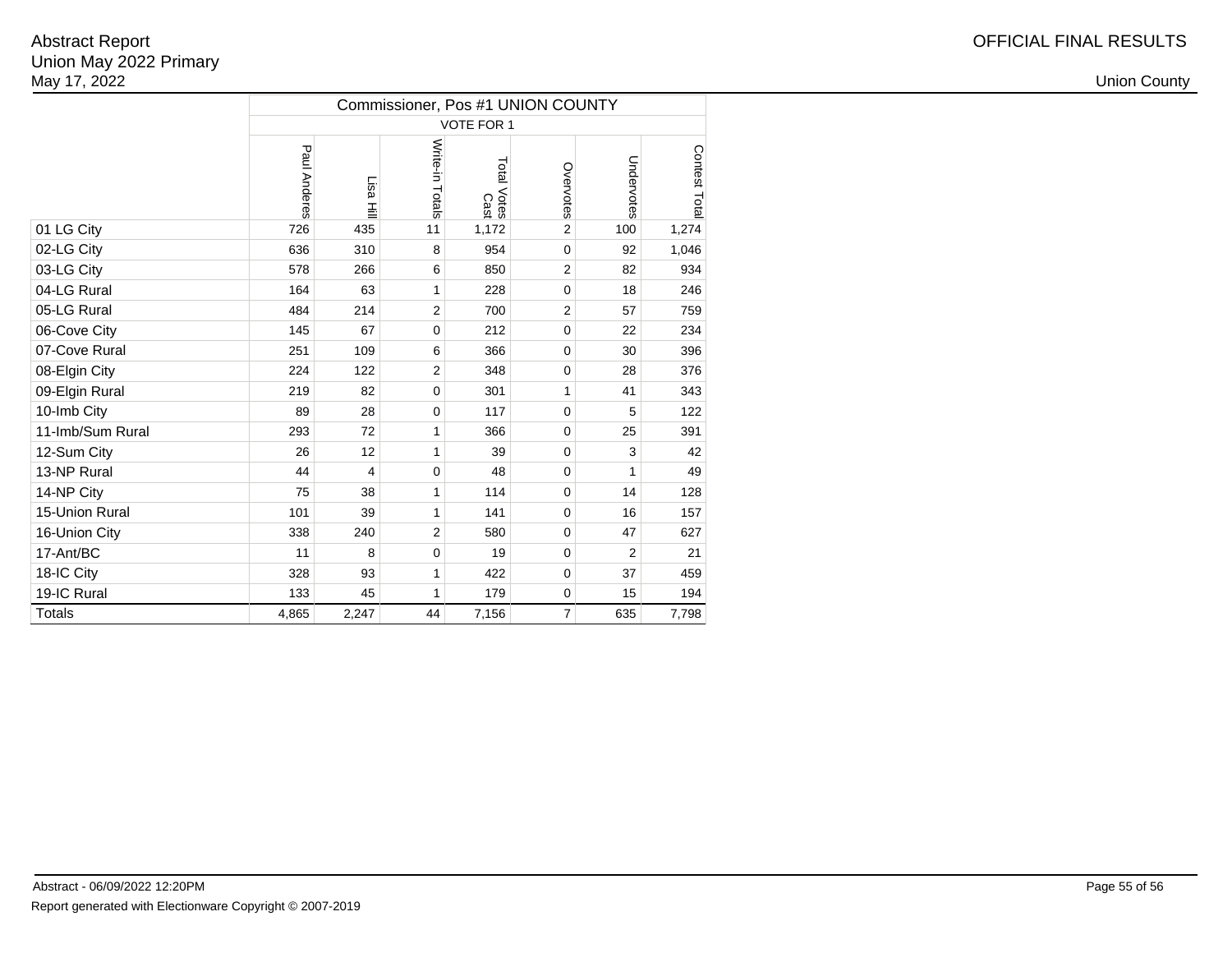Abstract Report
Union May 2022 Primary
May 17, 2022

OFFICIAL FINAL RESULTS

Union County

| | Commissioner, Pos #1 UNION COUNTY | | | | | | |
|---|---|---|---|---|---|---|---|
| | VOTE FOR 1 | | | | | | |
| | Paul Anderes | Lisa Hill | Write-in Totals | Total Votes Cast | Overvotes | Undervotes | Contest Total |
| 01 LG City | 726 | 435 | 11 | 1,172 | 2 | 100 | 1,274 |
| 02-LG City | 636 | 310 | 8 | 954 | 0 | 92 | 1,046 |
| 03-LG City | 578 | 266 | 6 | 850 | 2 | 82 | 934 |
| 04-LG Rural | 164 | 63 | 1 | 228 | 0 | 18 | 246 |
| 05-LG Rural | 484 | 214 | 2 | 700 | 2 | 57 | 759 |
| 06-Cove City | 145 | 67 | 0 | 212 | 0 | 22 | 234 |
| 07-Cove Rural | 251 | 109 | 6 | 366 | 0 | 30 | 396 |
| 08-Elgin City | 224 | 122 | 2 | 348 | 0 | 28 | 376 |
| 09-Elgin Rural | 219 | 82 | 0 | 301 | 1 | 41 | 343 |
| 10-Imb City | 89 | 28 | 0 | 117 | 0 | 5 | 122 |
| 11-Imb/Sum Rural | 293 | 72 | 1 | 366 | 0 | 25 | 391 |
| 12-Sum City | 26 | 12 | 1 | 39 | 0 | 3 | 42 |
| 13-NP Rural | 44 | 4 | 0 | 48 | 0 | 1 | 49 |
| 14-NP City | 75 | 38 | 1 | 114 | 0 | 14 | 128 |
| 15-Union Rural | 101 | 39 | 1 | 141 | 0 | 16 | 157 |
| 16-Union City | 338 | 240 | 2 | 580 | 0 | 47 | 627 |
| 17-Ant/BC | 11 | 8 | 0 | 19 | 0 | 2 | 21 |
| 18-IC City | 328 | 93 | 1 | 422 | 0 | 37 | 459 |
| 19-IC Rural | 133 | 45 | 1 | 179 | 0 | 15 | 194 |
| Totals | 4,865 | 2,247 | 44 | 7,156 | 7 | 635 | 7,798 |

Abstract - 06/09/2022 12:20PM

Report generated with Electionware Copyright © 2007-2019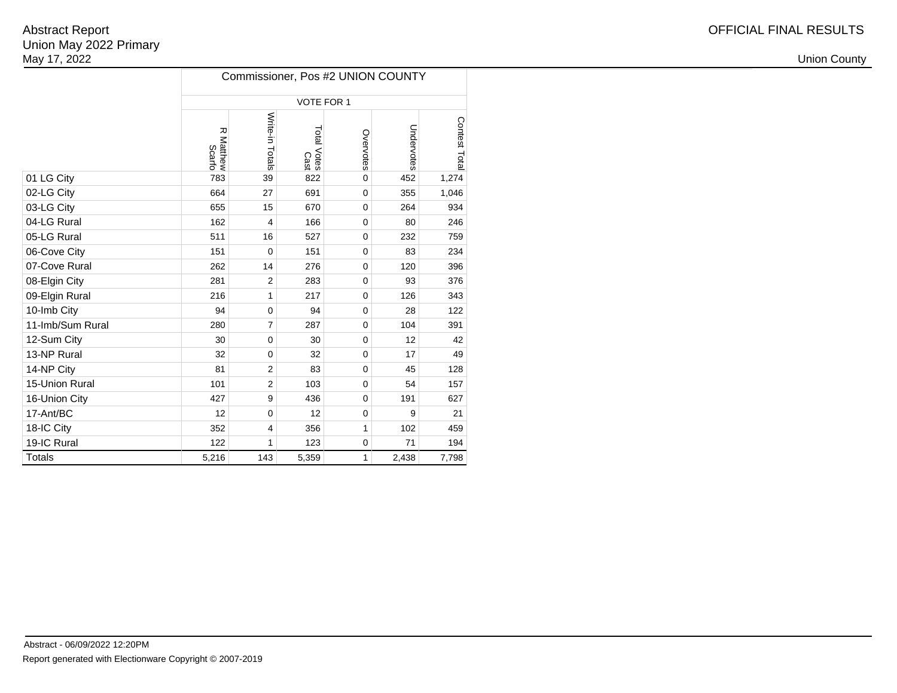Abstract Report
Union May 2022 Primary
May 17, 2022

OFFICIAL FINAL RESULTS

Union County

| | Commissioner, Pos #2 UNION COUNTY | | | | | |
|---|---|---|---|---|---|---|
| | VOTE FOR 1 | | | | | |
| | R Matthew Scarfo | Write-in Totals | Total Votes Cast | Overvotes | Undervotes | Contest Total |
| 01 LG City | 783 | 39 | 822 | 0 | 452 | 1,274 |
| 02-LG City | 664 | 27 | 691 | 0 | 355 | 1,046 |
| 03-LG City | 655 | 15 | 670 | 0 | 264 | 934 |
| 04-LG Rural | 162 | 4 | 166 | 0 | 80 | 246 |
| 05-LG Rural | 511 | 16 | 527 | 0 | 232 | 759 |
| 06-Cove City | 151 | 0 | 151 | 0 | 83 | 234 |
| 07-Cove Rural | 262 | 14 | 276 | 0 | 120 | 396 |
| 08-Elgin City | 281 | 2 | 283 | 0 | 93 | 376 |
| 09-Elgin Rural | 216 | 1 | 217 | 0 | 126 | 343 |
| 10-Imb City | 94 | 0 | 94 | 0 | 28 | 122 |
| 11-Imb/Sum Rural | 280 | 7 | 287 | 0 | 104 | 391 |
| 12-Sum City | 30 | 0 | 30 | 0 | 12 | 42 |
| 13-NP Rural | 32 | 0 | 32 | 0 | 17 | 49 |
| 14-NP City | 81 | 2 | 83 | 0 | 45 | 128 |
| 15-Union Rural | 101 | 2 | 103 | 0 | 54 | 157 |
| 16-Union City | 427 | 9 | 436 | 0 | 191 | 627 |
| 17-Ant/BC | 12 | 0 | 12 | 0 | 9 | 21 |
| 18-IC City | 352 | 4 | 356 | 1 | 102 | 459 |
| 19-IC Rural | 122 | 1 | 123 | 0 | 71 | 194 |
| Totals | 5,216 | 143 | 5,359 | 1 | 2,438 | 7,798 |

Abstract - 06/09/2022 12:20PM

Report generated with Electionware Copyright © 2007-2019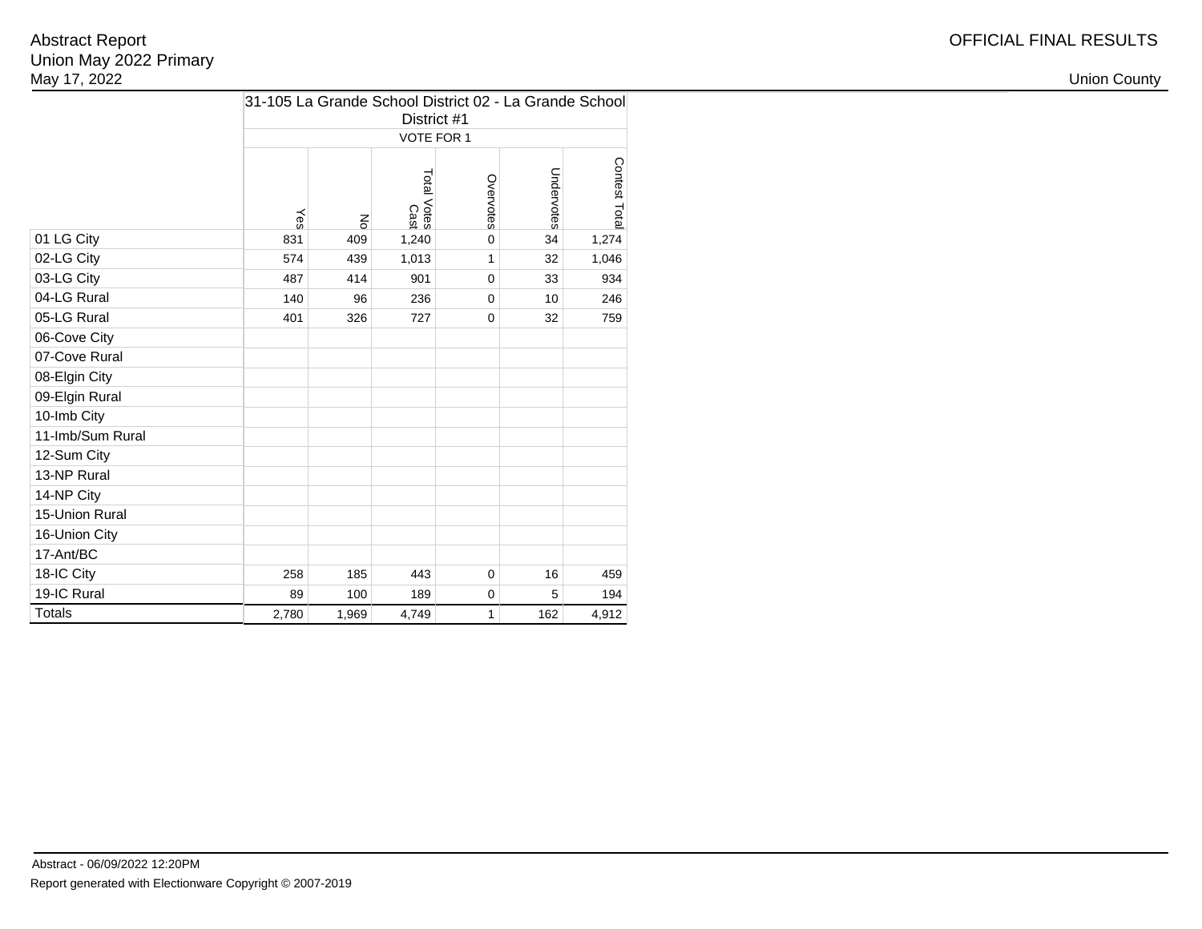Abstract Report
Union May 2022 Primary
May 17, 2022

OFFICIAL FINAL RESULTS

Union County

| | 31-105 La Grande School District 02 - La Grande School District #1 | | | | | |
|---|---|---|---|---|---|---|
| | VOTE FOR 1 | | | | | |
| | Yes | No | Total Votes Cast | Overvotes | Undervotes | Contest Total |
| 01 LG City | 831 | 409 | 1,240 | 0 | 34 | 1,274 |
| 02-LG City | 574 | 439 | 1,013 | 1 | 32 | 1,046 |
| 03-LG City | 487 | 414 | 901 | 0 | 33 | 934 |
| 04-LG Rural | 140 | 96 | 236 | 0 | 10 | 246 |
| 05-LG Rural | 401 | 326 | 727 | 0 | 32 | 759 |
| 06-Cove City | | | | | | |
| 07-Cove Rural | | | | | | |
| 08-Elgin City | | | | | | |
| 09-Elgin Rural | | | | | | |
| 10-Imb City | | | | | | |
| 11-Imb/Sum Rural | | | | | | |
| 12-Sum City | | | | | | |
| 13-NP Rural | | | | | | |
| 14-NP City | | | | | | |
| 15-Union Rural | | | | | | |
| 16-Union City | | | | | | |
| 17-Ant/BC | | | | | | |
| 18-IC City | 258 | 185 | 443 | 0 | 16 | 459 |
| 19-IC Rural | 89 | 100 | 189 | 0 | 5 | 194 |
| Totals | 2,780 | 1,969 | 4,749 | 1 | 162 | 4,912 |

Abstract - 06/09/2022 12:20PM

Report generated with Electionware Copyright © 2007-2019